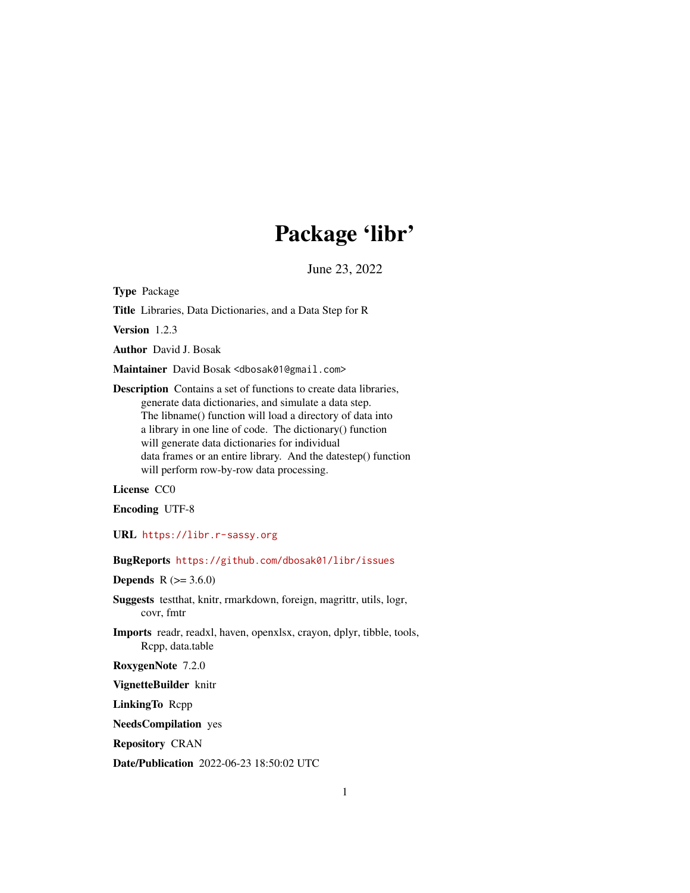# Package 'libr'

June 23, 2022

**Type** Package

**Title** Libraries, Data Dictionaries, and a Data Step for R

**Version** 1.2.3

**Author** David J. Bosak

**Maintainer** David Bosak <dbosak01@gmail.com>

**Description** Contains a set of functions to create data libraries, generate data dictionaries, and simulate a data step. The libname() function will load a directory of data into a library in one line of code. The dictionary() function will generate data dictionaries for individual data frames or an entire library. And the datestep() function will perform row-by-row data processing.

**License** CC0

**Encoding** UTF-8

**URL** https://libr.r-sassy.org

**BugReports** https://github.com/dbosak01/libr/issues

**Depends** R (>= 3.6.0)

**Suggests** testthat, knitr, rmarkdown, foreign, magrittr, utils, logr, covr, fmtr

**Imports** readr, readxl, haven, openxlsx, crayon, dplyr, tibble, tools, Rcpp, data.table

**RoxygenNote** 7.2.0

**VignetteBuilder** knitr

**LinkingTo** Rcpp

**NeedsCompilation** yes

**Repository** CRAN

**Date/Publication** 2022-06-23 18:50:02 UTC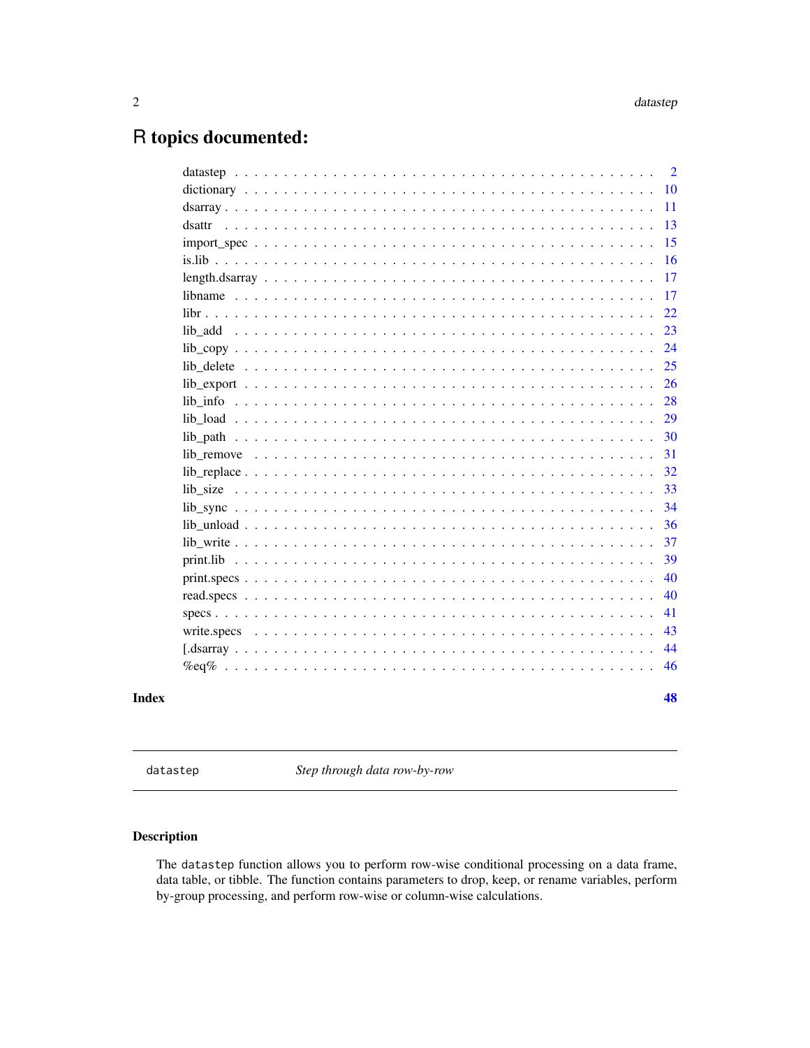# R topics documented:

| | |
|---|---|
| datastep | 2 |
| dictionary | 10 |
| dsarray | 11 |
| dsattr | 13 |
| import_spec | 15 |
| is.lib | 16 |
| length.dsarray | 17 |
| libname | 17 |
| libr | 22 |
| lib_add | 23 |
| lib_copy | 24 |
| lib_delete | 25 |
| lib_export | 26 |
| lib_info | 28 |
| lib_load | 29 |
| lib_path | 30 |
| lib_remove | 31 |
| lib_replace | 32 |
| lib_size | 33 |
| lib_sync | 34 |
| lib_unload | 36 |
| lib_write | 37 |
| print.lib | 39 |
| print.specs | 40 |
| read.specs | 40 |
| specs | 41 |
| write.specs | 43 |
| [.dsarray | 44 |
| %eq% | 46 |

**Index** **48**

---

`datastep` *Step through data row-by-row*

---

### Description

The `datastep` function allows you to perform row-wise conditional processing on a data frame, data table, or tibble. The function contains parameters to drop, keep, or rename variables, perform by-group processing, and perform row-wise or column-wise calculations.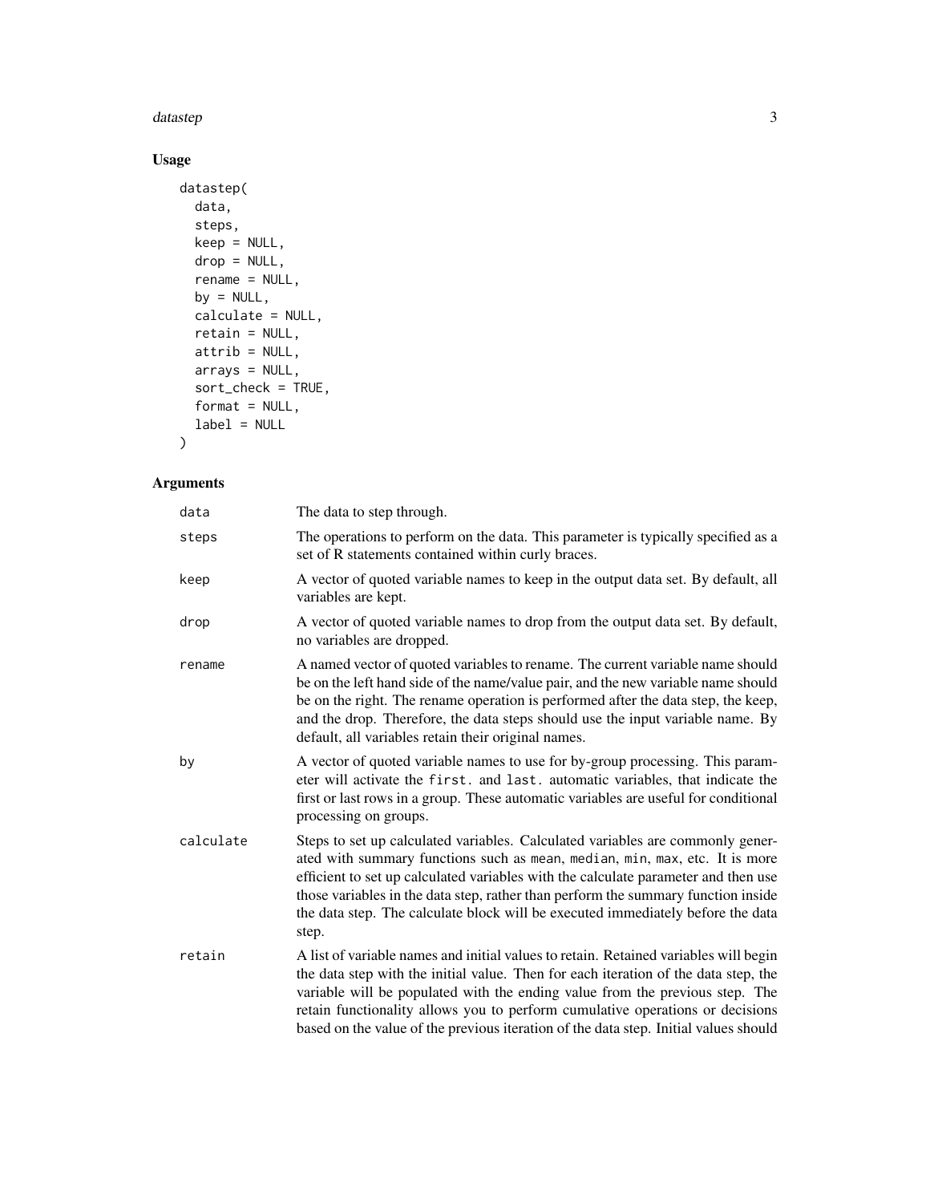## Usage

```
datastep(
  data,
  steps,
  keep = NULL,
  drop = NULL,
  rename = NULL,
  by = NULL,
  calculate = NULL,
  retain = NULL,
  attrib = NULL,
  arrays = NULL,
  sort_check = TRUE,
  format = NULL,
  label = NULL
)
```

## Arguments

| | |
|---|---|
| `data` | The data to step through. |
| `steps` | The operations to perform on the data. This parameter is typically specified as a set of R statements contained within curly braces. |
| `keep` | A vector of quoted variable names to keep in the output data set. By default, all variables are kept. |
| `drop` | A vector of quoted variable names to drop from the output data set. By default, no variables are dropped. |
| `rename` | A named vector of quoted variables to rename. The current variable name should be on the left hand side of the name/value pair, and the new variable name should be on the right. The rename operation is performed after the data step, the keep, and the drop. Therefore, the data steps should use the input variable name. By default, all variables retain their original names. |
| `by` | A vector of quoted variable names to use for by-group processing. This parameter will activate the `first.` and `last.` automatic variables, that indicate the first or last rows in a group. These automatic variables are useful for conditional processing on groups. |
| `calculate` | Steps to set up calculated variables. Calculated variables are commonly generated with summary functions such as `mean`, `median`, `min`, `max`, etc. It is more efficient to set up calculated variables with the calculate parameter and then use those variables in the data step, rather than perform the summary function inside the data step. The calculate block will be executed immediately before the data step. |
| `retain` | A list of variable names and initial values to retain. Retained variables will begin the data step with the initial value. Then for each iteration of the data step, the variable will be populated with the ending value from the previous step. The retain functionality allows you to perform cumulative operations or decisions based on the value of the previous iteration of the data step. Initial values should |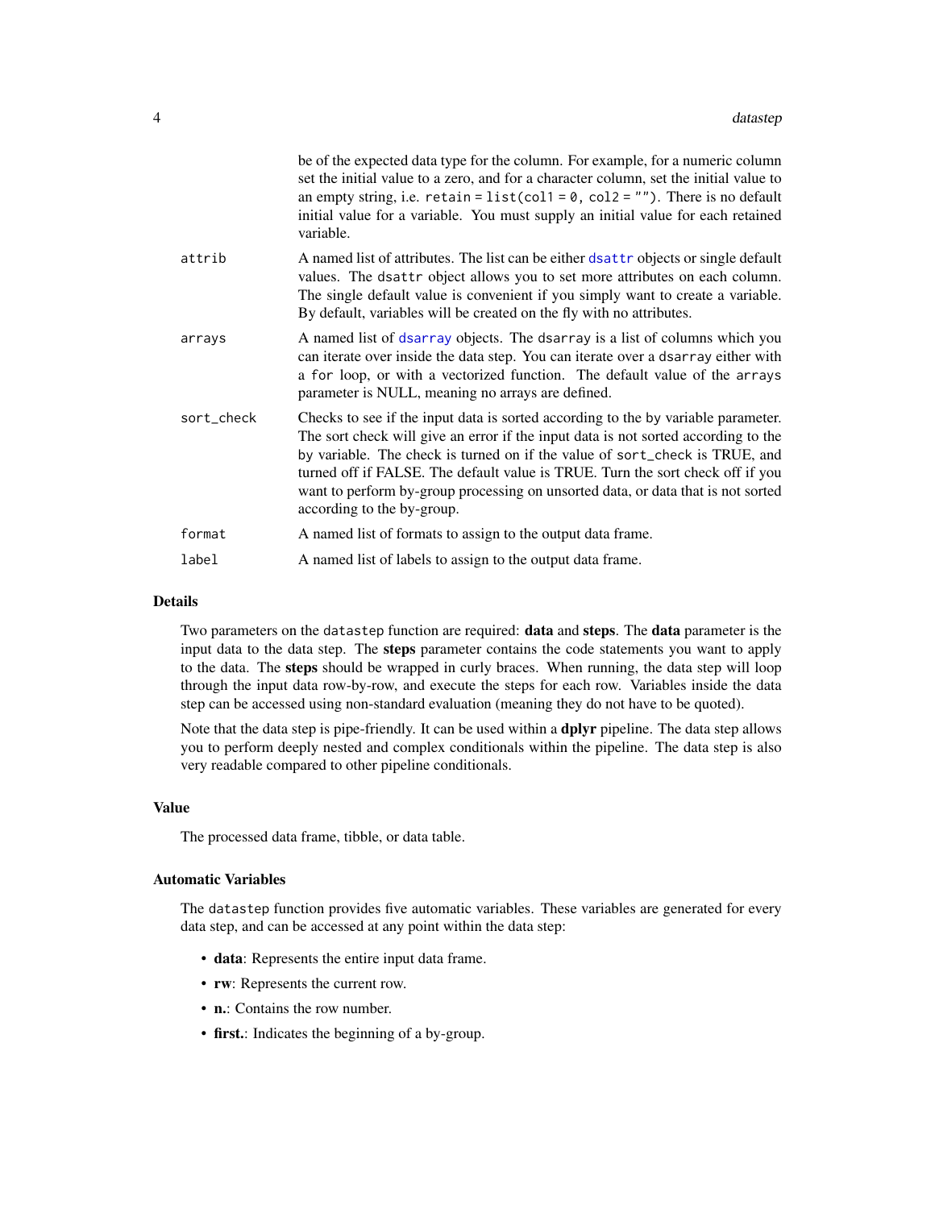be of the expected data type for the column. For example, for a numeric column set the initial value to a zero, and for a character column, set the initial value to an empty string, i.e. `retain = list(col1 = 0, col2 = "")`. There is no default initial value for a variable. You must supply an initial value for each retained variable.

| | |
|---|---|
| `attrib` | A named list of attributes. The list can be either `dsattr` objects or single default values. The `dsattr` object allows you to set more attributes on each column. The single default value is convenient if you simply want to create a variable. By default, variables will be created on the fly with no attributes. |
| `arrays` | A named list of `dsarray` objects. The `dsarray` is a list of columns which you can iterate over inside the data step. You can iterate over a `dsarray` either with a `for` loop, or with a vectorized function. The default value of the `arrays` parameter is NULL, meaning no arrays are defined. |
| `sort_check` | Checks to see if the input data is sorted according to the by variable parameter. The sort check will give an error if the input data is not sorted according to the by variable. The check is turned on if the value of `sort_check` is TRUE, and turned off if FALSE. The default value is TRUE. Turn the sort check off if you want to perform by-group processing on unsorted data, or data that is not sorted according to the by-group. |
| `format` | A named list of formats to assign to the output data frame. |
| `label` | A named list of labels to assign to the output data frame. |

### Details

Two parameters on the `datastep` function are required: **data** and **steps**. The **data** parameter is the input data to the data step. The **steps** parameter contains the code statements you want to apply to the data. The **steps** should be wrapped in curly braces. When running, the data step will loop through the input data row-by-row, and execute the steps for each row. Variables inside the data step can be accessed using non-standard evaluation (meaning they do not have to be quoted).

Note that the data step is pipe-friendly. It can be used within a **dplyr** pipeline. The data step allows you to perform deeply nested and complex conditionals within the pipeline. The data step is also very readable compared to other pipeline conditionals.

### Value

The processed data frame, tibble, or data table.

### Automatic Variables

The `datastep` function provides five automatic variables. These variables are generated for every data step, and can be accessed at any point within the data step:

- **data**: Represents the entire input data frame.
- **rw**: Represents the current row.
- **n.**: Contains the row number.
- **first.**: Indicates the beginning of a by-group.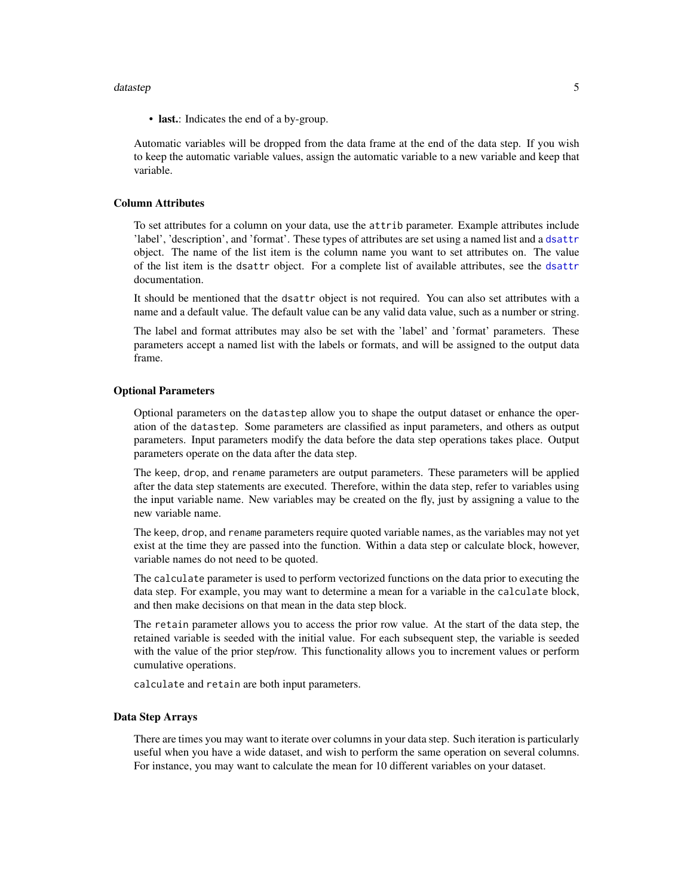- **last.**: Indicates the end of a by-group.

Automatic variables will be dropped from the data frame at the end of the data step. If you wish to keep the automatic variable values, assign the automatic variable to a new variable and keep that variable.

### Column Attributes

To set attributes for a column on your data, use the `attrib` parameter. Example attributes include 'label', 'description', and 'format'. These types of attributes are set using a named list and a `dsattr` object. The name of the list item is the column name you want to set attributes on. The value of the list item is the `dsattr` object. For a complete list of available attributes, see the `dsattr` documentation.

It should be mentioned that the `dsattr` object is not required. You can also set attributes with a name and a default value. The default value can be any valid data value, such as a number or string.

The label and format attributes may also be set with the 'label' and 'format' parameters. These parameters accept a named list with the labels or formats, and will be assigned to the output data frame.

### Optional Parameters

Optional parameters on the `datastep` allow you to shape the output dataset or enhance the operation of the `datastep`. Some parameters are classified as input parameters, and others as output parameters. Input parameters modify the data before the data step operations takes place. Output parameters operate on the data after the data step.

The `keep`, `drop`, and `rename` parameters are output parameters. These parameters will be applied after the data step statements are executed. Therefore, within the data step, refer to variables using the input variable name. New variables may be created on the fly, just by assigning a value to the new variable name.

The `keep`, `drop`, and `rename` parameters require quoted variable names, as the variables may not yet exist at the time they are passed into the function. Within a data step or calculate block, however, variable names do not need to be quoted.

The `calculate` parameter is used to perform vectorized functions on the data prior to executing the data step. For example, you may want to determine a mean for a variable in the `calculate` block, and then make decisions on that mean in the data step block.

The `retain` parameter allows you to access the prior row value. At the start of the data step, the retained variable is seeded with the initial value. For each subsequent step, the variable is seeded with the value of the prior step/row. This functionality allows you to increment values or perform cumulative operations.

`calculate` and `retain` are both input parameters.

### Data Step Arrays

There are times you may want to iterate over columns in your data step. Such iteration is particularly useful when you have a wide dataset, and wish to perform the same operation on several columns. For instance, you may want to calculate the mean for 10 different variables on your dataset.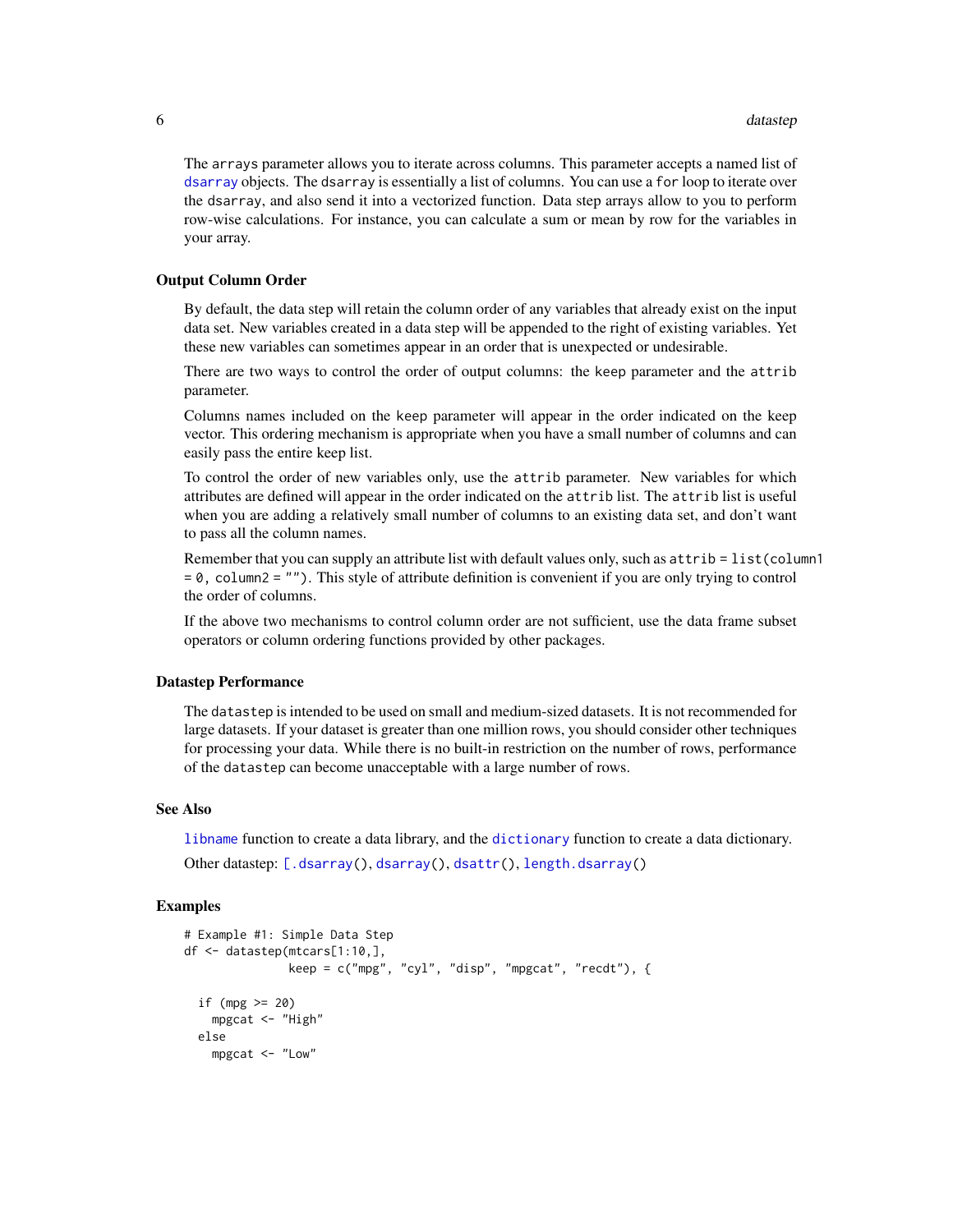The `arrays` parameter allows you to iterate across columns. This parameter accepts a named list of `dsarray` objects. The `dsarray` is essentially a list of columns. You can use a `for` loop to iterate over the `dsarray`, and also send it into a vectorized function. Data step arrays allow to you to perform row-wise calculations. For instance, you can calculate a sum or mean by row for the variables in your array.

### Output Column Order

By default, the data step will retain the column order of any variables that already exist on the input data set. New variables created in a data step will be appended to the right of existing variables. Yet these new variables can sometimes appear in an order that is unexpected or undesirable.

There are two ways to control the order of output columns: the `keep` parameter and the `attrib` parameter.

Columns names included on the `keep` parameter will appear in the order indicated on the keep vector. This ordering mechanism is appropriate when you have a small number of columns and can easily pass the entire keep list.

To control the order of new variables only, use the `attrib` parameter. New variables for which attributes are defined will appear in the order indicated on the `attrib` list. The `attrib` list is useful when you are adding a relatively small number of columns to an existing data set, and don't want to pass all the column names.

Remember that you can supply an attribute list with default values only, such as `attrib = list(column1 = 0, column2 = "")`. This style of attribute definition is convenient if you are only trying to control the order of columns.

If the above two mechanisms to control column order are not sufficient, use the data frame subset operators or column ordering functions provided by other packages.

### Datastep Performance

The `datastep` is intended to be used on small and medium-sized datasets. It is not recommended for large datasets. If your dataset is greater than one million rows, you should consider other techniques for processing your data. While there is no built-in restriction on the number of rows, performance of the `datastep` can become unacceptable with a large number of rows.

### See Also

`libname` function to create a data library, and the `dictionary` function to create a data dictionary.

Other datastep: `[.dsarray()`, `dsarray()`, `dsattr()`, `length.dsarray()`

### Examples

```
# Example #1: Simple Data Step
df <- datastep(mtcars[1:10,],
               keep = c("mpg", "cyl", "disp", "mpgcat", "recdt"), {

  if (mpg >= 20)
    mpgcat <- "High"
  else
    mpgcat <- "Low"
```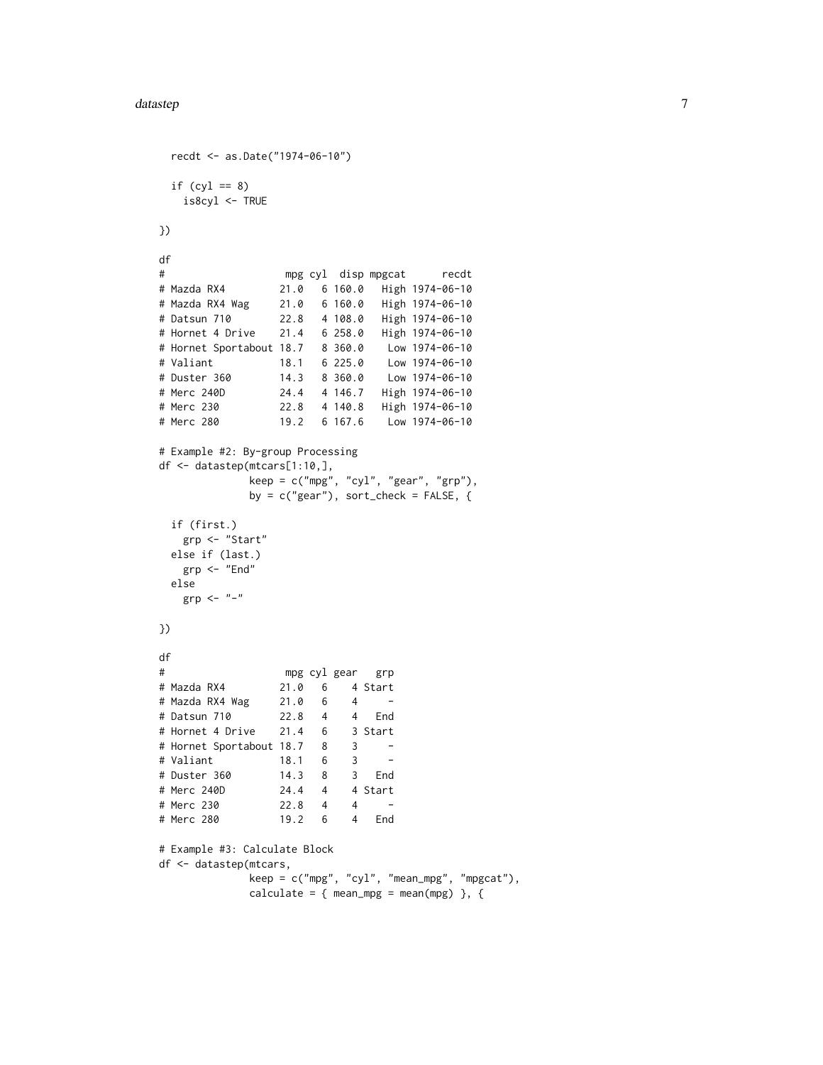```
  recdt <- as.Date("1974-06-10")

  if (cyl == 8)
    is8cyl <- TRUE

})

df
#                    mpg cyl  disp mpgcat      recdt
# Mazda RX4         21.0   6 160.0   High 1974-06-10
# Mazda RX4 Wag     21.0   6 160.0   High 1974-06-10
# Datsun 710        22.8   4 108.0   High 1974-06-10
# Hornet 4 Drive    21.4   6 258.0   High 1974-06-10
# Hornet Sportabout 18.7   8 360.0    Low 1974-06-10
# Valiant           18.1   6 225.0    Low 1974-06-10
# Duster 360        14.3   8 360.0    Low 1974-06-10
# Merc 240D         24.4   4 146.7   High 1974-06-10
# Merc 230          22.8   4 140.8   High 1974-06-10
# Merc 280          19.2   6 167.6    Low 1974-06-10

# Example #2: By-group Processing
df <- datastep(mtcars[1:10,],
               keep = c("mpg", "cyl", "gear", "grp"),
               by = c("gear"), sort_check = FALSE, {

  if (first.)
    grp <- "Start"
  else if (last.)
    grp <- "End"
  else
    grp <- "-"

})

df
#                    mpg cyl gear   grp
# Mazda RX4         21.0   6    4 Start
# Mazda RX4 Wag     21.0   6    4     -
# Datsun 710        22.8   4    4   End
# Hornet 4 Drive    21.4   6    3 Start
# Hornet Sportabout 18.7   8    3     -
# Valiant           18.1   6    3     -
# Duster 360        14.3   8    3   End
# Merc 240D         24.4   4    4 Start
# Merc 230          22.8   4    4     -
# Merc 280          19.2   6    4   End

# Example #3: Calculate Block
df <- datastep(mtcars,
               keep = c("mpg", "cyl", "mean_mpg", "mpgcat"),
               calculate = { mean_mpg = mean(mpg) }, {
```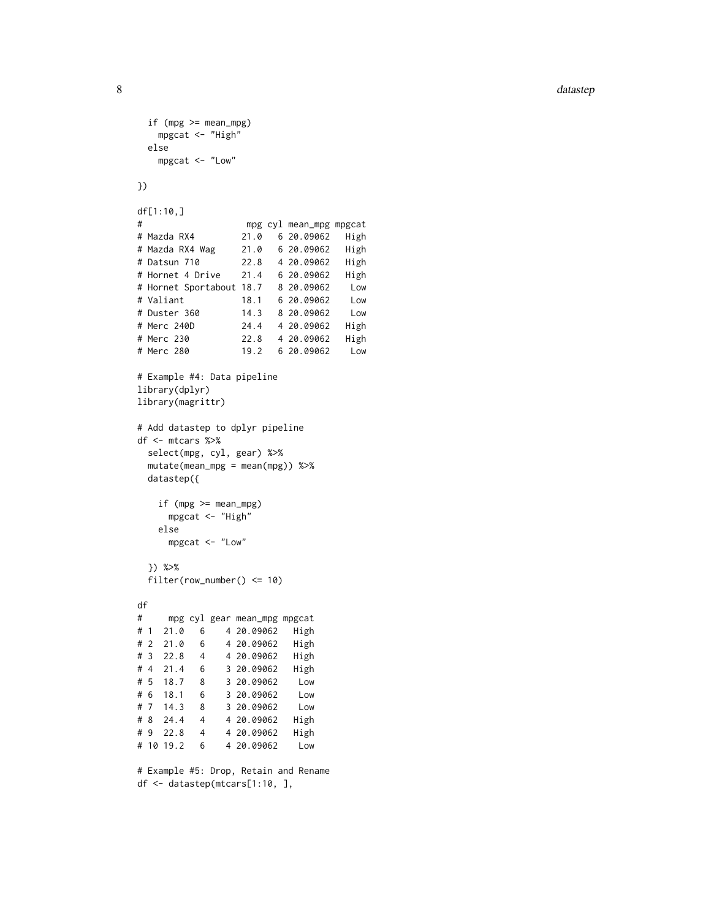```
  if (mpg >= mean_mpg)
    mpgcat <- "High"
  else
    mpgcat <- "Low"

})

df[1:10,]
#                    mpg cyl mean_mpg mpgcat
# Mazda RX4         21.0   6 20.09062   High
# Mazda RX4 Wag     21.0   6 20.09062   High
# Datsun 710        22.8   4 20.09062   High
# Hornet 4 Drive    21.4   6 20.09062   High
# Hornet Sportabout 18.7   8 20.09062    Low
# Valiant           18.1   6 20.09062    Low
# Duster 360        14.3   8 20.09062    Low
# Merc 240D         24.4   4 20.09062   High
# Merc 230          22.8   4 20.09062   High
# Merc 280          19.2   6 20.09062    Low

# Example #4: Data pipeline
library(dplyr)
library(magrittr)

# Add datastep to dplyr pipeline
df <- mtcars %>%
  select(mpg, cyl, gear) %>%
  mutate(mean_mpg = mean(mpg)) %>%
  datastep({

    if (mpg >= mean_mpg)
      mpgcat <- "High"
    else
      mpgcat <- "Low"

  }) %>%
  filter(row_number() <= 10)

df
#     mpg cyl gear mean_mpg mpgcat
# 1  21.0   6    4 20.09062   High
# 2  21.0   6    4 20.09062   High
# 3  22.8   4    4 20.09062   High
# 4  21.4   6    3 20.09062   High
# 5  18.7   8    3 20.09062    Low
# 6  18.1   6    3 20.09062    Low
# 7  14.3   8    3 20.09062    Low
# 8  24.4   4    4 20.09062   High
# 9  22.8   4    4 20.09062   High
# 10 19.2   6    4 20.09062    Low

# Example #5: Drop, Retain and Rename
df <- datastep(mtcars[1:10, ],
```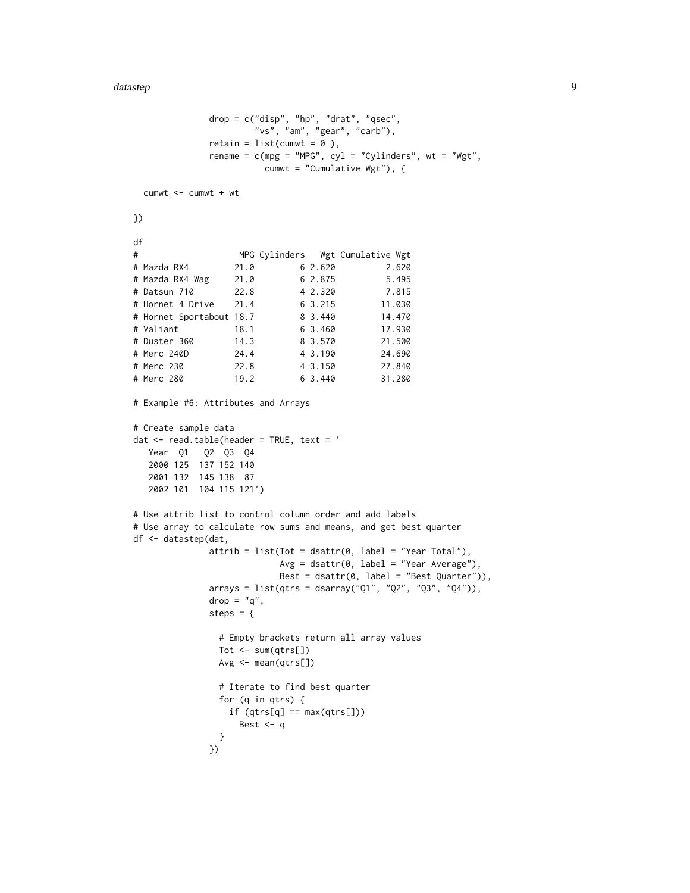```
              drop = c("disp", "hp", "drat", "qsec",
                       "vs", "am", "gear", "carb"),
              retain = list(cumwt = 0 ),
              rename = c(mpg = "MPG", cyl = "Cylinders", wt = "Wgt",
                         cumwt = "Cumulative Wgt"), {

  cumwt <- cumwt + wt

})

df
#                    MPG Cylinders   Wgt Cumulative Wgt
# Mazda RX4         21.0         6 2.620          2.620
# Mazda RX4 Wag     21.0         6 2.875          5.495
# Datsun 710        22.8         4 2.320          7.815
# Hornet 4 Drive    21.4         6 3.215         11.030
# Hornet Sportabout 18.7         8 3.440         14.470
# Valiant           18.1         6 3.460         17.930
# Duster 360        14.3         8 3.570         21.500
# Merc 240D         24.4         4 3.190         24.690
# Merc 230          22.8         4 3.150         27.840
# Merc 280          19.2         6 3.440         31.280

# Example #6: Attributes and Arrays

# Create sample data
dat <- read.table(header = TRUE, text = '
   Year  Q1   Q2  Q3  Q4
   2000 125  137 152 140
   2001 132  145 138  87
   2002 101  104 115 121')

# Use attrib list to control column order and add labels
# Use array to calculate row sums and means, and get best quarter
df <- datastep(dat,
              attrib = list(Tot = dsattr(0, label = "Year Total"),
                            Avg = dsattr(0, label = "Year Average"),
                            Best = dsattr(0, label = "Best Quarter")),
              arrays = list(qtrs = dsarray("Q1", "Q2", "Q3", "Q4")),
              drop = "q",
              steps = {

                # Empty brackets return all array values
                Tot <- sum(qtrs[])
                Avg <- mean(qtrs[])

                # Iterate to find best quarter
                for (q in qtrs) {
                  if (qtrs[q] == max(qtrs[]))
                    Best <- q
                }
              })
```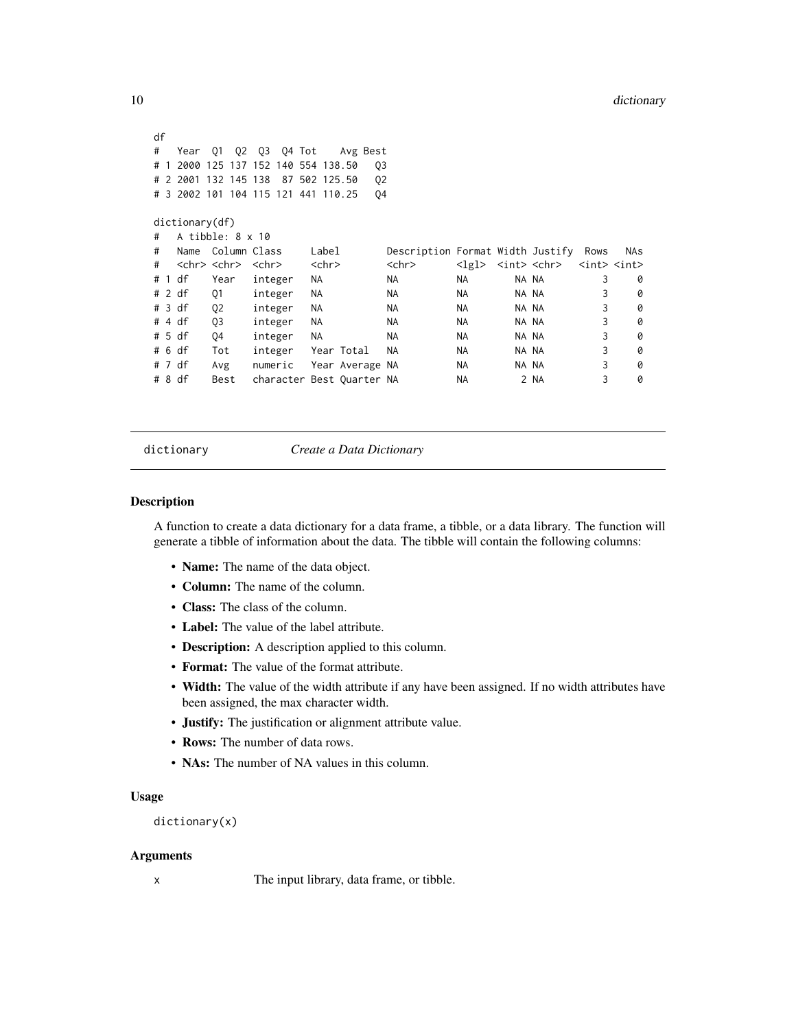```
df
#   Year  Q1  Q2  Q3  Q4 Tot    Avg Best
# 1 2000 125 137 152 140 554 138.50   Q3
# 2 2001 132 145 138  87 502 125.50   Q2
# 3 2002 101 104 115 121 441 110.25   Q4

dictionary(df)
#   A tibble: 8 x 10
#   Name  Column Class     Label        Description Format Width Justify  Rows   NAs
#   <chr> <chr>  <chr>     <chr>        <chr>       <lgl>  <int> <chr>   <int> <int>
# 1 df    Year   integer   NA           NA          NA        NA NA          3     0
# 2 df    Q1     integer   NA           NA          NA        NA NA          3     0
# 3 df    Q2     integer   NA           NA          NA        NA NA          3     0
# 4 df    Q3     integer   NA           NA          NA        NA NA          3     0
# 5 df    Q4     integer   NA           NA          NA        NA NA          3     0
# 6 df    Tot    integer   Year Total   NA          NA        NA NA          3     0
# 7 df    Avg    numeric   Year Average NA          NA        NA NA          3     0
# 8 df    Best   character Best Quarter NA          NA         2 NA          3     0
```

---

## dictionary — *Create a Data Dictionary*

### Description

A function to create a data dictionary for a data frame, a tibble, or a data library. The function will generate a tibble of information about the data. The tibble will contain the following columns:

- **Name:** The name of the data object.
- **Column:** The name of the column.
- **Class:** The class of the column.
- **Label:** The value of the label attribute.
- **Description:** A description applied to this column.
- **Format:** The value of the format attribute.
- **Width:** The value of the width attribute if any have been assigned. If no width attributes have been assigned, the max character width.
- **Justify:** The justification or alignment attribute value.
- **Rows:** The number of data rows.
- **NAs:** The number of NA values in this column.

### Usage

```
dictionary(x)
```

### Arguments

| | |
|---|---|
| x | The input library, data frame, or tibble. |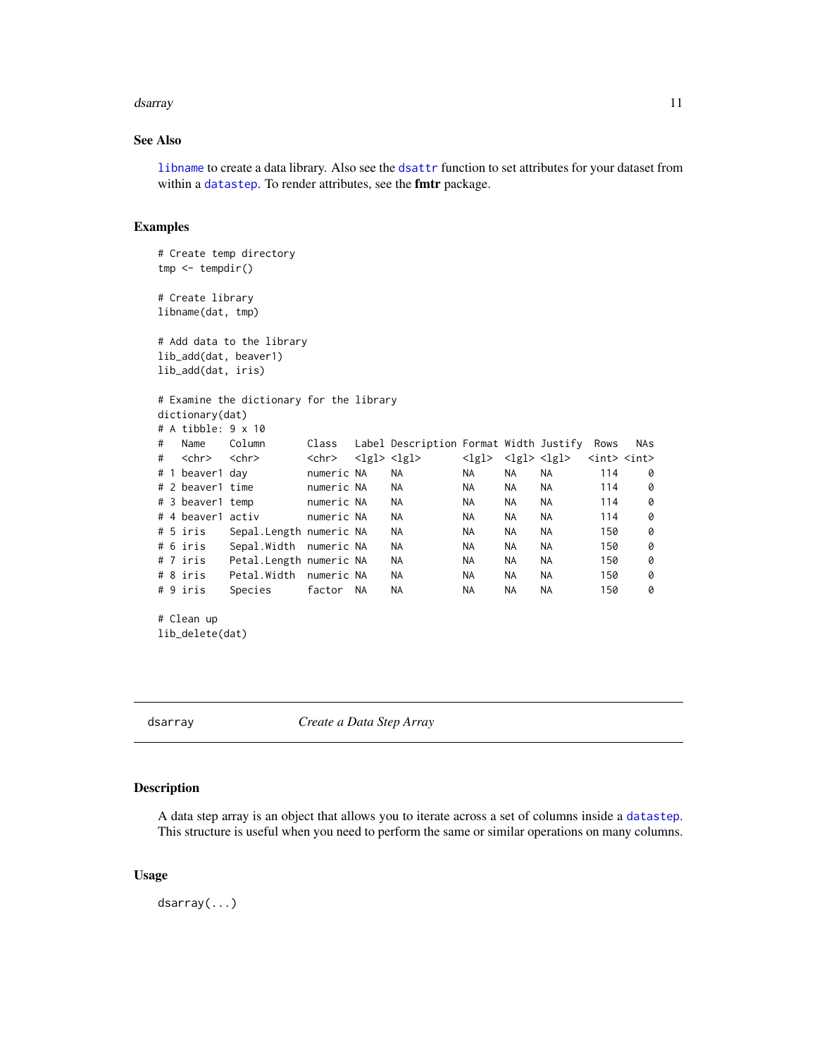### See Also

libname to create a data library. Also see the dsattr function to set attributes for your dataset from within a datastep. To render attributes, see the **fmtr** package.

### Examples

```
# Create temp directory
tmp <- tempdir()

# Create library
libname(dat, tmp)

# Add data to the library
lib_add(dat, beaver1)
lib_add(dat, iris)

# Examine the dictionary for the library
dictionary(dat)
# A tibble: 9 x 10
#   Name    Column       Class   Label Description Format Width Justify  Rows   NAs
#   <chr>   <chr>        <chr>   <lgl> <lgl>       <lgl>  <lgl> <lgl>   <int> <int>
# 1 beaver1 day          numeric NA    NA          NA     NA    NA        114     0
# 2 beaver1 time         numeric NA    NA          NA     NA    NA        114     0
# 3 beaver1 temp         numeric NA    NA          NA     NA    NA        114     0
# 4 beaver1 activ        numeric NA    NA          NA     NA    NA        114     0
# 5 iris    Sepal.Length numeric NA    NA          NA     NA    NA        150     0
# 6 iris    Sepal.Width  numeric NA    NA          NA     NA    NA        150     0
# 7 iris    Petal.Length numeric NA    NA          NA     NA    NA        150     0
# 8 iris    Petal.Width  numeric NA    NA          NA     NA    NA        150     0
# 9 iris    Species      factor  NA    NA          NA     NA    NA        150     0

# Clean up
lib_delete(dat)
```

---

## dsarray    *Create a Data Step Array*

---

### Description

A data step array is an object that allows you to iterate across a set of columns inside a datastep. This structure is useful when you need to perform the same or similar operations on many columns.

### Usage

```
dsarray(...)
```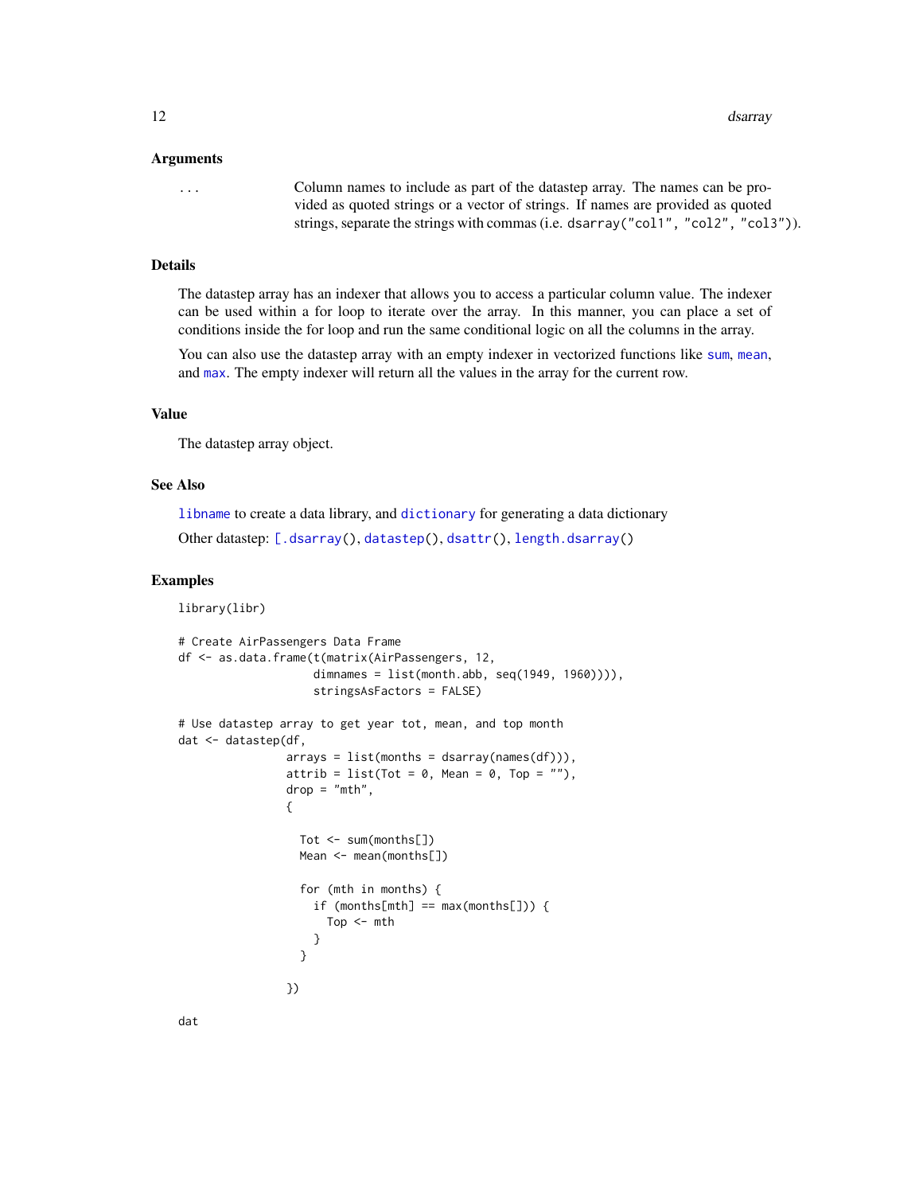### Arguments

`...` Column names to include as part of the datastep array. The names can be provided as quoted strings or a vector of strings. If names are provided as quoted strings, separate the strings with commas (i.e. `dsarray("col1", "col2", "col3")`).

### Details

The datastep array has an indexer that allows you to access a particular column value. The indexer can be used within a for loop to iterate over the array. In this manner, you can place a set of conditions inside the for loop and run the same conditional logic on all the columns in the array.

You can also use the datastep array with an empty indexer in vectorized functions like `sum`, `mean`, and `max`. The empty indexer will return all the values in the array for the current row.

### Value

The datastep array object.

### See Also

`libname` to create a data library, and `dictionary` for generating a data dictionary

Other datastep: `[.dsarray()`, `datastep()`, `dsattr()`, `length.dsarray()`

### Examples

```
library(libr)

# Create AirPassengers Data Frame
df <- as.data.frame(t(matrix(AirPassengers, 12,
                    dimnames = list(month.abb, seq(1949, 1960)))),
                    stringsAsFactors = FALSE)

# Use datastep array to get year tot, mean, and top month
dat <- datastep(df,
                arrays = list(months = dsarray(names(df))),
                attrib = list(Tot = 0, Mean = 0, Top = ""),
                drop = "mth",
                {

                  Tot <- sum(months[])
                  Mean <- mean(months[])

                  for (mth in months) {
                    if (months[mth] == max(months[])) {
                      Top <- mth
                    }
                  }

                })

dat
```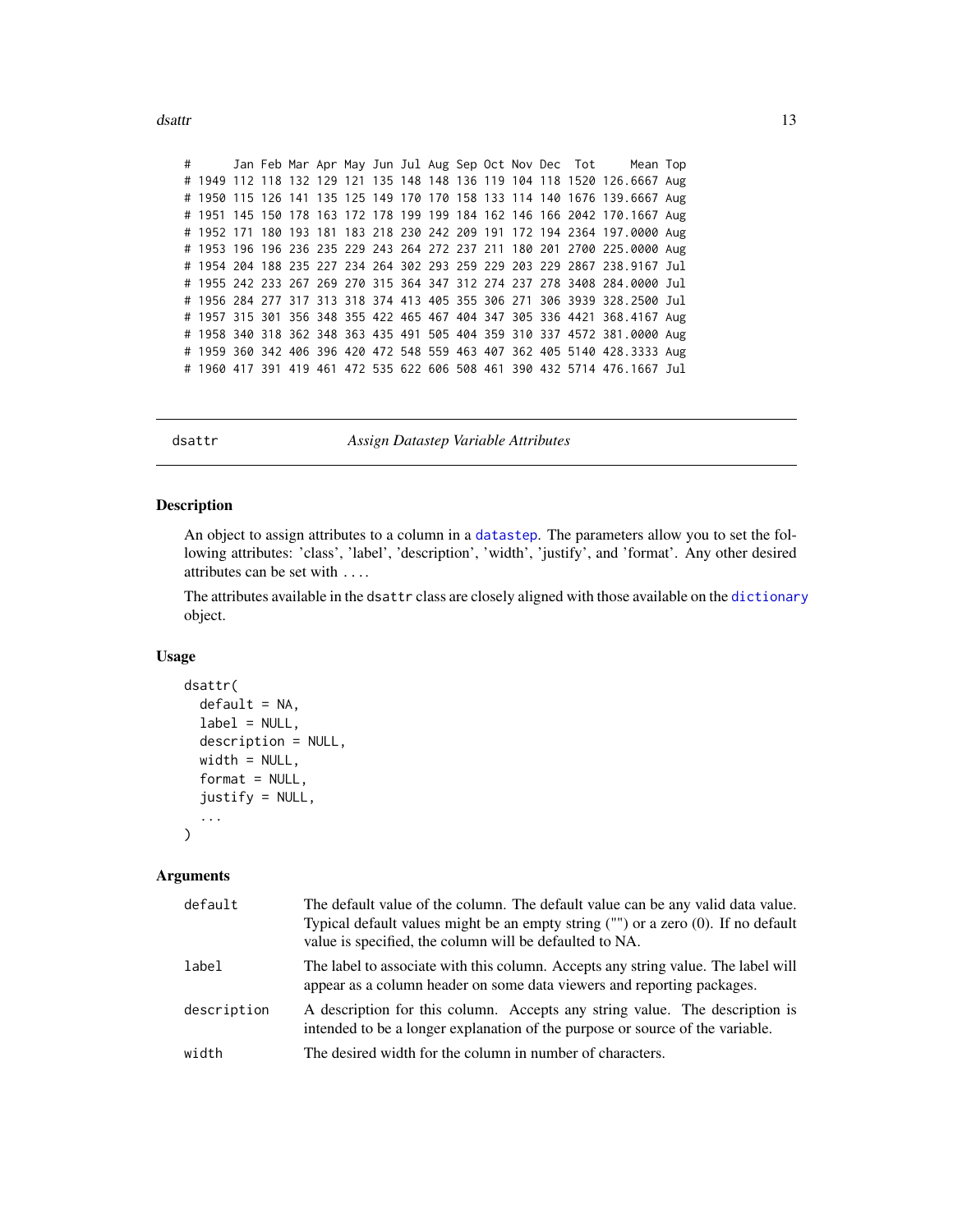```
#      Jan Feb Mar Apr May Jun Jul Aug Sep Oct Nov Dec  Tot     Mean Top
# 1949 112 118 132 129 121 135 148 148 136 119 104 118 1520 126.6667 Aug
# 1950 115 126 141 135 125 149 170 170 158 133 114 140 1676 139.6667 Aug
# 1951 145 150 178 163 172 178 199 199 184 162 146 166 2042 170.1667 Aug
# 1952 171 180 193 181 183 218 230 242 209 191 172 194 2364 197.0000 Aug
# 1953 196 196 236 235 229 243 264 272 237 211 180 201 2700 225.0000 Aug
# 1954 204 188 235 227 234 264 302 293 259 229 203 229 2867 238.9167 Jul
# 1955 242 233 267 269 270 315 364 347 312 274 237 278 3408 284.0000 Jul
# 1956 284 277 317 313 318 374 413 405 355 306 271 306 3939 328.2500 Jul
# 1957 315 301 356 348 355 422 465 467 404 347 305 336 4421 368.4167 Aug
# 1958 340 318 362 348 363 435 491 505 404 359 310 337 4572 381.0000 Aug
# 1959 360 342 406 396 420 472 548 559 463 407 362 405 5140 428.3333 Aug
# 1960 417 391 419 461 472 535 622 606 508 461 390 432 5714 476.1667 Jul
```

---

## dsattr — *Assign Datastep Variable Attributes*

### Description

An object to assign attributes to a column in a `datastep`. The parameters allow you to set the following attributes: 'class', 'label', 'description', 'width', 'justify', and 'format'. Any other desired attributes can be set with `...`.

The attributes available in the `dsattr` class are closely aligned with those available on the `dictionary` object.

### Usage

```
dsattr(
  default = NA,
  label = NULL,
  description = NULL,
  width = NULL,
  format = NULL,
  justify = NULL,
  ...
)
```

### Arguments

| | |
|---|---|
| `default` | The default value of the column. The default value can be any valid data value. Typical default values might be an empty string ("") or a zero (0). If no default value is specified, the column will be defaulted to NA. |
| `label` | The label to associate with this column. Accepts any string value. The label will appear as a column header on some data viewers and reporting packages. |
| `description` | A description for this column. Accepts any string value. The description is intended to be a longer explanation of the purpose or source of the variable. |
| `width` | The desired width for the column in number of characters. |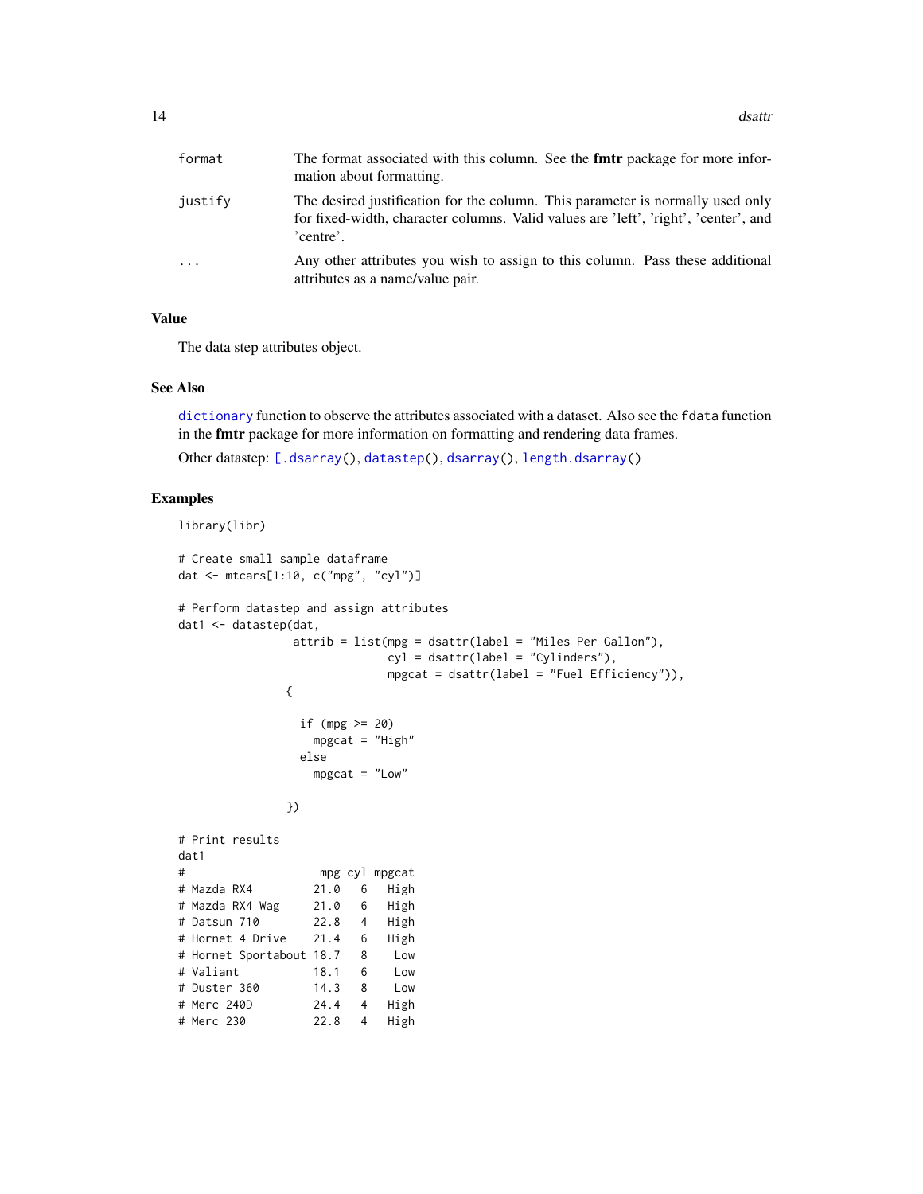| | |
|---|---|
| format | The format associated with this column. See the **fmtr** package for more information about formatting. |
| justify | The desired justification for the column. This parameter is normally used only for fixed-width, character columns. Valid values are 'left', 'right', 'center', and 'centre'. |
| ... | Any other attributes you wish to assign to this column. Pass these additional attributes as a name/value pair. |

### Value

The data step attributes object.

### See Also

dictionary function to observe the attributes associated with a dataset. Also see the `fdata` function in the **fmtr** package for more information on formatting and rendering data frames.

Other datastep: `[.dsarray()`, `datastep()`, `dsarray()`, `length.dsarray()`

### Examples

```
library(libr)

# Create small sample dataframe
dat <- mtcars[1:10, c("mpg", "cyl")]

# Perform datastep and assign attributes
dat1 <- datastep(dat,
                 attrib = list(mpg = dsattr(label = "Miles Per Gallon"),
                               cyl = dsattr(label = "Cylinders"),
                               mpgcat = dsattr(label = "Fuel Efficiency")),
                {

                  if (mpg >= 20)
                    mpgcat = "High"
                  else
                    mpgcat = "Low"

                })

# Print results
dat1
#                    mpg cyl mpgcat
# Mazda RX4         21.0   6   High
# Mazda RX4 Wag     21.0   6   High
# Datsun 710        22.8   4   High
# Hornet 4 Drive    21.4   6   High
# Hornet Sportabout 18.7   8    Low
# Valiant           18.1   6    Low
# Duster 360        14.3   8    Low
# Merc 240D         24.4   4   High
# Merc 230          22.8   4   High
```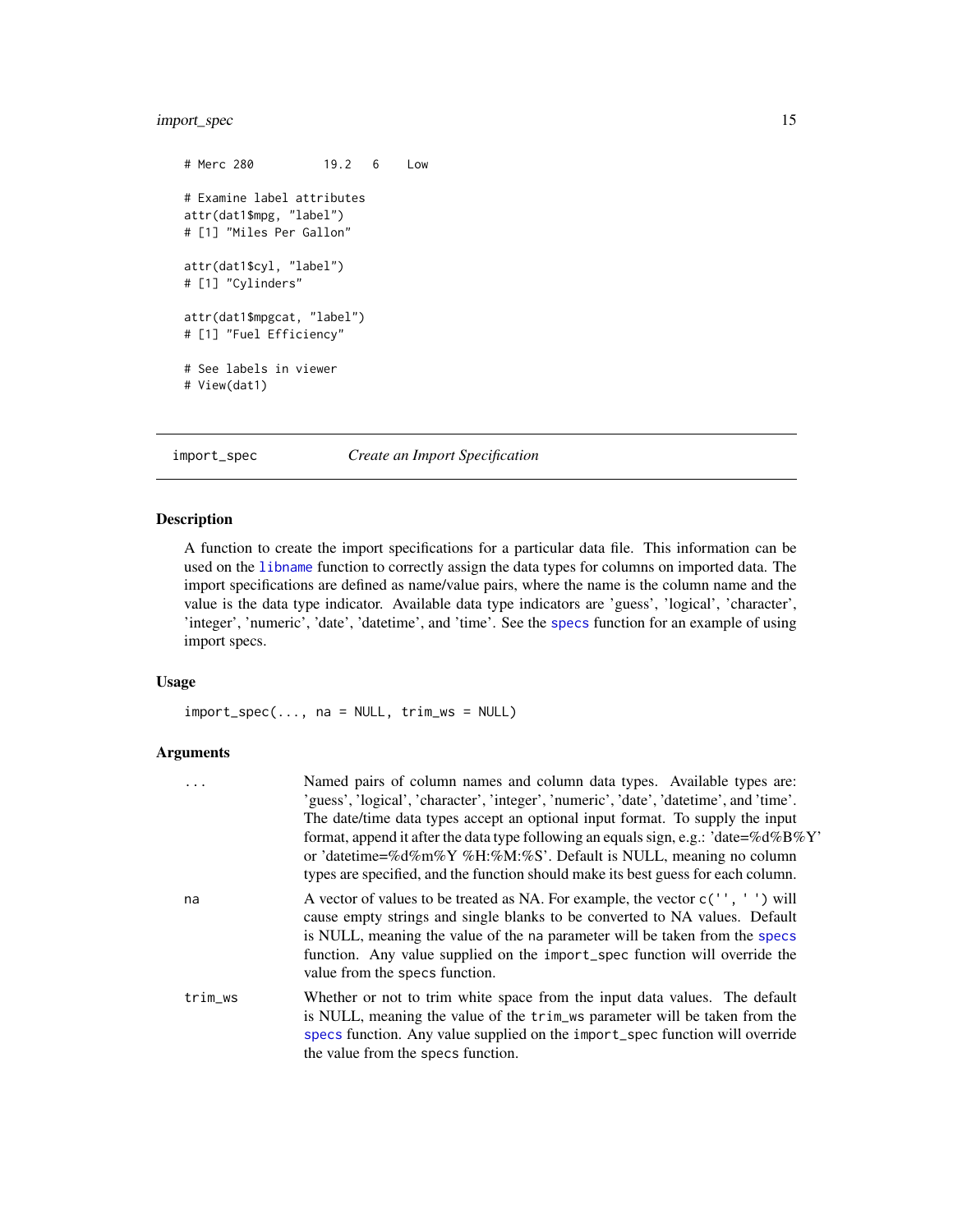```
# Merc 280          19.2   6    Low

# Examine label attributes
attr(dat1$mpg, "label")
# [1] "Miles Per Gallon"

attr(dat1$cyl, "label")
# [1] "Cylinders"

attr(dat1$mpgcat, "label")
# [1] "Fuel Efficiency"

# See labels in viewer
# View(dat1)
```

---

## import_spec — *Create an Import Specification*

### Description

A function to create the import specifications for a particular data file. This information can be used on the `libname` function to correctly assign the data types for columns on imported data. The import specifications are defined as name/value pairs, where the name is the column name and the value is the data type indicator. Available data type indicators are 'guess', 'logical', 'character', 'integer', 'numeric', 'date', 'datetime', and 'time'. See the `specs` function for an example of using import specs.

### Usage

```
import_spec(..., na = NULL, trim_ws = NULL)
```

### Arguments

| | |
|---|---|
| `...` | Named pairs of column names and column data types. Available types are: 'guess', 'logical', 'character', 'integer', 'numeric', 'date', 'datetime', and 'time'. The date/time data types accept an optional input format. To supply the input format, append it after the data type following an equals sign, e.g.: 'date=%d%B%Y' or 'datetime=%d%m%Y %H:%M:%S'. Default is NULL, meaning no column types are specified, and the function should make its best guess for each column. |
| `na` | A vector of values to be treated as NA. For example, the vector `c('', ' ')` will cause empty strings and single blanks to be converted to NA values. Default is NULL, meaning the value of the `na` parameter will be taken from the `specs` function. Any value supplied on the `import_spec` function will override the value from the `specs` function. |
| `trim_ws` | Whether or not to trim white space from the input data values. The default is NULL, meaning the value of the `trim_ws` parameter will be taken from the `specs` function. Any value supplied on the `import_spec` function will override the value from the `specs` function. |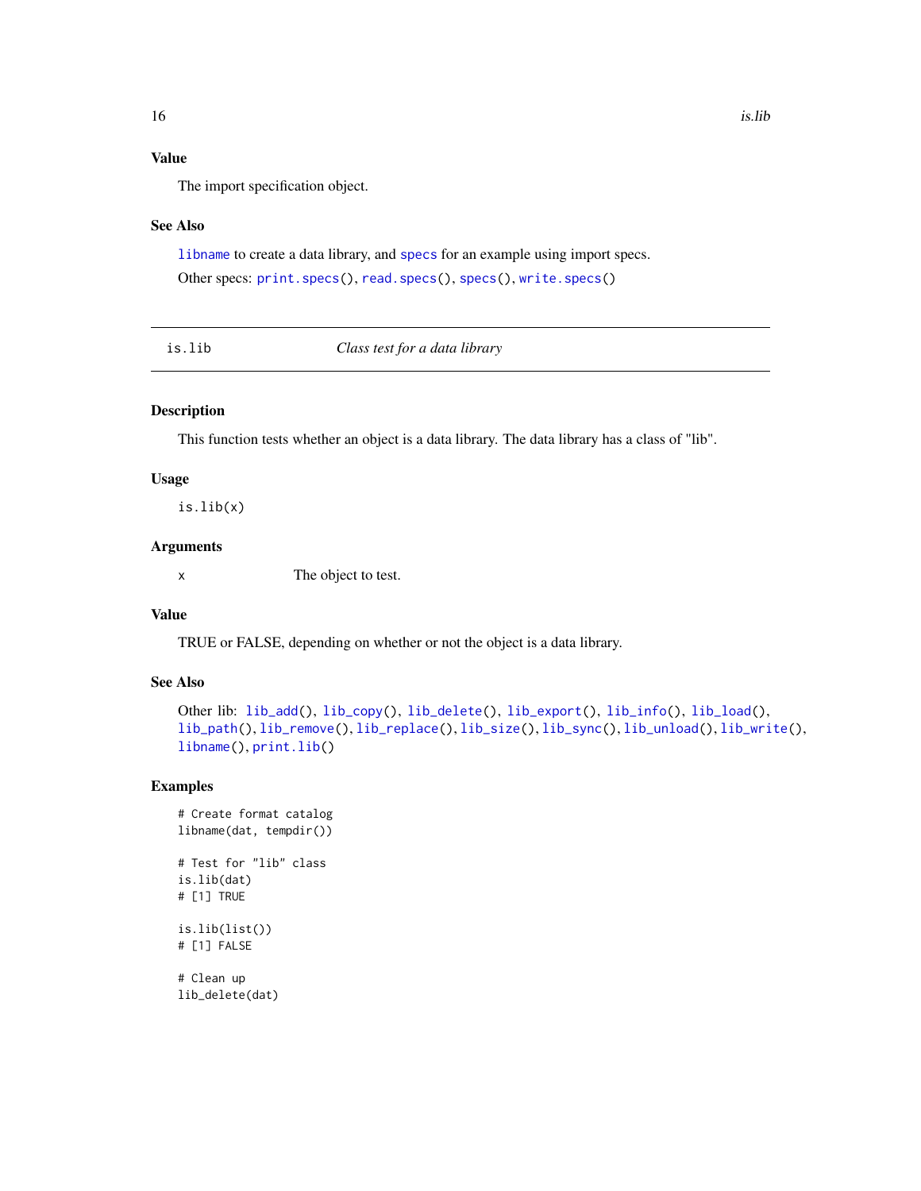### Value

The import specification object.

### See Also

libname to create a data library, and specs for an example using import specs.

Other specs: print.specs(), read.specs(), specs(), write.specs()

---

## is.lib — *Class test for a data library*

---

### Description

This function tests whether an object is a data library. The data library has a class of "lib".

### Usage

```
is.lib(x)
```

### Arguments

| | |
|---|---|
| x | The object to test. |

### Value

TRUE or FALSE, depending on whether or not the object is a data library.

### See Also

Other lib: lib_add(), lib_copy(), lib_delete(), lib_export(), lib_info(), lib_load(), lib_path(), lib_remove(), lib_replace(), lib_size(), lib_sync(), lib_unload(), lib_write(), libname(), print.lib()

### Examples

```
# Create format catalog
libname(dat, tempdir())

# Test for "lib" class
is.lib(dat)
# [1] TRUE

is.lib(list())
# [1] FALSE

# Clean up
lib_delete(dat)
```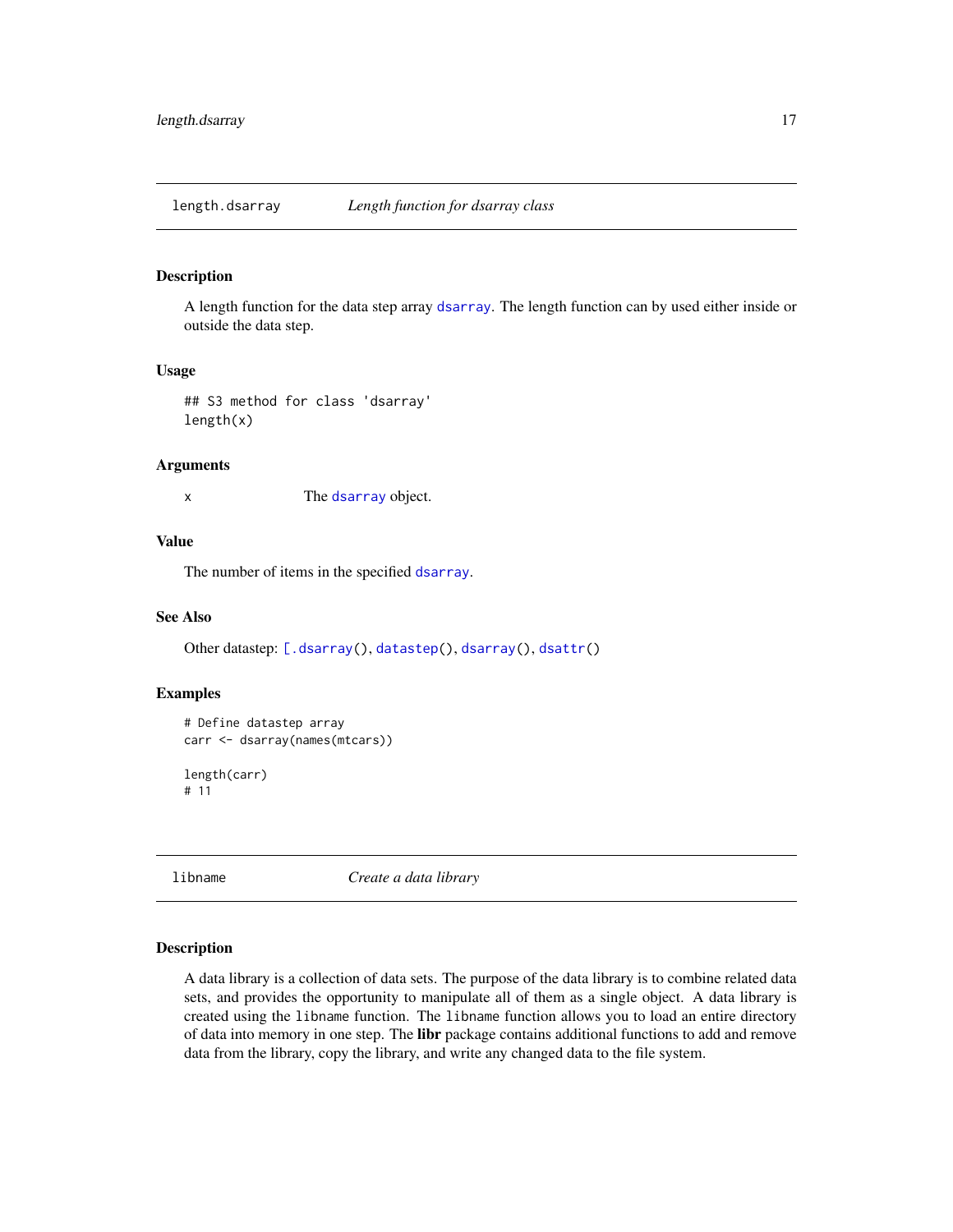## length.dsarray *Length function for dsarray class*

### Description

A length function for the data step array dsarray. The length function can by used either inside or outside the data step.

### Usage

```
## S3 method for class 'dsarray'
length(x)
```

### Arguments

| | |
|---|---|
| x | The dsarray object. |

### Value

The number of items in the specified dsarray.

### See Also

Other datastep: [.dsarray(), datastep(), dsarray(), dsattr()

### Examples

```
# Define datastep array
carr <- dsarray(names(mtcars))

length(carr)
# 11
```

## libname *Create a data library*

### Description

A data library is a collection of data sets. The purpose of the data library is to combine related data sets, and provides the opportunity to manipulate all of them as a single object. A data library is created using the `libname` function. The `libname` function allows you to load an entire directory of data into memory in one step. The **libr** package contains additional functions to add and remove data from the library, copy the library, and write any changed data to the file system.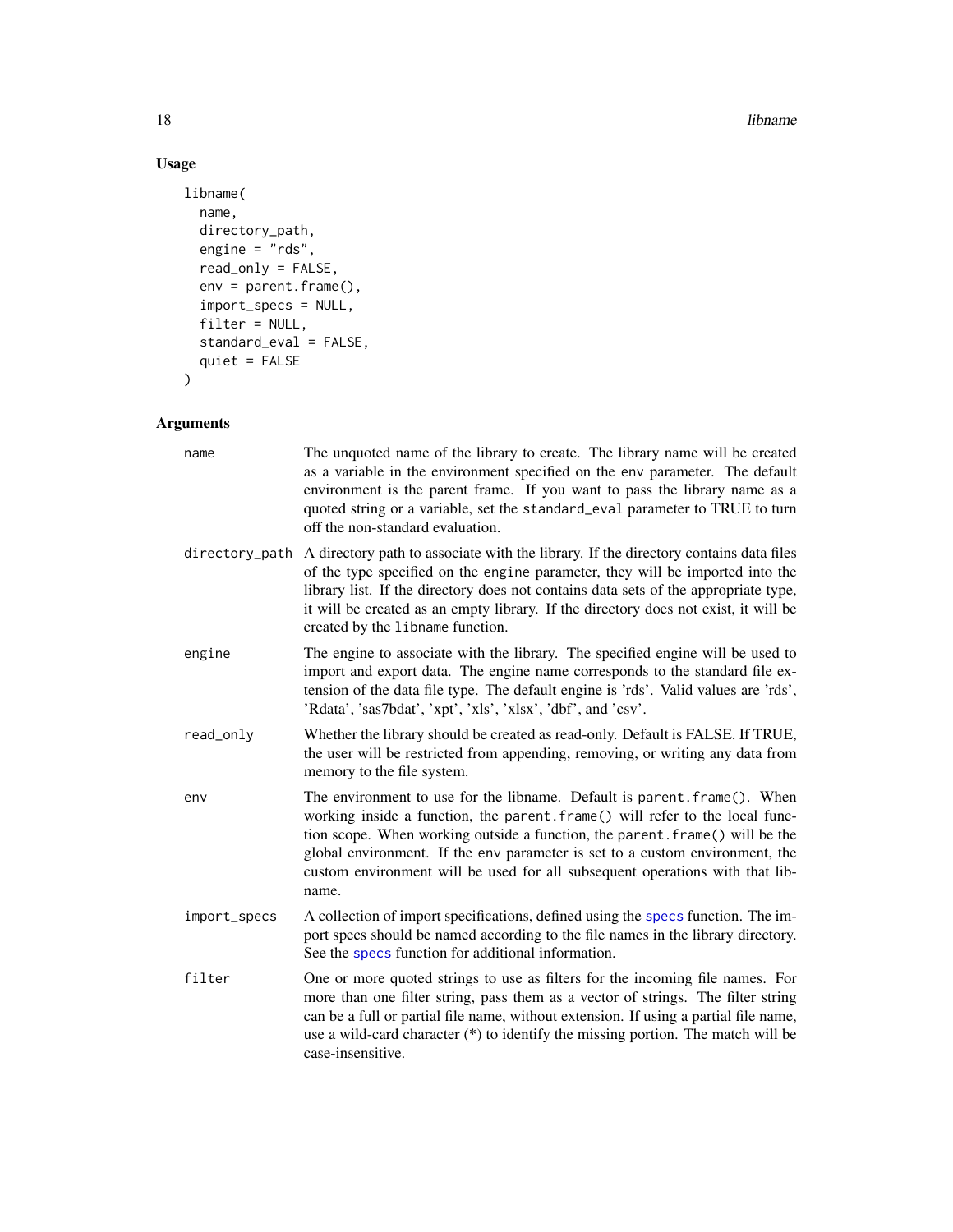## Usage

```
libname(
  name,
  directory_path,
  engine = "rds",
  read_only = FALSE,
  env = parent.frame(),
  import_specs = NULL,
  filter = NULL,
  standard_eval = FALSE,
  quiet = FALSE
)
```

## Arguments

| | |
|---|---|
| `name` | The unquoted name of the library to create. The library name will be created as a variable in the environment specified on the `env` parameter. The default environment is the parent frame. If you want to pass the library name as a quoted string or a variable, set the `standard_eval` parameter to TRUE to turn off the non-standard evaluation. |
| `directory_path` | A directory path to associate with the library. If the directory contains data files of the type specified on the `engine` parameter, they will be imported into the library list. If the directory does not contains data sets of the appropriate type, it will be created as an empty library. If the directory does not exist, it will be created by the `libname` function. |
| `engine` | The engine to associate with the library. The specified engine will be used to import and export data. The engine name corresponds to the standard file extension of the data file type. The default engine is 'rds'. Valid values are 'rds', 'Rdata', 'sas7bdat', 'xpt', 'xls', 'xlsx', 'dbf', and 'csv'. |
| `read_only` | Whether the library should be created as read-only. Default is FALSE. If TRUE, the user will be restricted from appending, removing, or writing any data from memory to the file system. |
| `env` | The environment to use for the libname. Default is `parent.frame()`. When working inside a function, the `parent.frame()` will refer to the local function scope. When working outside a function, the `parent.frame()` will be the global environment. If the `env` parameter is set to a custom environment, the custom environment will be used for all subsequent operations with that libname. |
| `import_specs` | A collection of import specifications, defined using the `specs` function. The import specs should be named according to the file names in the library directory. See the `specs` function for additional information. |
| `filter` | One or more quoted strings to use as filters for the incoming file names. For more than one filter string, pass them as a vector of strings. The filter string can be a full or partial file name, without extension. If using a partial file name, use a wild-card character (*) to identify the missing portion. The match will be case-insensitive. |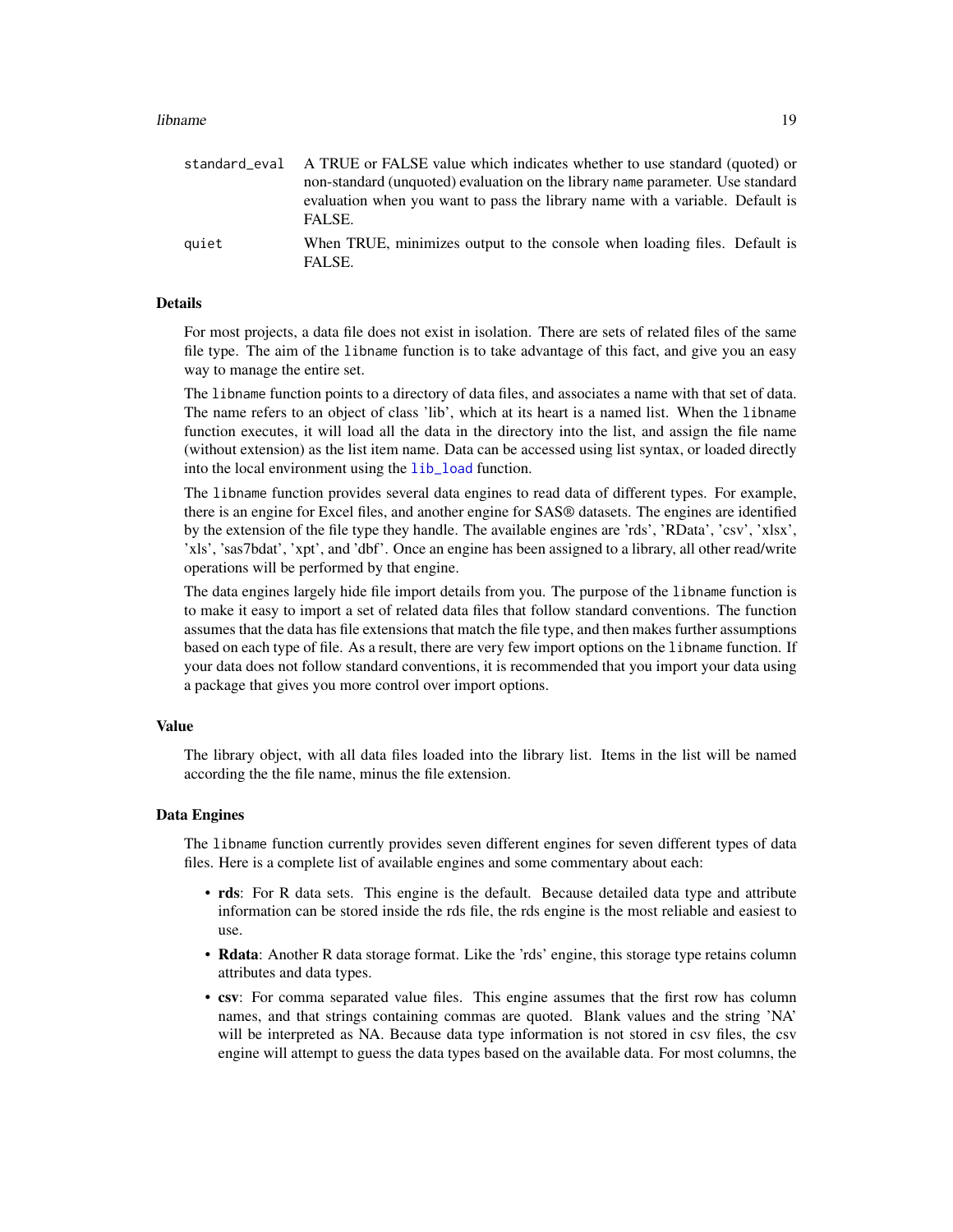| | |
|---|---|
| standard_eval | A TRUE or FALSE value which indicates whether to use standard (quoted) or non-standard (unquoted) evaluation on the library name parameter. Use standard evaluation when you want to pass the library name with a variable. Default is FALSE. |
| quiet | When TRUE, minimizes output to the console when loading files. Default is FALSE. |

### Details

For most projects, a data file does not exist in isolation. There are sets of related files of the same file type. The aim of the `libname` function is to take advantage of this fact, and give you an easy way to manage the entire set.

The `libname` function points to a directory of data files, and associates a name with that set of data. The name refers to an object of class 'lib', which at its heart is a named list. When the `libname` function executes, it will load all the data in the directory into the list, and assign the file name (without extension) as the list item name. Data can be accessed using list syntax, or loaded directly into the local environment using the `lib_load` function.

The `libname` function provides several data engines to read data of different types. For example, there is an engine for Excel files, and another engine for SAS® datasets. The engines are identified by the extension of the file type they handle. The available engines are 'rds', 'RData', 'csv', 'xlsx', 'xls', 'sas7bdat', 'xpt', and 'dbf'. Once an engine has been assigned to a library, all other read/write operations will be performed by that engine.

The data engines largely hide file import details from you. The purpose of the `libname` function is to make it easy to import a set of related data files that follow standard conventions. The function assumes that the data has file extensions that match the file type, and then makes further assumptions based on each type of file. As a result, there are very few import options on the `libname` function. If your data does not follow standard conventions, it is recommended that you import your data using a package that gives you more control over import options.

### Value

The library object, with all data files loaded into the library list. Items in the list will be named according the the file name, minus the file extension.

### Data Engines

The `libname` function currently provides seven different engines for seven different types of data files. Here is a complete list of available engines and some commentary about each:

- **rds**: For R data sets. This engine is the default. Because detailed data type and attribute information can be stored inside the rds file, the rds engine is the most reliable and easiest to use.
- **Rdata**: Another R data storage format. Like the 'rds' engine, this storage type retains column attributes and data types.
- **csv**: For comma separated value files. This engine assumes that the first row has column names, and that strings containing commas are quoted. Blank values and the string 'NA' will be interpreted as NA. Because data type information is not stored in csv files, the csv engine will attempt to guess the data types based on the available data. For most columns, the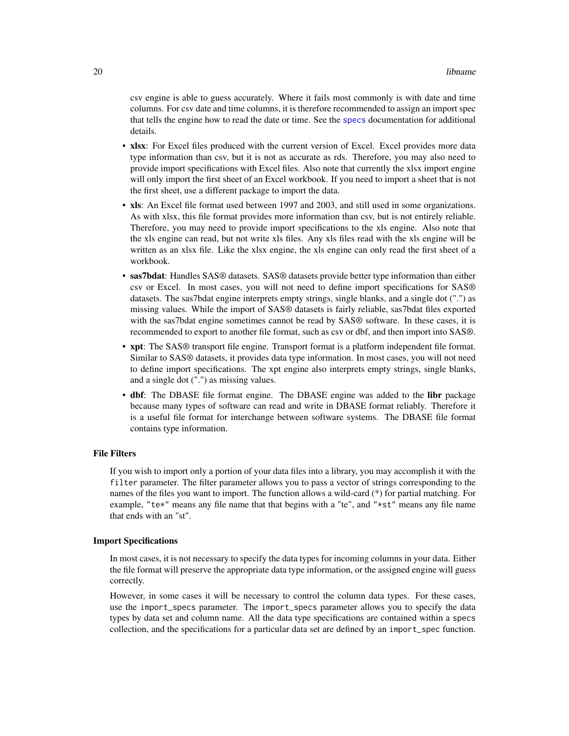csv engine is able to guess accurately. Where it fails most commonly is with date and time columns. For csv date and time columns, it is therefore recommended to assign an import spec that tells the engine how to read the date or time. See the specs documentation for additional details.

- **xlsx**: For Excel files produced with the current version of Excel. Excel provides more data type information than csv, but it is not as accurate as rds. Therefore, you may also need to provide import specifications with Excel files. Also note that currently the xlsx import engine will only import the first sheet of an Excel workbook. If you need to import a sheet that is not the first sheet, use a different package to import the data.
- **xls**: An Excel file format used between 1997 and 2003, and still used in some organizations. As with xlsx, this file format provides more information than csv, but is not entirely reliable. Therefore, you may need to provide import specifications to the xls engine. Also note that the xls engine can read, but not write xls files. Any xls files read with the xls engine will be written as an xlsx file. Like the xlsx engine, the xls engine can only read the first sheet of a workbook.
- **sas7bdat**: Handles SAS® datasets. SAS® datasets provide better type information than either csv or Excel. In most cases, you will not need to define import specifications for SAS® datasets. The sas7bdat engine interprets empty strings, single blanks, and a single dot (".") as missing values. While the import of SAS® datasets is fairly reliable, sas7bdat files exported with the sas7bdat engine sometimes cannot be read by SAS® software. In these cases, it is recommended to export to another file format, such as csv or dbf, and then import into SAS®.
- **xpt**: The SAS® transport file engine. Transport format is a platform independent file format. Similar to SAS® datasets, it provides data type information. In most cases, you will not need to define import specifications. The xpt engine also interprets empty strings, single blanks, and a single dot (".") as missing values.
- **dbf**: The DBASE file format engine. The DBASE engine was added to the **libr** package because many types of software can read and write in DBASE format reliably. Therefore it is a useful file format for interchange between software systems. The DBASE file format contains type information.

### File Filters

If you wish to import only a portion of your data files into a library, you may accomplish it with the `filter` parameter. The filter parameter allows you to pass a vector of strings corresponding to the names of the files you want to import. The function allows a wild-card (*) for partial matching. For example, `"te*"` means any file name that that begins with a "te", and `"*st"` means any file name that ends with an "st".

### Import Specifications

In most cases, it is not necessary to specify the data types for incoming columns in your data. Either the file format will preserve the appropriate data type information, or the assigned engine will guess correctly.

However, in some cases it will be necessary to control the column data types. For these cases, use the `import_specs` parameter. The `import_specs` parameter allows you to specify the data types by data set and column name. All the data type specifications are contained within a `specs` collection, and the specifications for a particular data set are defined by an `import_spec` function.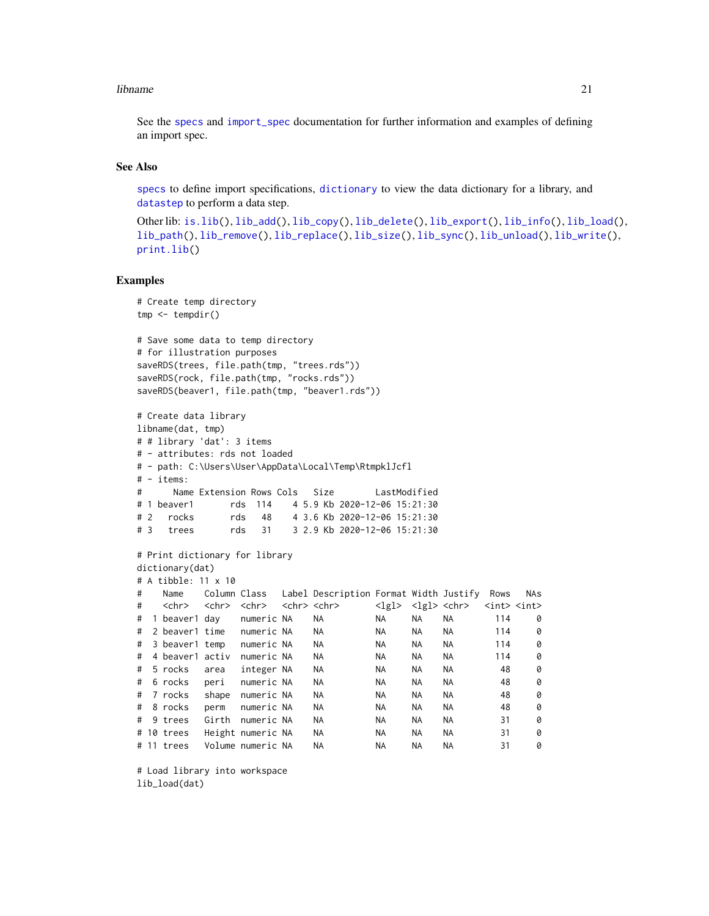See the specs and import_spec documentation for further information and examples of defining an import spec.

### See Also

specs to define import specifications, dictionary to view the data dictionary for a library, and datastep to perform a data step.

Other lib: is.lib(), lib_add(), lib_copy(), lib_delete(), lib_export(), lib_info(), lib_load(), lib_path(), lib_remove(), lib_replace(), lib_size(), lib_sync(), lib_unload(), lib_write(), print.lib()

### Examples

```
# Create temp directory
tmp <- tempdir()

# Save some data to temp directory
# for illustration purposes
saveRDS(trees, file.path(tmp, "trees.rds"))
saveRDS(rock, file.path(tmp, "rocks.rds"))
saveRDS(beaver1, file.path(tmp, "beaver1.rds"))

# Create data library
libname(dat, tmp)
# # library 'dat': 3 items
# - attributes: rds not loaded
# - path: C:\Users\User\AppData\Local\Temp\RtmpklJcfl
# - items:
#      Name Extension Rows Cols   Size        LastModified
# 1 beaver1       rds  114    4 5.9 Kb 2020-12-06 15:21:30
# 2   rocks       rds   48    4 3.6 Kb 2020-12-06 15:21:30
# 3   trees       rds   31    3 2.9 Kb 2020-12-06 15:21:30

# Print dictionary for library
dictionary(dat)
# A tibble: 11 x 10
#    Name    Column Class   Label Description Format Width Justify  Rows   NAs
#    <chr>   <chr>  <chr>   <chr> <chr>       <lgl>  <lgl> <chr>   <int> <int>
#  1 beaver1 day    numeric NA    NA          NA     NA    NA        114     0
#  2 beaver1 time   numeric NA    NA          NA     NA    NA        114     0
#  3 beaver1 temp   numeric NA    NA          NA     NA    NA        114     0
#  4 beaver1 activ  numeric NA    NA          NA     NA    NA        114     0
#  5 rocks   area   integer NA    NA          NA     NA    NA         48     0
#  6 rocks   peri   numeric NA    NA          NA     NA    NA         48     0
#  7 rocks   shape  numeric NA    NA          NA     NA    NA         48     0
#  8 rocks   perm   numeric NA    NA          NA     NA    NA         48     0
#  9 trees   Girth  numeric NA    NA          NA     NA    NA         31     0
# 10 trees   Height numeric NA    NA          NA     NA    NA         31     0
# 11 trees   Volume numeric NA    NA          NA     NA    NA         31     0

# Load library into workspace
lib_load(dat)
```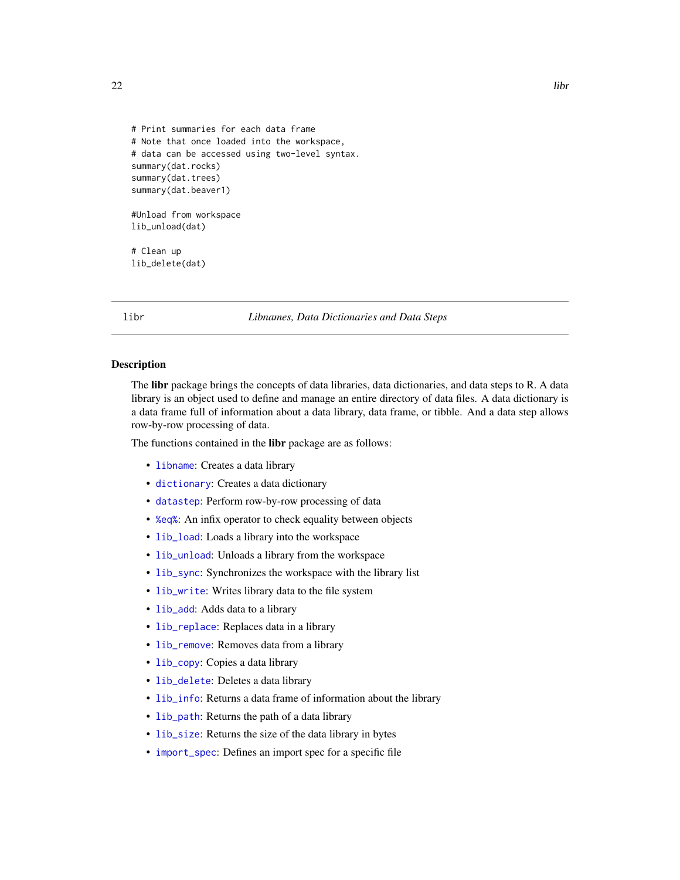```
# Print summaries for each data frame
# Note that once loaded into the workspace,
# data can be accessed using two-level syntax.
summary(dat.rocks)
summary(dat.trees)
summary(dat.beaver1)

#Unload from workspace
lib_unload(dat)

# Clean up
lib_delete(dat)
```

---

libr *Libnames, Data Dictionaries and Data Steps*

---

### Description

The **libr** package brings the concepts of data libraries, data dictionaries, and data steps to R. A data library is an object used to define and manage an entire directory of data files. A data dictionary is a data frame full of information about a data library, data frame, or tibble. And a data step allows row-by-row processing of data.

The functions contained in the **libr** package are as follows:

- `libname`: Creates a data library
- `dictionary`: Creates a data dictionary
- `datastep`: Perform row-by-row processing of data
- `%eq%`: An infix operator to check equality between objects
- `lib_load`: Loads a library into the workspace
- `lib_unload`: Unloads a library from the workspace
- `lib_sync`: Synchronizes the workspace with the library list
- `lib_write`: Writes library data to the file system
- `lib_add`: Adds data to a library
- `lib_replace`: Replaces data in a library
- `lib_remove`: Removes data from a library
- `lib_copy`: Copies a data library
- `lib_delete`: Deletes a data library
- `lib_info`: Returns a data frame of information about the library
- `lib_path`: Returns the path of a data library
- `lib_size`: Returns the size of the data library in bytes
- `import_spec`: Defines an import spec for a specific file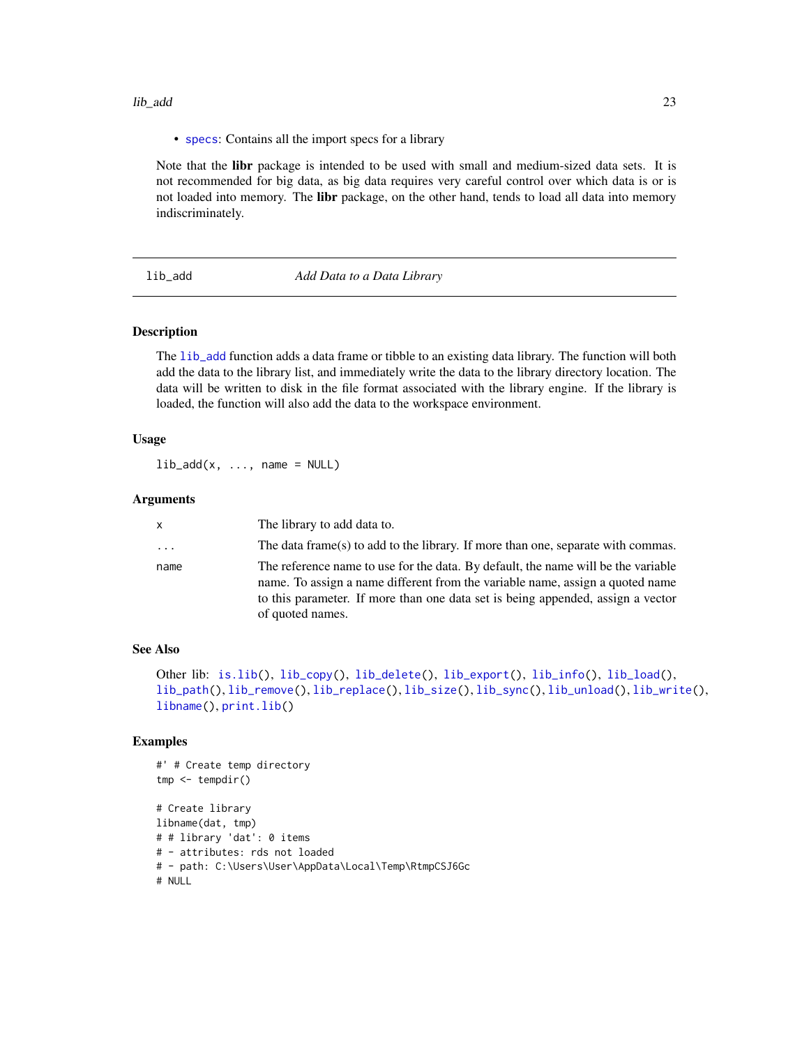- specs: Contains all the import specs for a library

Note that the **libr** package is intended to be used with small and medium-sized data sets. It is not recommended for big data, as big data requires very careful control over which data is or is not loaded into memory. The **libr** package, on the other hand, tends to load all data into memory indiscriminately.

---

## lib_add — *Add Data to a Data Library*

---

### Description

The lib_add function adds a data frame or tibble to an existing data library. The function will both add the data to the library list, and immediately write the data to the library directory location. The data will be written to disk in the file format associated with the library engine. If the library is loaded, the function will also add the data to the workspace environment.

### Usage

```
lib_add(x, ..., name = NULL)
```

### Arguments

| | |
|---|---|
| x | The library to add data to. |
| ... | The data frame(s) to add to the library. If more than one, separate with commas. |
| name | The reference name to use for the data. By default, the name will be the variable name. To assign a name different from the variable name, assign a quoted name to this parameter. If more than one data set is being appended, assign a vector of quoted names. |

### See Also

Other lib: is.lib(), lib_copy(), lib_delete(), lib_export(), lib_info(), lib_load(), lib_path(), lib_remove(), lib_replace(), lib_size(), lib_sync(), lib_unload(), lib_write(), libname(), print.lib()

### Examples

```
#' # Create temp directory
tmp <- tempdir()

# Create library
libname(dat, tmp)
# # library 'dat': 0 items
# - attributes: rds not loaded
# - path: C:\Users\User\AppData\Local\Temp\RtmpCSJ6Gc
# NULL
```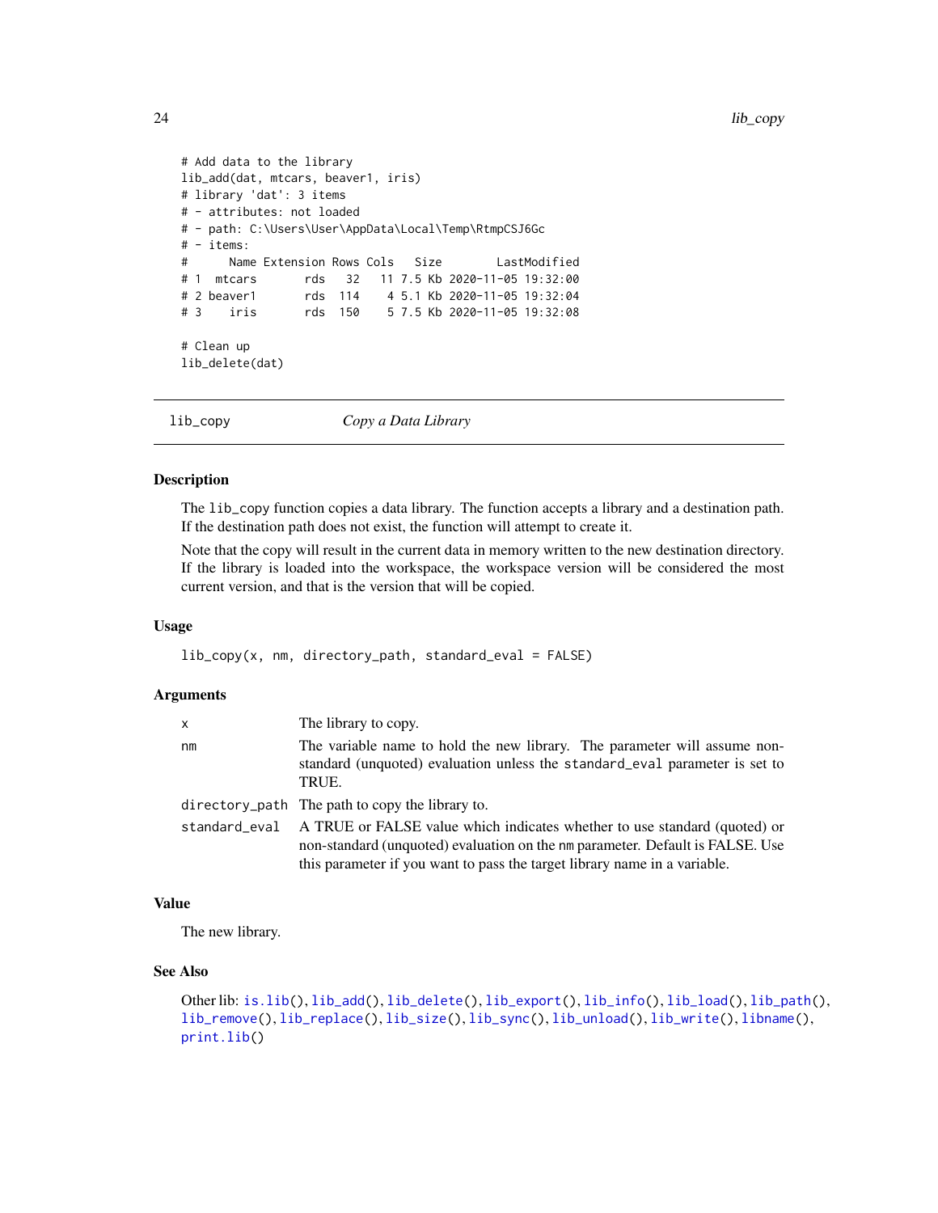```
# Add data to the library
lib_add(dat, mtcars, beaver1, iris)
# library 'dat': 3 items
# - attributes: not loaded
# - path: C:\Users\User\AppData\Local\Temp\RtmpCSJ6Gc
# - items:
#      Name Extension Rows Cols   Size        LastModified
# 1  mtcars       rds   32   11 7.5 Kb 2020-11-05 19:32:00
# 2 beaver1       rds  114    4 5.1 Kb 2020-11-05 19:32:04
# 3    iris       rds  150    5 7.5 Kb 2020-11-05 19:32:08

# Clean up
lib_delete(dat)
```

---

## lib_copy — *Copy a Data Library*

---

### Description

The `lib_copy` function copies a data library. The function accepts a library and a destination path. If the destination path does not exist, the function will attempt to create it.

Note that the copy will result in the current data in memory written to the new destination directory. If the library is loaded into the workspace, the workspace version will be considered the most current version, and that is the version that will be copied.

### Usage

```
lib_copy(x, nm, directory_path, standard_eval = FALSE)
```

### Arguments

| | |
|---|---|
| `x` | The library to copy. |
| `nm` | The variable name to hold the new library. The parameter will assume non-standard (unquoted) evaluation unless the `standard_eval` parameter is set to TRUE. |
| `directory_path` | The path to copy the library to. |
| `standard_eval` | A TRUE or FALSE value which indicates whether to use standard (quoted) or non-standard (unquoted) evaluation on the `nm` parameter. Default is FALSE. Use this parameter if you want to pass the target library name in a variable. |

### Value

The new library.

### See Also

Other lib: `is.lib()`, `lib_add()`, `lib_delete()`, `lib_export()`, `lib_info()`, `lib_load()`, `lib_path()`, `lib_remove()`, `lib_replace()`, `lib_size()`, `lib_sync()`, `lib_unload()`, `lib_write()`, `libname()`, `print.lib()`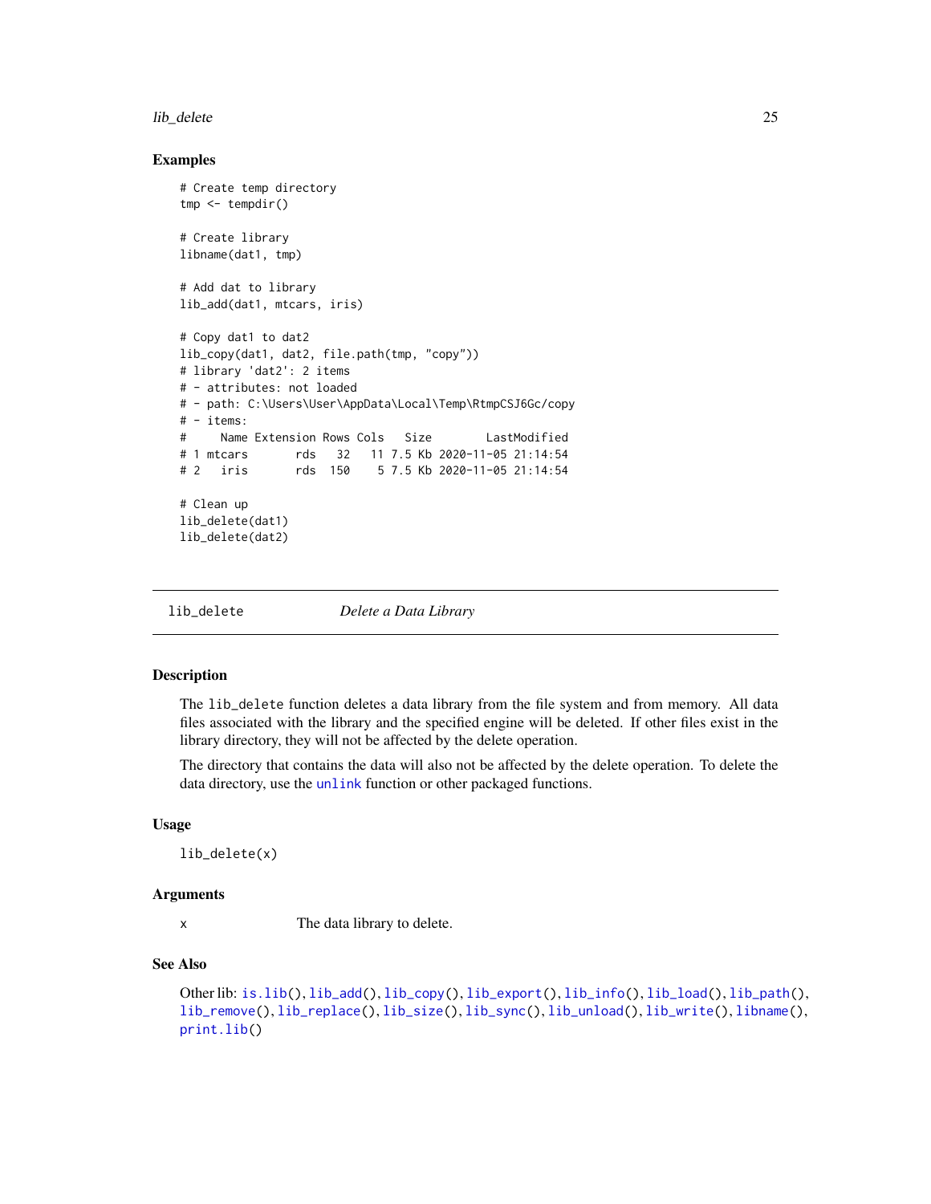## Examples

```
# Create temp directory
tmp <- tempdir()

# Create library
libname(dat1, tmp)

# Add dat to library
lib_add(dat1, mtcars, iris)

# Copy dat1 to dat2
lib_copy(dat1, dat2, file.path(tmp, "copy"))
# library 'dat2': 2 items
# - attributes: not loaded
# - path: C:\Users\User\AppData\Local\Temp\RtmpCSJ6Gc/copy
# - items:
#     Name Extension Rows Cols   Size        LastModified
# 1 mtcars       rds   32   11 7.5 Kb 2020-11-05 21:14:54
# 2   iris       rds  150    5 7.5 Kb 2020-11-05 21:14:54

# Clean up
lib_delete(dat1)
lib_delete(dat2)
```

---

# lib_delete *Delete a Data Library*

## Description

The lib_delete function deletes a data library from the file system and from memory. All data files associated with the library and the specified engine will be deleted. If other files exist in the library directory, they will not be affected by the delete operation.

The directory that contains the data will also not be affected by the delete operation. To delete the data directory, use the unlink function or other packaged functions.

## Usage

```
lib_delete(x)
```

## Arguments

| | |
|---|---|
| x | The data library to delete. |

## See Also

Other lib: is.lib(), lib_add(), lib_copy(), lib_export(), lib_info(), lib_load(), lib_path(), lib_remove(), lib_replace(), lib_size(), lib_sync(), lib_unload(), lib_write(), libname(), print.lib()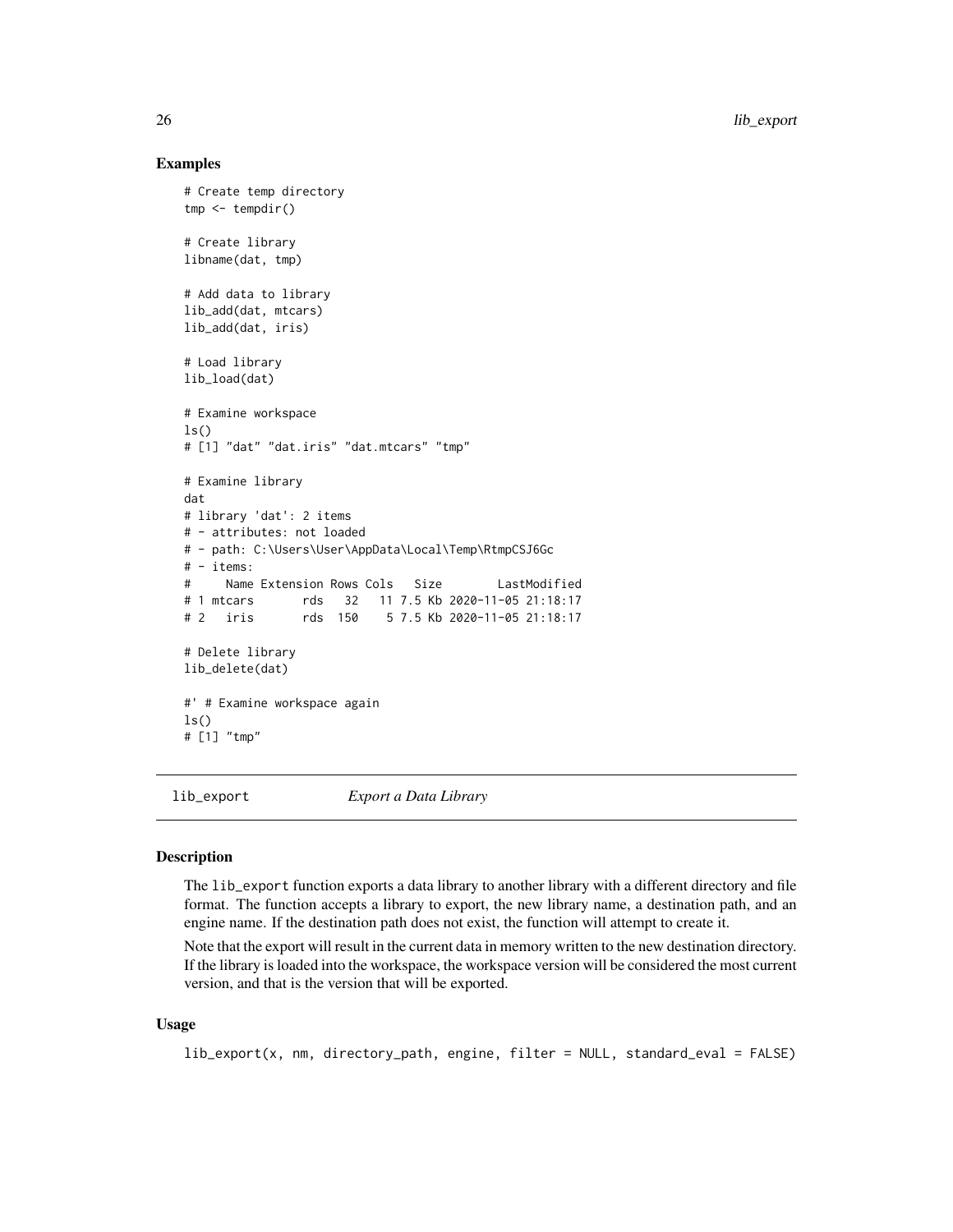### Examples

```
# Create temp directory
tmp <- tempdir()

# Create library
libname(dat, tmp)

# Add data to library
lib_add(dat, mtcars)
lib_add(dat, iris)

# Load library
lib_load(dat)

# Examine workspace
ls()
# [1] "dat" "dat.iris" "dat.mtcars" "tmp"

# Examine library
dat
# library 'dat': 2 items
# - attributes: not loaded
# - path: C:\Users\User\AppData\Local\Temp\RtmpCSJ6Gc
# - items:
#     Name Extension Rows Cols   Size        LastModified
# 1 mtcars       rds   32   11 7.5 Kb 2020-11-05 21:18:17
# 2   iris       rds  150    5 7.5 Kb 2020-11-05 21:18:17

# Delete library
lib_delete(dat)

#' # Examine workspace again
ls()
# [1] "tmp"
```

## lib_export — *Export a Data Library*

### Description

The `lib_export` function exports a data library to another library with a different directory and file format. The function accepts a library to export, the new library name, a destination path, and an engine name. If the destination path does not exist, the function will attempt to create it.

Note that the export will result in the current data in memory written to the new destination directory. If the library is loaded into the workspace, the workspace version will be considered the most current version, and that is the version that will be exported.

### Usage

```
lib_export(x, nm, directory_path, engine, filter = NULL, standard_eval = FALSE)
```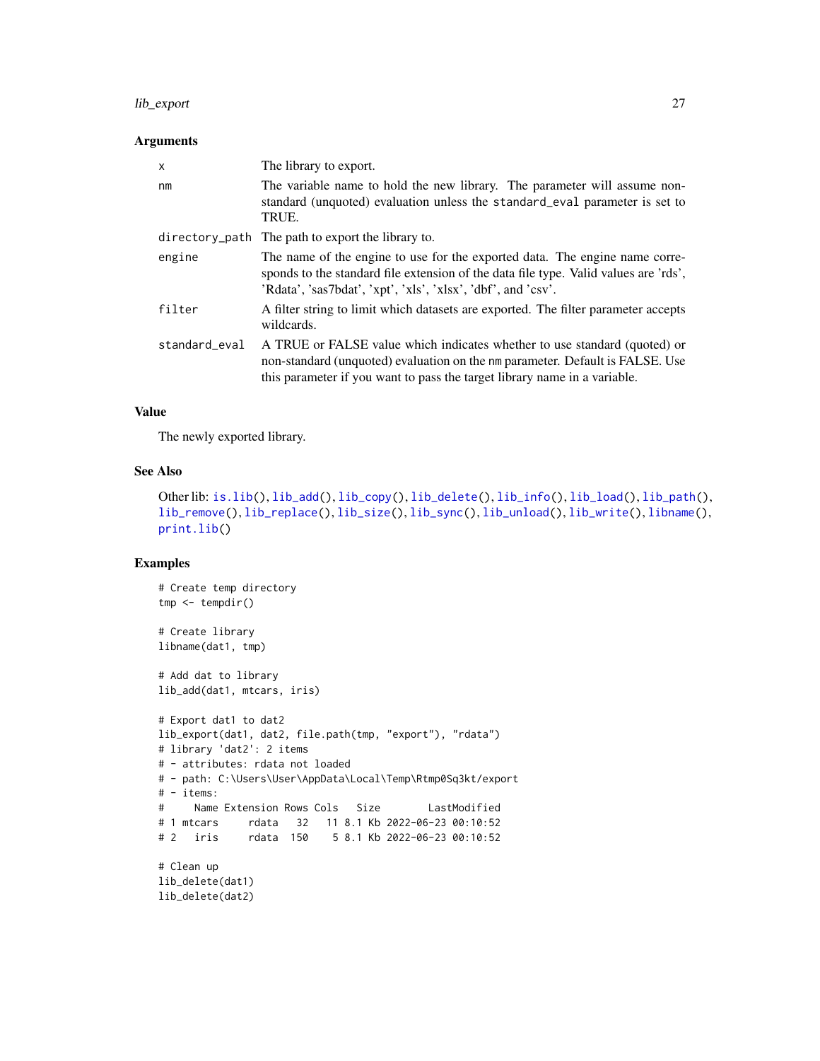### Arguments

| | |
|---|---|
| x | The library to export. |
| nm | The variable name to hold the new library. The parameter will assume non-standard (unquoted) evaluation unless the `standard_eval` parameter is set to TRUE. |
| directory_path | The path to export the library to. |
| engine | The name of the engine to use for the exported data. The engine name corresponds to the standard file extension of the data file type. Valid values are 'rds', 'Rdata', 'sas7bdat', 'xpt', 'xls', 'xlsx', 'dbf', and 'csv'. |
| filter | A filter string to limit which datasets are exported. The filter parameter accepts wildcards. |
| standard_eval | A TRUE or FALSE value which indicates whether to use standard (quoted) or non-standard (unquoted) evaluation on the `nm` parameter. Default is FALSE. Use this parameter if you want to pass the target library name in a variable. |

### Value

The newly exported library.

### See Also

Other lib: `is.lib()`, `lib_add()`, `lib_copy()`, `lib_delete()`, `lib_info()`, `lib_load()`, `lib_path()`, `lib_remove()`, `lib_replace()`, `lib_size()`, `lib_sync()`, `lib_unload()`, `lib_write()`, `libname()`, `print.lib()`

### Examples

```
# Create temp directory
tmp <- tempdir()

# Create library
libname(dat1, tmp)

# Add dat to library
lib_add(dat1, mtcars, iris)

# Export dat1 to dat2
lib_export(dat1, dat2, file.path(tmp, "export"), "rdata")
# library 'dat2': 2 items
# - attributes: rdata not loaded
# - path: C:\Users\User\AppData\Local\Temp\Rtmp0Sq3kt/export
# - items:
#     Name Extension Rows Cols   Size        LastModified
# 1 mtcars     rdata   32   11 8.1 Kb 2022-06-23 00:10:52
# 2   iris     rdata  150    5 8.1 Kb 2022-06-23 00:10:52

# Clean up
lib_delete(dat1)
lib_delete(dat2)
```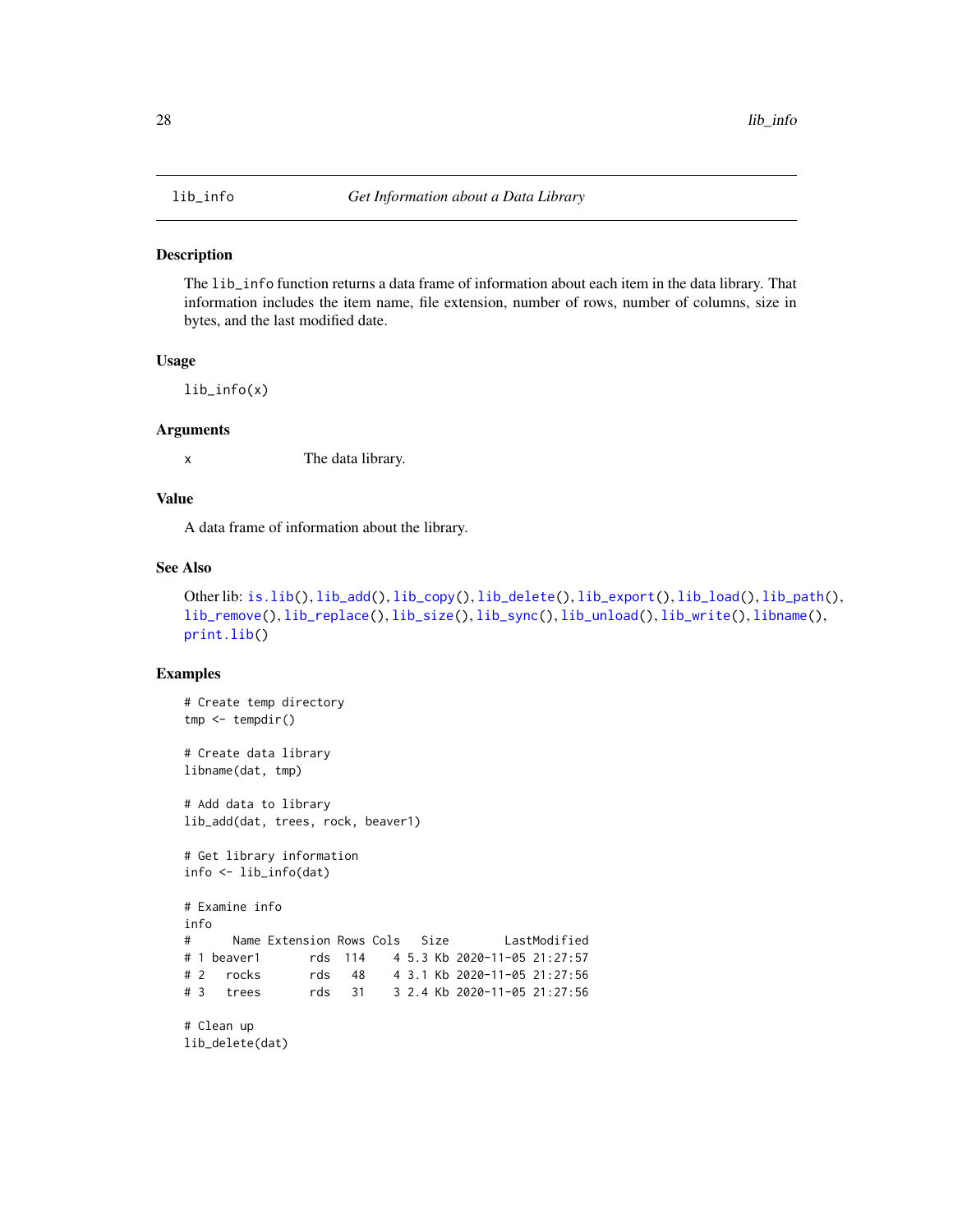## lib_info — *Get Information about a Data Library*

### Description

The `lib_info` function returns a data frame of information about each item in the data library. That information includes the item name, file extension, number of rows, number of columns, size in bytes, and the last modified date.

### Usage

```
lib_info(x)
```

### Arguments

| | |
|---|---|
| x | The data library. |

### Value

A data frame of information about the library.

### See Also

Other lib: `is.lib()`, `lib_add()`, `lib_copy()`, `lib_delete()`, `lib_export()`, `lib_load()`, `lib_path()`, `lib_remove()`, `lib_replace()`, `lib_size()`, `lib_sync()`, `lib_unload()`, `lib_write()`, `libname()`, `print.lib()`

### Examples

```
# Create temp directory
tmp <- tempdir()

# Create data library
libname(dat, tmp)

# Add data to library
lib_add(dat, trees, rock, beaver1)

# Get library information
info <- lib_info(dat)

# Examine info
info
#      Name Extension Rows Cols   Size        LastModified
# 1 beaver1       rds  114    4 5.3 Kb 2020-11-05 21:27:57
# 2   rocks       rds   48    4 3.1 Kb 2020-11-05 21:27:56
# 3   trees       rds   31    3 2.4 Kb 2020-11-05 21:27:56

# Clean up
lib_delete(dat)
```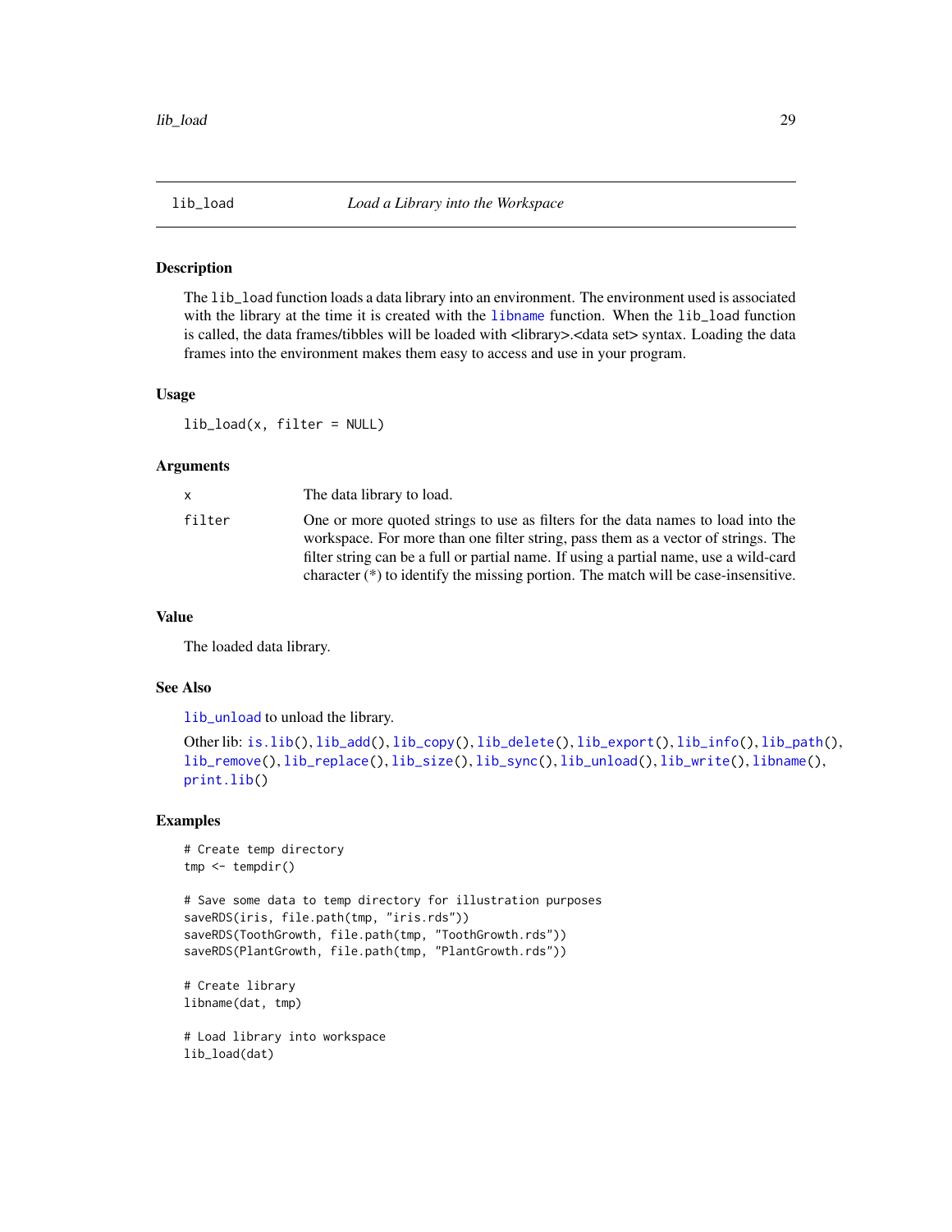# lib_load    *Load a Library into the Workspace*

## Description

The `lib_load` function loads a data library into an environment. The environment used is associated with the library at the time it is created with the `libname` function. When the `lib_load` function is called, the data frames/tibbles will be loaded with <library>.<data set> syntax. Loading the data frames into the environment makes them easy to access and use in your program.

## Usage

```
lib_load(x, filter = NULL)
```

## Arguments

| | |
|---|---|
| `x` | The data library to load. |
| `filter` | One or more quoted strings to use as filters for the data names to load into the workspace. For more than one filter string, pass them as a vector of strings. The filter string can be a full or partial name. If using a partial name, use a wild-card character (*) to identify the missing portion. The match will be case-insensitive. |

## Value

The loaded data library.

## See Also

`lib_unload` to unload the library.

Other lib: `is.lib()`, `lib_add()`, `lib_copy()`, `lib_delete()`, `lib_export()`, `lib_info()`, `lib_path()`, `lib_remove()`, `lib_replace()`, `lib_size()`, `lib_sync()`, `lib_unload()`, `lib_write()`, `libname()`, `print.lib()`

## Examples

```
# Create temp directory
tmp <- tempdir()

# Save some data to temp directory for illustration purposes
saveRDS(iris, file.path(tmp, "iris.rds"))
saveRDS(ToothGrowth, file.path(tmp, "ToothGrowth.rds"))
saveRDS(PlantGrowth, file.path(tmp, "PlantGrowth.rds"))

# Create library
libname(dat, tmp)

# Load library into workspace
lib_load(dat)
```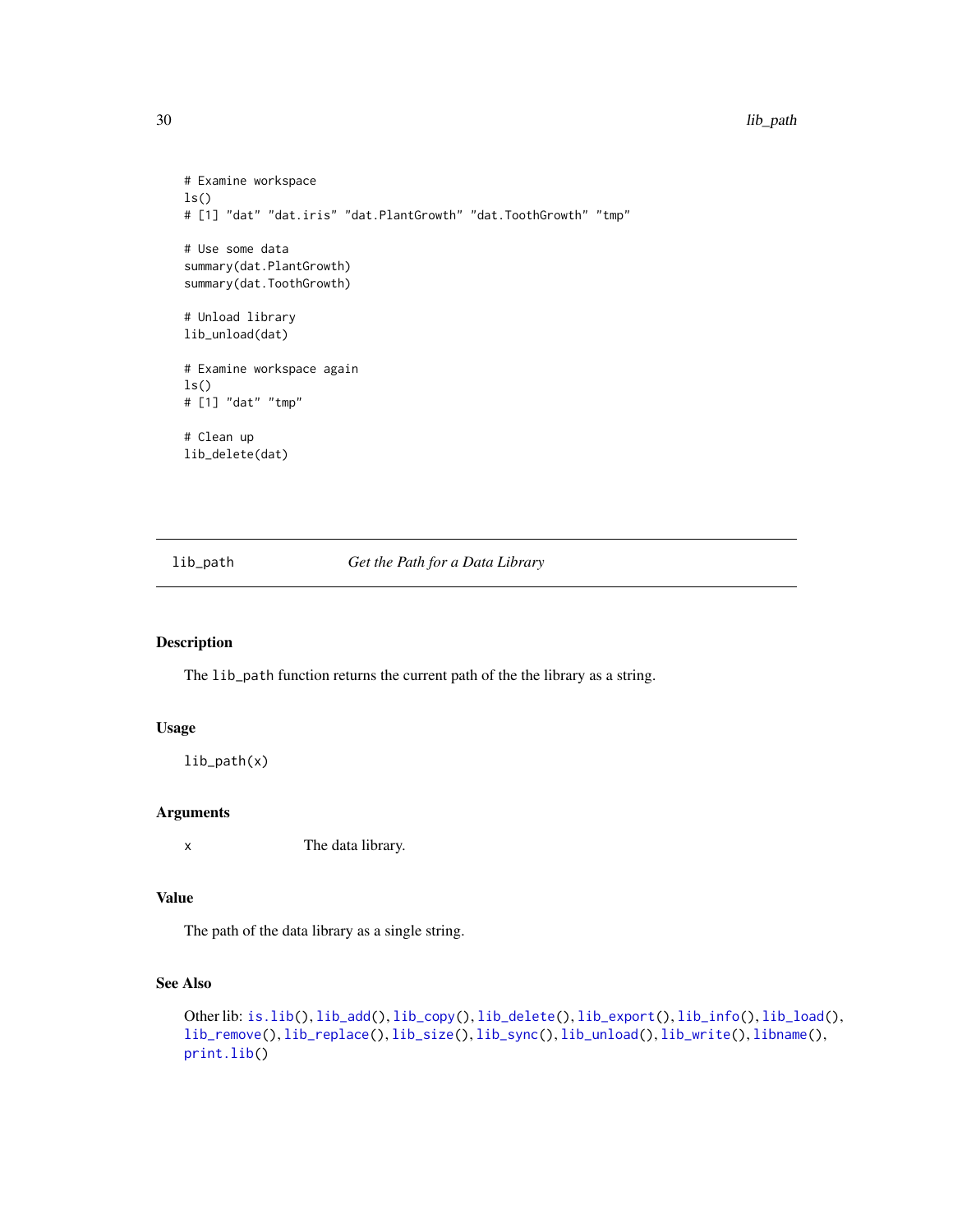```
# Examine workspace
ls()
# [1] "dat" "dat.iris" "dat.PlantGrowth" "dat.ToothGrowth" "tmp"

# Use some data
summary(dat.PlantGrowth)
summary(dat.ToothGrowth)

# Unload library
lib_unload(dat)

# Examine workspace again
ls()
# [1] "dat" "tmp"

# Clean up
lib_delete(dat)
```

## lib_path — *Get the Path for a Data Library*

### Description

The `lib_path` function returns the current path of the the library as a string.

### Usage

```
lib_path(x)
```

### Arguments

| | |
|---|---|
| x | The data library. |

### Value

The path of the data library as a single string.

### See Also

Other lib: `is.lib()`, `lib_add()`, `lib_copy()`, `lib_delete()`, `lib_export()`, `lib_info()`, `lib_load()`, `lib_remove()`, `lib_replace()`, `lib_size()`, `lib_sync()`, `lib_unload()`, `lib_write()`, `libname()`, `print.lib()`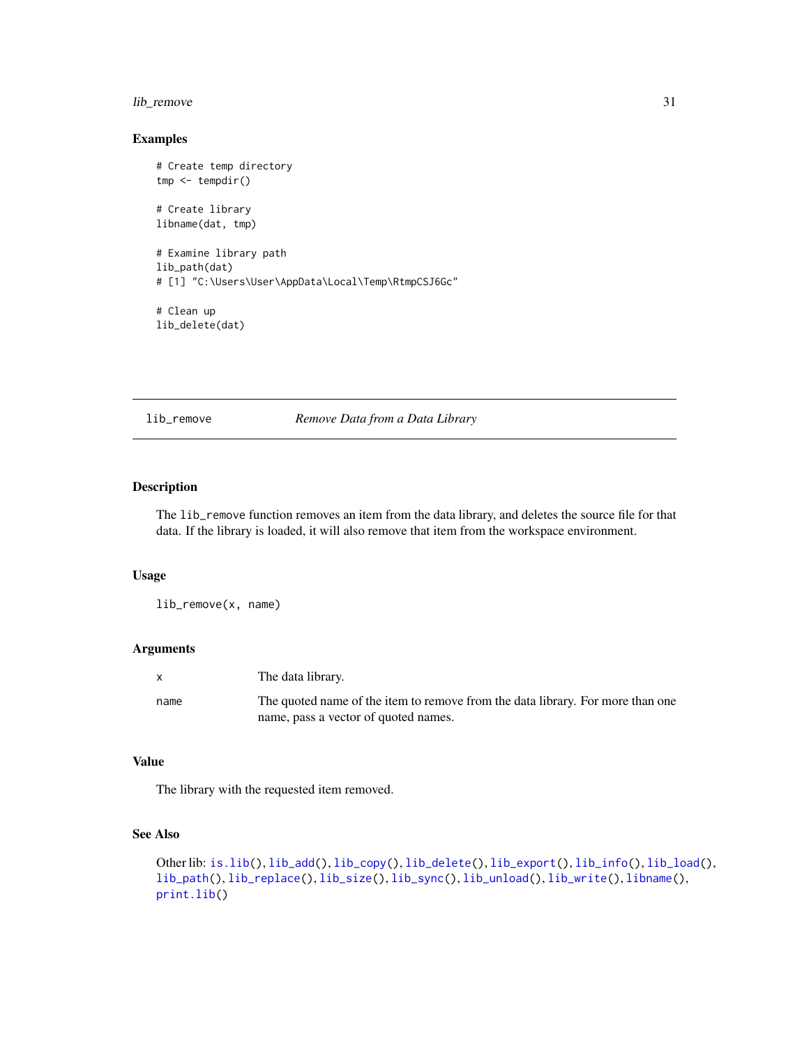## Examples

```
# Create temp directory
tmp <- tempdir()

# Create library
libname(dat, tmp)

# Examine library path
lib_path(dat)
# [1] "C:\Users\User\AppData\Local\Temp\RtmpCSJ6Gc"

# Clean up
lib_delete(dat)
```

---

# lib_remove — *Remove Data from a Data Library*

---

## Description

The `lib_remove` function removes an item from the data library, and deletes the source file for that data. If the library is loaded, it will also remove that item from the workspace environment.

## Usage

```
lib_remove(x, name)
```

## Arguments

| | |
|---|---|
| `x` | The data library. |
| `name` | The quoted name of the item to remove from the data library. For more than one name, pass a vector of quoted names. |

## Value

The library with the requested item removed.

## See Also

Other lib: `is.lib()`, `lib_add()`, `lib_copy()`, `lib_delete()`, `lib_export()`, `lib_info()`, `lib_load()`, `lib_path()`, `lib_replace()`, `lib_size()`, `lib_sync()`, `lib_unload()`, `lib_write()`, `libname()`, `print.lib()`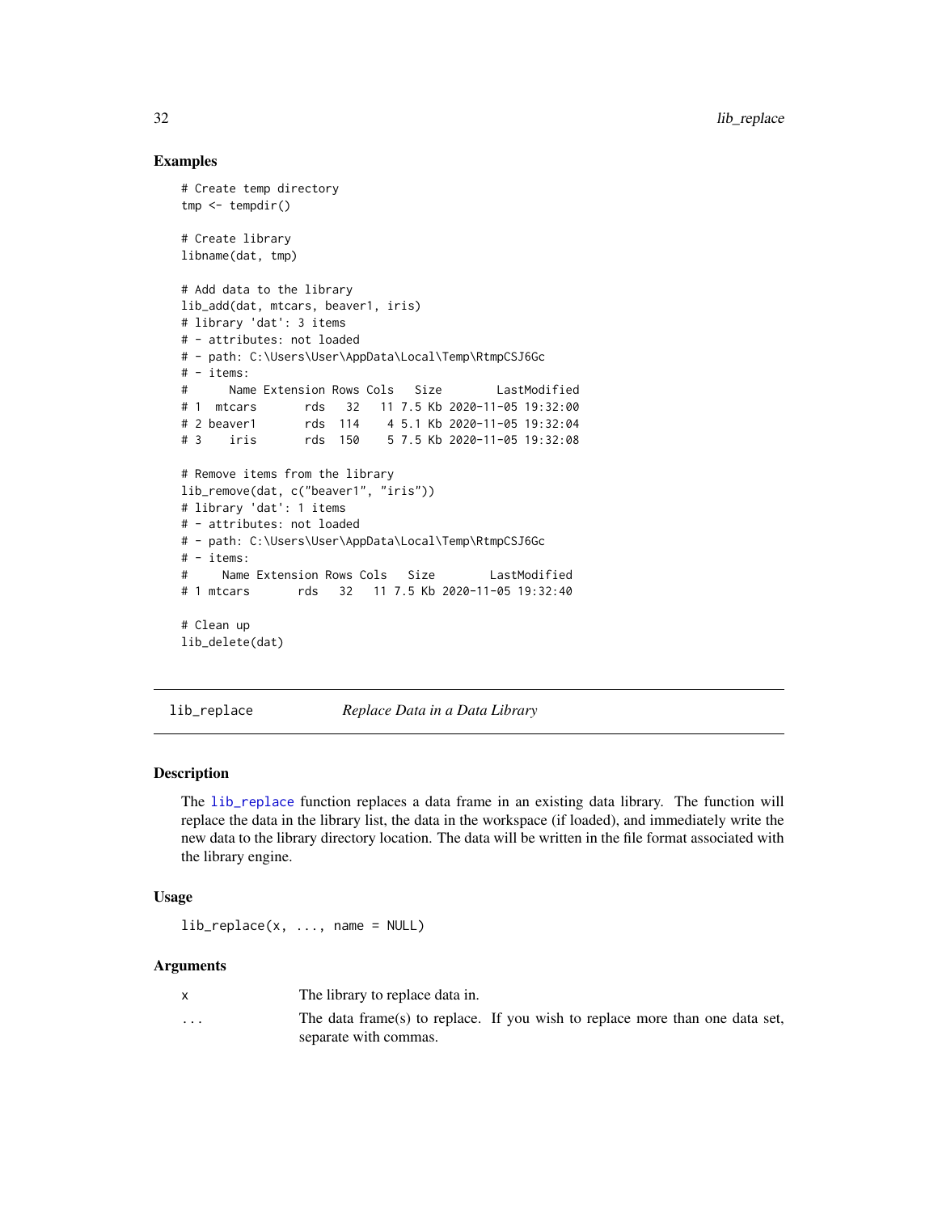### Examples

```
# Create temp directory
tmp <- tempdir()

# Create library
libname(dat, tmp)

# Add data to the library
lib_add(dat, mtcars, beaver1, iris)
# library 'dat': 3 items
# - attributes: not loaded
# - path: C:\Users\User\AppData\Local\Temp\RtmpCSJ6Gc
# - items:
#      Name Extension Rows Cols   Size        LastModified
# 1  mtcars       rds   32   11 7.5 Kb 2020-11-05 19:32:00
# 2 beaver1       rds  114    4 5.1 Kb 2020-11-05 19:32:04
# 3    iris       rds  150    5 7.5 Kb 2020-11-05 19:32:08

# Remove items from the library
lib_remove(dat, c("beaver1", "iris"))
# library 'dat': 1 items
# - attributes: not loaded
# - path: C:\Users\User\AppData\Local\Temp\RtmpCSJ6Gc
# - items:
#     Name Extension Rows Cols   Size        LastModified
# 1 mtcars       rds   32   11 7.5 Kb 2020-11-05 19:32:40

# Clean up
lib_delete(dat)
```

---

## lib_replace — *Replace Data in a Data Library*

### Description

The lib_replace function replaces a data frame in an existing data library. The function will replace the data in the library list, the data in the workspace (if loaded), and immediately write the new data to the library directory location. The data will be written in the file format associated with the library engine.

### Usage

```
lib_replace(x, ..., name = NULL)
```

### Arguments

| | |
|---|---|
| x | The library to replace data in. |
| ... | The data frame(s) to replace. If you wish to replace more than one data set, separate with commas. |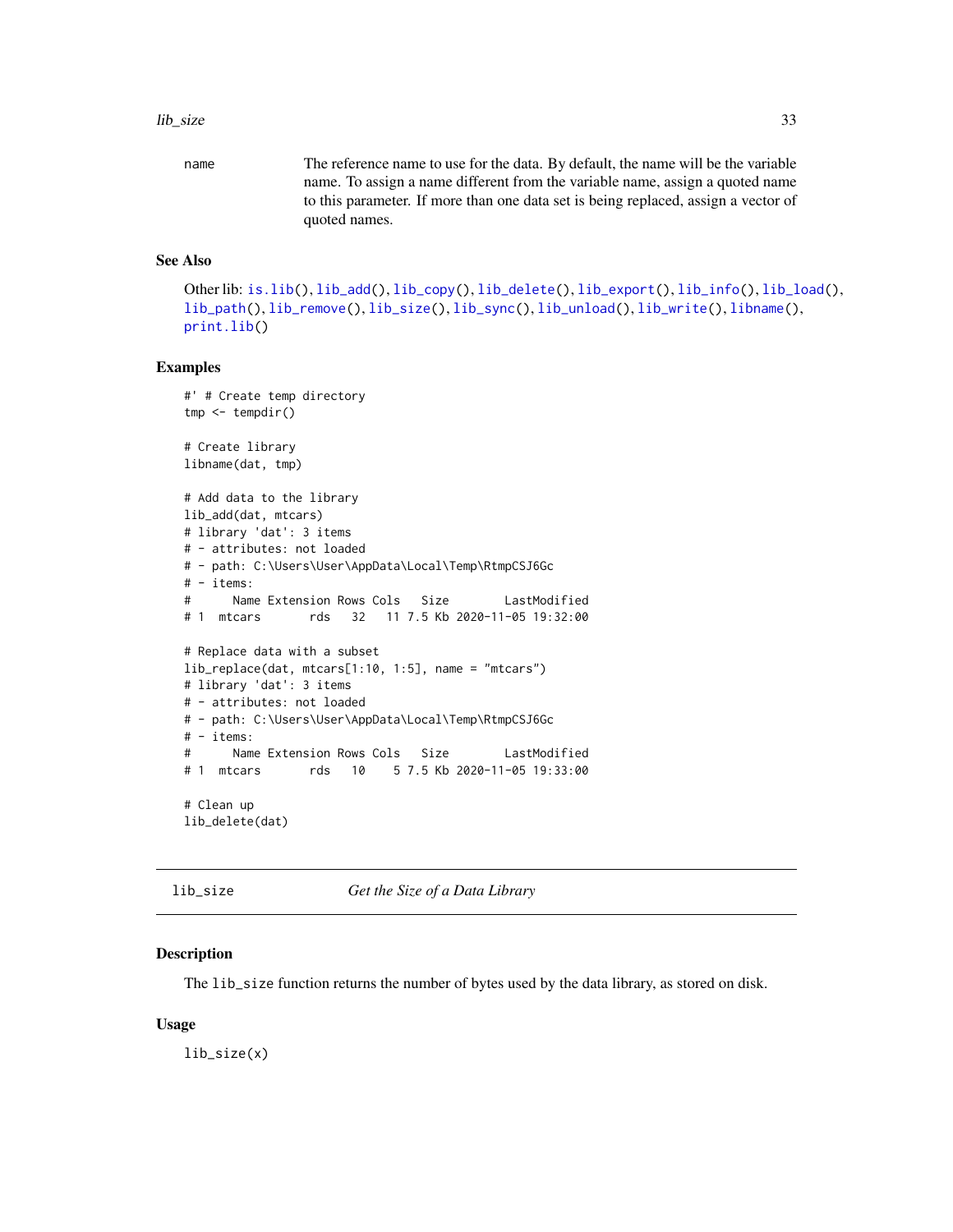name	The reference name to use for the data. By default, the name will be the variable name. To assign a name different from the variable name, assign a quoted name to this parameter. If more than one data set is being replaced, assign a vector of quoted names.

### See Also

Other lib: is.lib(), lib_add(), lib_copy(), lib_delete(), lib_export(), lib_info(), lib_load(), lib_path(), lib_remove(), lib_size(), lib_sync(), lib_unload(), lib_write(), libname(), print.lib()

### Examples

```
#' # Create temp directory
tmp <- tempdir()

# Create library
libname(dat, tmp)

# Add data to the library
lib_add(dat, mtcars)
# library 'dat': 3 items
# - attributes: not loaded
# - path: C:\Users\User\AppData\Local\Temp\RtmpCSJ6Gc
# - items:
#      Name Extension Rows Cols   Size        LastModified
# 1  mtcars       rds   32   11 7.5 Kb 2020-11-05 19:32:00

# Replace data with a subset
lib_replace(dat, mtcars[1:10, 1:5], name = "mtcars")
# library 'dat': 3 items
# - attributes: not loaded
# - path: C:\Users\User\AppData\Local\Temp\RtmpCSJ6Gc
# - items:
#      Name Extension Rows Cols   Size        LastModified
# 1  mtcars       rds   10    5 7.5 Kb 2020-11-05 19:33:00

# Clean up
lib_delete(dat)
```

## lib_size    *Get the Size of a Data Library*

### Description

The lib_size function returns the number of bytes used by the data library, as stored on disk.

### Usage

```
lib_size(x)
```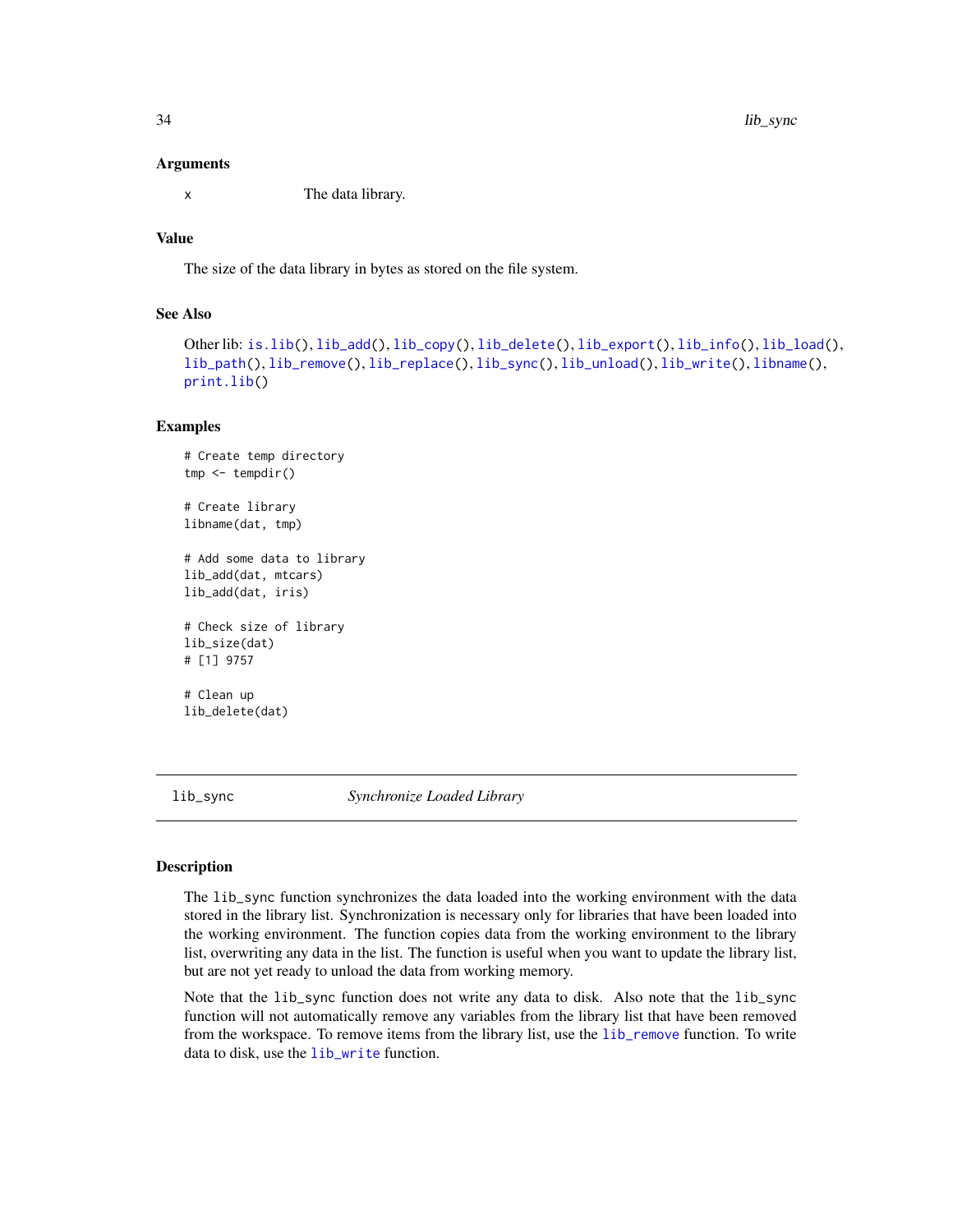### Arguments

x The data library.

### Value

The size of the data library in bytes as stored on the file system.

### See Also

Other lib: is.lib(), lib_add(), lib_copy(), lib_delete(), lib_export(), lib_info(), lib_load(), lib_path(), lib_remove(), lib_replace(), lib_sync(), lib_unload(), lib_write(), libname(), print.lib()

### Examples

```
# Create temp directory
tmp <- tempdir()

# Create library
libname(dat, tmp)

# Add some data to library
lib_add(dat, mtcars)
lib_add(dat, iris)

# Check size of library
lib_size(dat)
# [1] 9757

# Clean up
lib_delete(dat)
```

---

## lib_sync *Synchronize Loaded Library*

### Description

The lib_sync function synchronizes the data loaded into the working environment with the data stored in the library list. Synchronization is necessary only for libraries that have been loaded into the working environment. The function copies data from the working environment to the library list, overwriting any data in the list. The function is useful when you want to update the library list, but are not yet ready to unload the data from working memory.

Note that the lib_sync function does not write any data to disk. Also note that the lib_sync function will not automatically remove any variables from the library list that have been removed from the workspace. To remove items from the library list, use the lib_remove function. To write data to disk, use the lib_write function.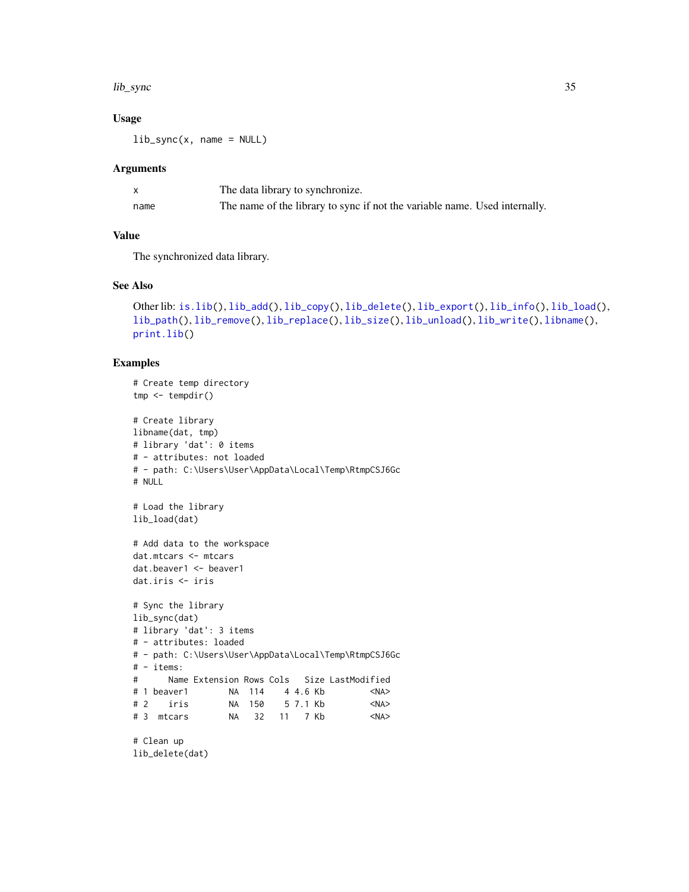### Usage

```
lib_sync(x, name = NULL)
```

### Arguments

| | |
|---|---|
| x | The data library to synchronize. |
| name | The name of the library to sync if not the variable name. Used internally. |

### Value

The synchronized data library.

### See Also

Other lib: is.lib(), lib_add(), lib_copy(), lib_delete(), lib_export(), lib_info(), lib_load(), lib_path(), lib_remove(), lib_replace(), lib_size(), lib_unload(), lib_write(), libname(), print.lib()

### Examples

```
# Create temp directory
tmp <- tempdir()

# Create library
libname(dat, tmp)
# library 'dat': 0 items
# - attributes: not loaded
# - path: C:\Users\User\AppData\Local\Temp\RtmpCSJ6Gc
# NULL

# Load the library
lib_load(dat)

# Add data to the workspace
dat.mtcars <- mtcars
dat.beaver1 <- beaver1
dat.iris <- iris

# Sync the library
lib_sync(dat)
# library 'dat': 3 items
# - attributes: loaded
# - path: C:\Users\User\AppData\Local\Temp\RtmpCSJ6Gc
# - items:
#      Name Extension Rows Cols   Size LastModified
# 1 beaver1        NA  114    4 4.6 Kb         <NA>
# 2    iris        NA  150    5 7.1 Kb         <NA>
# 3  mtcars        NA   32   11   7 Kb         <NA>

# Clean up
lib_delete(dat)
```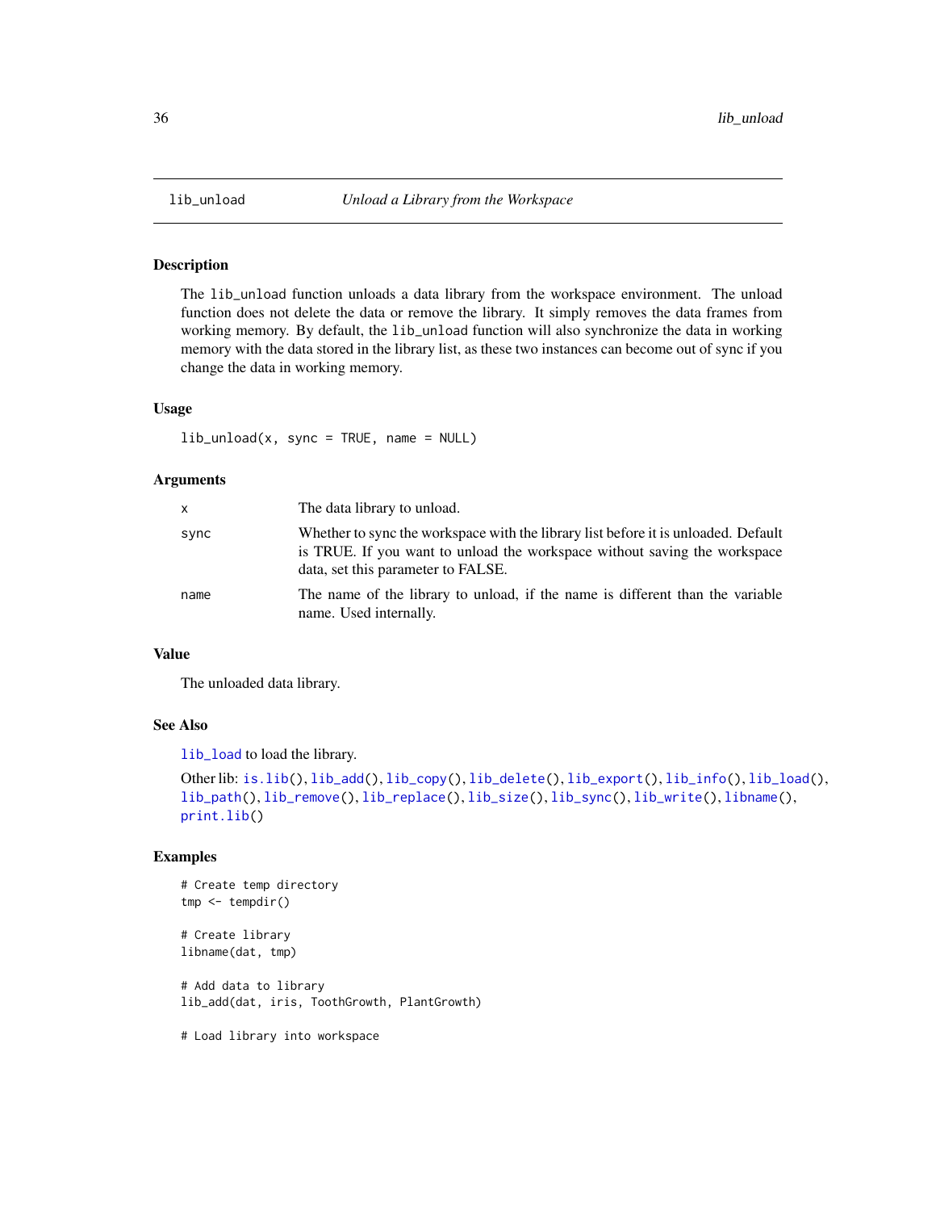# lib_unload — *Unload a Library from the Workspace*

## Description

The `lib_unload` function unloads a data library from the workspace environment. The unload function does not delete the data or remove the library. It simply removes the data frames from working memory. By default, the `lib_unload` function will also synchronize the data in working memory with the data stored in the library list, as these two instances can become out of sync if you change the data in working memory.

## Usage

```
lib_unload(x, sync = TRUE, name = NULL)
```

## Arguments

| | |
|---|---|
| `x` | The data library to unload. |
| `sync` | Whether to sync the workspace with the library list before it is unloaded. Default is TRUE. If you want to unload the workspace without saving the workspace data, set this parameter to FALSE. |
| `name` | The name of the library to unload, if the name is different than the variable name. Used internally. |

## Value

The unloaded data library.

## See Also

`lib_load` to load the library.

Other lib: `is.lib()`, `lib_add()`, `lib_copy()`, `lib_delete()`, `lib_export()`, `lib_info()`, `lib_load()`, `lib_path()`, `lib_remove()`, `lib_replace()`, `lib_size()`, `lib_sync()`, `lib_write()`, `libname()`, `print.lib()`

## Examples

```
# Create temp directory
tmp <- tempdir()

# Create library
libname(dat, tmp)

# Add data to library
lib_add(dat, iris, ToothGrowth, PlantGrowth)

# Load library into workspace
```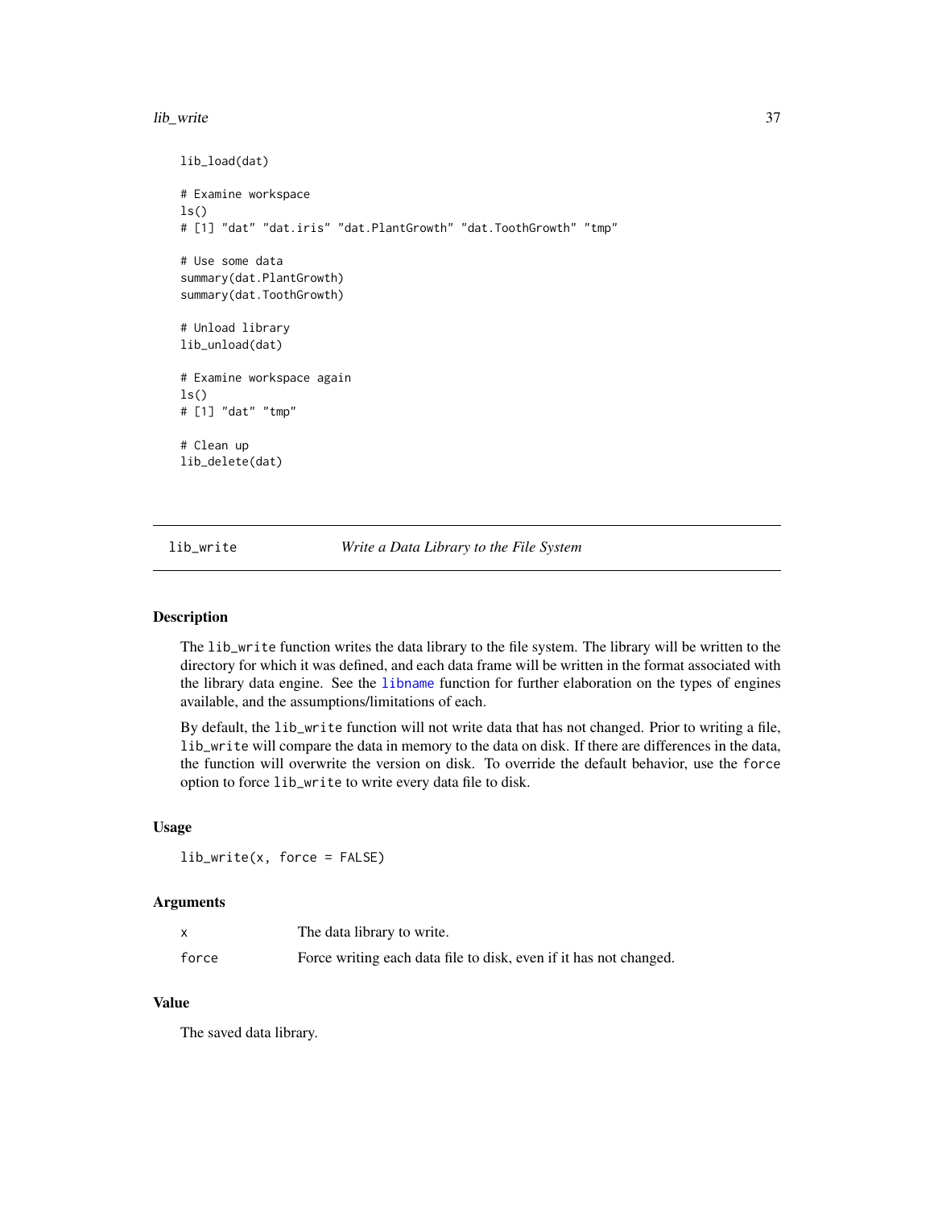```
lib_load(dat)

# Examine workspace
ls()
# [1] "dat" "dat.iris" "dat.PlantGrowth" "dat.ToothGrowth" "tmp"

# Use some data
summary(dat.PlantGrowth)
summary(dat.ToothGrowth)

# Unload library
lib_unload(dat)

# Examine workspace again
ls()
# [1] "dat" "tmp"

# Clean up
lib_delete(dat)
```

---

## lib_write — *Write a Data Library to the File System*

### Description

The `lib_write` function writes the data library to the file system. The library will be written to the directory for which it was defined, and each data frame will be written in the format associated with the library data engine. See the `libname` function for further elaboration on the types of engines available, and the assumptions/limitations of each.

By default, the `lib_write` function will not write data that has not changed. Prior to writing a file, `lib_write` will compare the data in memory to the data on disk. If there are differences in the data, the function will overwrite the version on disk. To override the default behavior, use the `force` option to force `lib_write` to write every data file to disk.

### Usage

```
lib_write(x, force = FALSE)
```

### Arguments

| | |
|---|---|
| `x` | The data library to write. |
| `force` | Force writing each data file to disk, even if it has not changed. |

### Value

The saved data library.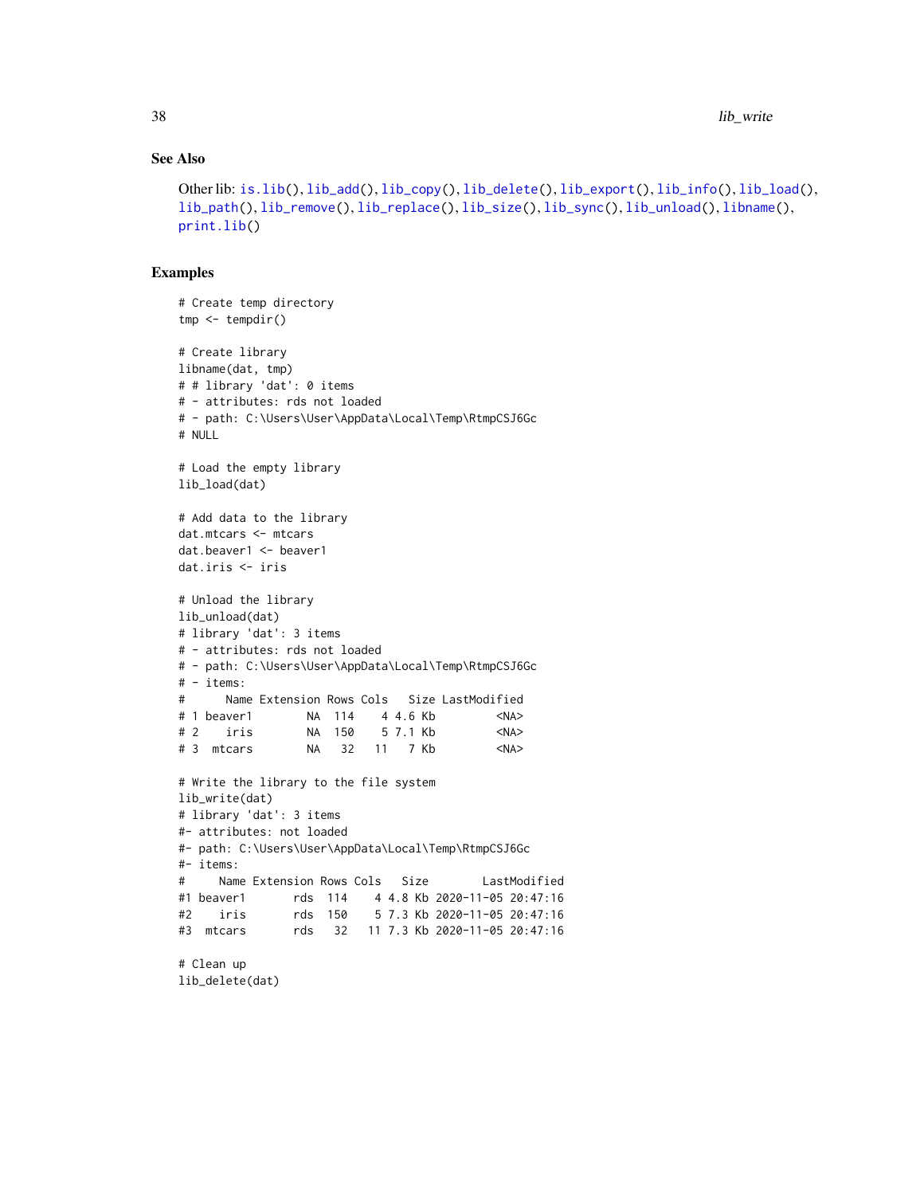## See Also

Other lib: is.lib(), lib_add(), lib_copy(), lib_delete(), lib_export(), lib_info(), lib_load(), lib_path(), lib_remove(), lib_replace(), lib_size(), lib_sync(), lib_unload(), libname(), print.lib()

## Examples

```
# Create temp directory
tmp <- tempdir()

# Create library
libname(dat, tmp)
# # library 'dat': 0 items
# - attributes: rds not loaded
# - path: C:\Users\User\AppData\Local\Temp\RtmpCSJ6Gc
# NULL

# Load the empty library
lib_load(dat)

# Add data to the library
dat.mtcars <- mtcars
dat.beaver1 <- beaver1
dat.iris <- iris

# Unload the library
lib_unload(dat)
# library 'dat': 3 items
# - attributes: rds not loaded
# - path: C:\Users\User\AppData\Local\Temp\RtmpCSJ6Gc
# - items:
#      Name Extension Rows Cols   Size LastModified
# 1 beaver1        NA  114    4 4.6 Kb         <NA>
# 2    iris        NA  150    5 7.1 Kb         <NA>
# 3  mtcars        NA   32   11   7 Kb         <NA>

# Write the library to the file system
lib_write(dat)
# library 'dat': 3 items
#- attributes: not loaded
#- path: C:\Users\User\AppData\Local\Temp\RtmpCSJ6Gc
#- items:
#     Name Extension Rows Cols   Size        LastModified
#1 beaver1       rds  114    4 4.8 Kb 2020-11-05 20:47:16
#2    iris       rds  150    5 7.3 Kb 2020-11-05 20:47:16
#3  mtcars       rds   32   11 7.3 Kb 2020-11-05 20:47:16

# Clean up
lib_delete(dat)
```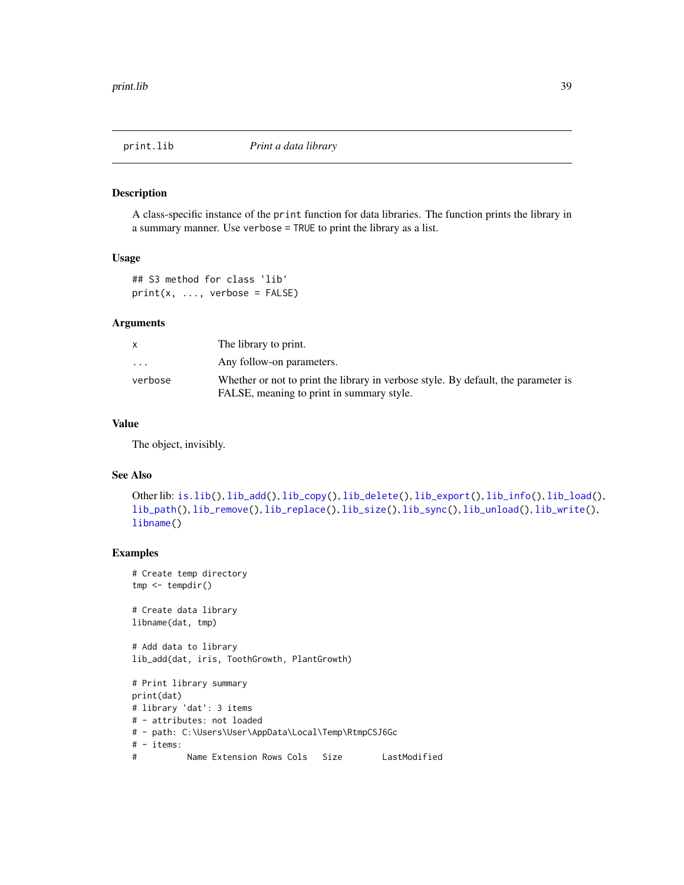## print.lib — *Print a data library*

### Description

A class-specific instance of the `print` function for data libraries. The function prints the library in a summary manner. Use `verbose = TRUE` to print the library as a list.

### Usage

```
## S3 method for class 'lib'
print(x, ..., verbose = FALSE)
```

### Arguments

| | |
|---|---|
| `x` | The library to print. |
| `...` | Any follow-on parameters. |
| `verbose` | Whether or not to print the library in verbose style. By default, the parameter is FALSE, meaning to print in summary style. |

### Value

The object, invisibly.

### See Also

Other lib: `is.lib()`, `lib_add()`, `lib_copy()`, `lib_delete()`, `lib_export()`, `lib_info()`, `lib_load()`, `lib_path()`, `lib_remove()`, `lib_replace()`, `lib_size()`, `lib_sync()`, `lib_unload()`, `lib_write()`, `libname()`

### Examples

```
# Create temp directory
tmp <- tempdir()

# Create data library
libname(dat, tmp)

# Add data to library
lib_add(dat, iris, ToothGrowth, PlantGrowth)

# Print library summary
print(dat)
# library 'dat': 3 items
# - attributes: not loaded
# - path: C:\Users\User\AppData\Local\Temp\RtmpCSJ6Gc
# - items:
#          Name Extension Rows Cols   Size        LastModified
```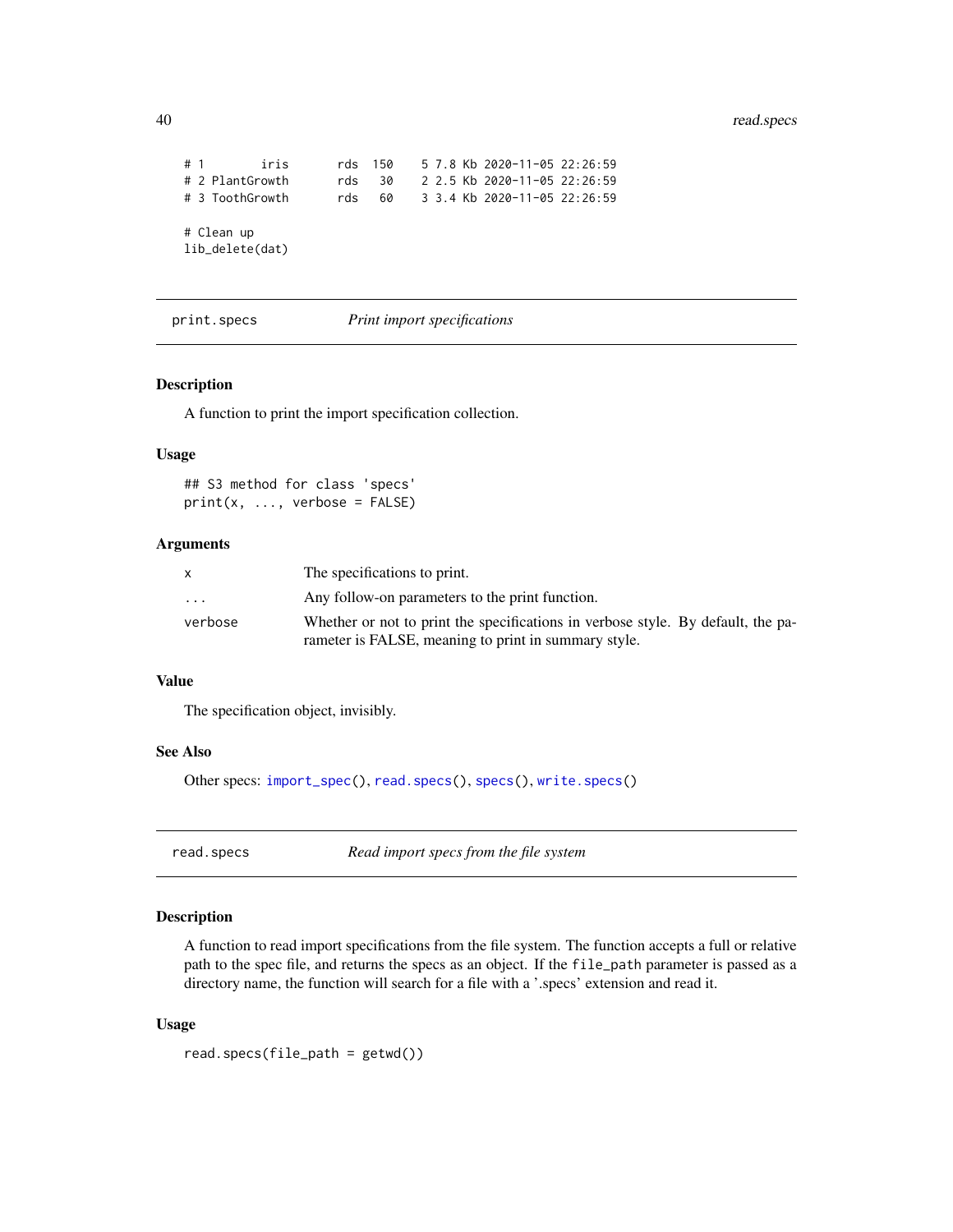```
# 1        iris       rds  150    5 7.8 Kb 2020-11-05 22:26:59
# 2 PlantGrowth       rds   30    2 2.5 Kb 2020-11-05 22:26:59
# 3 ToothGrowth       rds   60    3 3.4 Kb 2020-11-05 22:26:59

# Clean up
lib_delete(dat)
```

## print.specs — *Print import specifications*

### Description

A function to print the import specification collection.

### Usage

```
## S3 method for class 'specs'
print(x, ..., verbose = FALSE)
```

### Arguments

| | |
|---|---|
| `x` | The specifications to print. |
| `...` | Any follow-on parameters to the print function. |
| `verbose` | Whether or not to print the specifications in verbose style. By default, the parameter is FALSE, meaning to print in summary style. |

### Value

The specification object, invisibly.

### See Also

Other specs: `import_spec()`, `read.specs()`, `specs()`, `write.specs()`

## read.specs — *Read import specs from the file system*

### Description

A function to read import specifications from the file system. The function accepts a full or relative path to the spec file, and returns the specs as an object. If the `file_path` parameter is passed as a directory name, the function will search for a file with a '.specs' extension and read it.

### Usage

```
read.specs(file_path = getwd())
```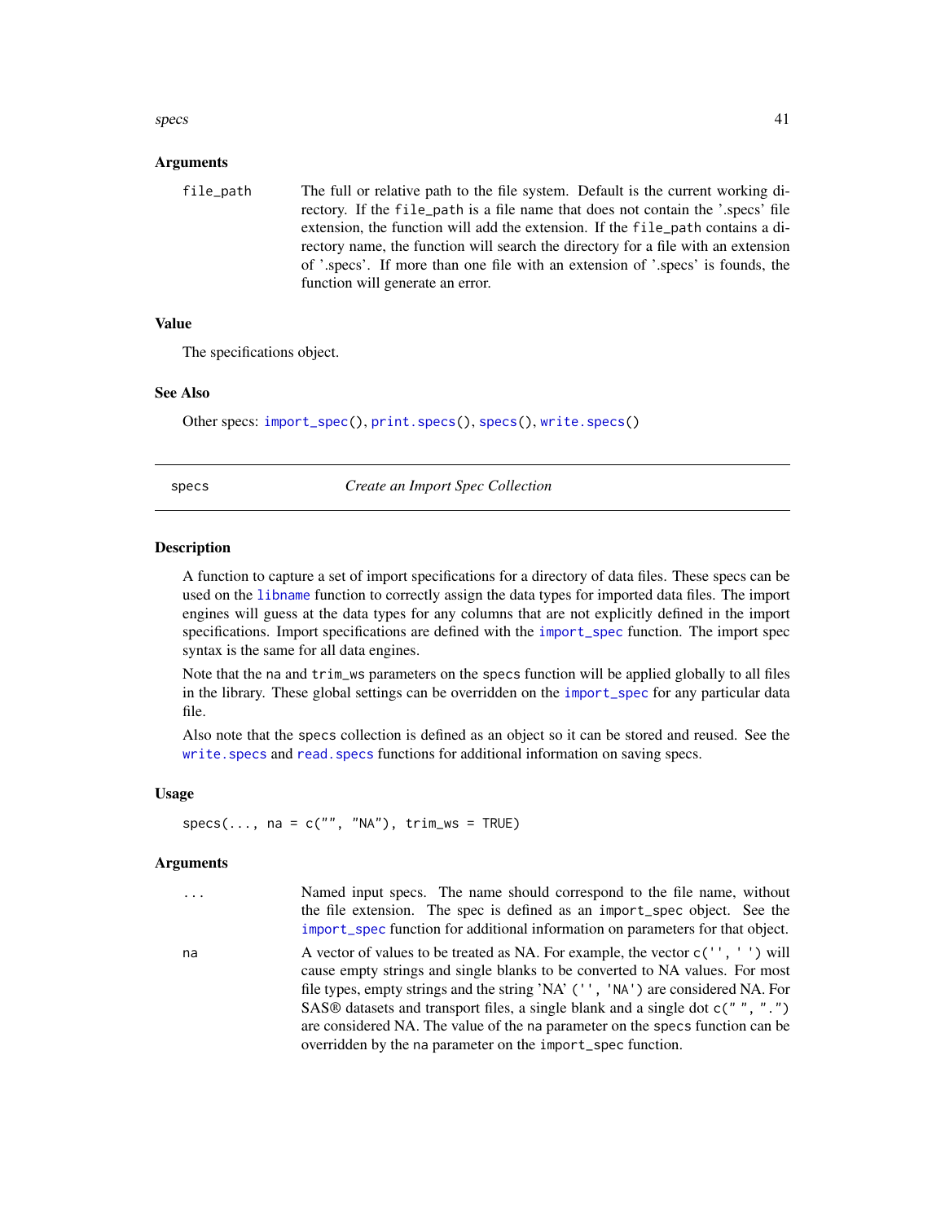### Arguments

**file_path** The full or relative path to the file system. Default is the current working directory. If the `file_path` is a file name that does not contain the '.specs' file extension, the function will add the extension. If the `file_path` contains a directory name, the function will search the directory for a file with an extension of '.specs'. If more than one file with an extension of '.specs' is founds, the function will generate an error.

### Value

The specifications object.

### See Also

Other specs: `import_spec()`, `print.specs()`, `specs()`, `write.specs()`

---

## specs *Create an Import Spec Collection*

---

### Description

A function to capture a set of import specifications for a directory of data files. These specs can be used on the `libname` function to correctly assign the data types for imported data files. The import engines will guess at the data types for any columns that are not explicitly defined in the import specifications. Import specifications are defined with the `import_spec` function. The import spec syntax is the same for all data engines.

Note that the `na` and `trim_ws` parameters on the `specs` function will be applied globally to all files in the library. These global settings can be overridden on the `import_spec` for any particular data file.

Also note that the `specs` collection is defined as an object so it can be stored and reused. See the `write.specs` and `read.specs` functions for additional information on saving specs.

### Usage

```
specs(..., na = c("", "NA"), trim_ws = TRUE)
```

### Arguments

**...** Named input specs. The name should correspond to the file name, without the file extension. The spec is defined as an `import_spec` object. See the `import_spec` function for additional information on parameters for that object.

**na** A vector of values to be treated as NA. For example, the vector `c('', ' ')` will cause empty strings and single blanks to be converted to NA values. For most file types, empty strings and the string 'NA' (`'', 'NA'`) are considered NA. For SAS® datasets and transport files, a single blank and a single dot `c(" ", ".")` are considered NA. The value of the `na` parameter on the `specs` function can be overridden by the `na` parameter on the `import_spec` function.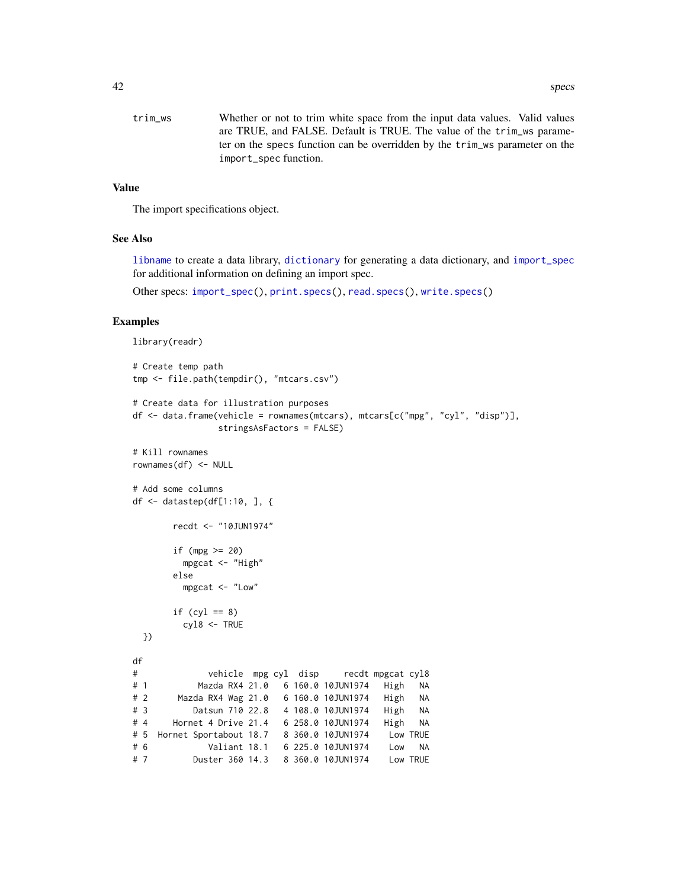trim_ws Whether or not to trim white space from the input data values. Valid values are TRUE, and FALSE. Default is TRUE. The value of the `trim_ws` parameter on the `specs` function can be overridden by the `trim_ws` parameter on the `import_spec` function.

## Value

The import specifications object.

## See Also

`libname` to create a data library, `dictionary` for generating a data dictionary, and `import_spec` for additional information on defining an import spec.

Other specs: `import_spec()`, `print.specs()`, `read.specs()`, `write.specs()`

## Examples

```
library(readr)

# Create temp path
tmp <- file.path(tempdir(), "mtcars.csv")

# Create data for illustration purposes
df <- data.frame(vehicle = rownames(mtcars), mtcars[c("mpg", "cyl", "disp")],
                 stringsAsFactors = FALSE)

# Kill rownames
rownames(df) <- NULL

# Add some columns
df <- datastep(df[1:10, ], {

        recdt <- "10JUN1974"

        if (mpg >= 20)
          mpgcat <- "High"
        else
          mpgcat <- "Low"

        if (cyl == 8)
          cyl8 <- TRUE
  })

df
#              vehicle  mpg cyl  disp     recdt mpgcat cyl8
# 1          Mazda RX4 21.0   6 160.0 10JUN1974   High   NA
# 2      Mazda RX4 Wag 21.0   6 160.0 10JUN1974   High   NA
# 3         Datsun 710 22.8   4 108.0 10JUN1974   High   NA
# 4     Hornet 4 Drive 21.4   6 258.0 10JUN1974   High   NA
# 5  Hornet Sportabout 18.7   8 360.0 10JUN1974    Low TRUE
# 6            Valiant 18.1   6 225.0 10JUN1974    Low   NA
# 7         Duster 360 14.3   8 360.0 10JUN1974    Low TRUE
```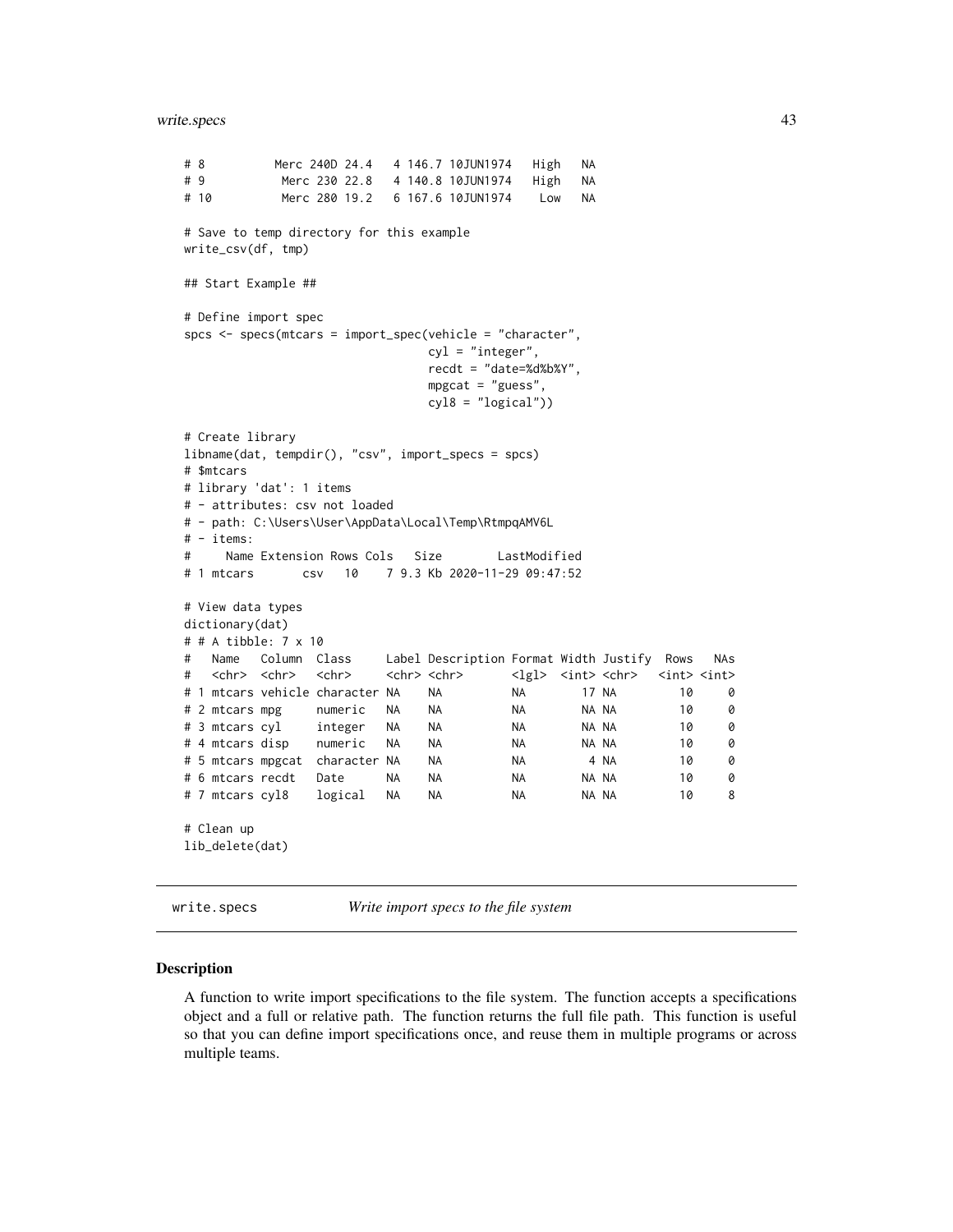```
# 8        Merc 240D 24.4   4 146.7 10JUN1974   High   NA
# 9         Merc 230 22.8   4 140.8 10JUN1974   High   NA
# 10        Merc 280 19.2   6 167.6 10JUN1974    Low   NA

# Save to temp directory for this example
write_csv(df, tmp)

## Start Example ##

# Define import spec
spcs <- specs(mtcars = import_spec(vehicle = "character",
                                   cyl = "integer",
                                   recdt = "date=%d%b%Y",
                                   mpgcat = "guess",
                                   cyl8 = "logical"))

# Create library
libname(dat, tempdir(), "csv", import_specs = spcs)
# $mtcars
# library 'dat': 1 items
# - attributes: csv not loaded
# - path: C:\Users\User\AppData\Local\Temp\RtmpqAMV6L
# - items:
#     Name Extension Rows Cols   Size        LastModified
# 1 mtcars       csv   10    7 9.3 Kb 2020-11-29 09:47:52

# View data types
dictionary(dat)
# # A tibble: 7 x 10
#   Name   Column  Class     Label Description Format Width Justify  Rows   NAs
#   <chr>  <chr>   <chr>     <chr> <chr>       <lgl>  <int> <chr>   <int> <int>
# 1 mtcars vehicle character NA    NA          NA        17 NA         10     0
# 2 mtcars mpg     numeric   NA    NA          NA        NA NA         10     0
# 3 mtcars cyl     integer   NA    NA          NA        NA NA         10     0
# 4 mtcars disp    numeric   NA    NA          NA        NA NA         10     0
# 5 mtcars mpgcat  character NA    NA          NA         4 NA         10     0
# 6 mtcars recdt   Date      NA    NA          NA        NA NA         10     0
# 7 mtcars cyl8    logical   NA    NA          NA        NA NA         10     8

# Clean up
lib_delete(dat)
```

---

`write.specs` *Write import specs to the file system*

---

### Description

A function to write import specifications to the file system. The function accepts a specifications object and a full or relative path. The function returns the full file path. This function is useful so that you can define import specifications once, and reuse them in multiple programs or across multiple teams.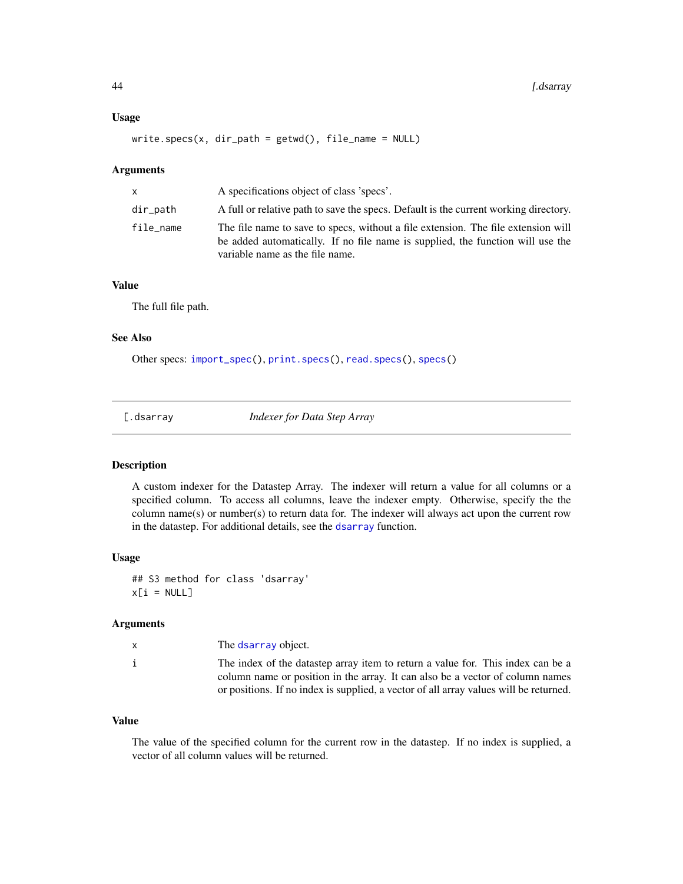### Usage

```
write.specs(x, dir_path = getwd(), file_name = NULL)
```

### Arguments

| | |
|---|---|
| x | A specifications object of class 'specs'. |
| dir_path | A full or relative path to save the specs. Default is the current working directory. |
| file_name | The file name to save to specs, without a file extension. The file extension will be added automatically. If no file name is supplied, the function will use the variable name as the file name. |

### Value

The full file path.

### See Also

Other specs: `import_spec()`, `print.specs()`, `read.specs()`, `specs()`

---

## [.dsarray — *Indexer for Data Step Array*

### Description

A custom indexer for the Datastep Array. The indexer will return a value for all columns or a specified column. To access all columns, leave the indexer empty. Otherwise, specify the the column name(s) or number(s) to return data for. The indexer will always act upon the current row in the datastep. For additional details, see the `dsarray` function.

### Usage

```
## S3 method for class 'dsarray'
x[i = NULL]
```

### Arguments

| | |
|---|---|
| x | The `dsarray` object. |
| i | The index of the datastep array item to return a value for. This index can be a column name or position in the array. It can also be a vector of column names or positions. If no index is supplied, a vector of all array values will be returned. |

### Value

The value of the specified column for the current row in the datastep. If no index is supplied, a vector of all column values will be returned.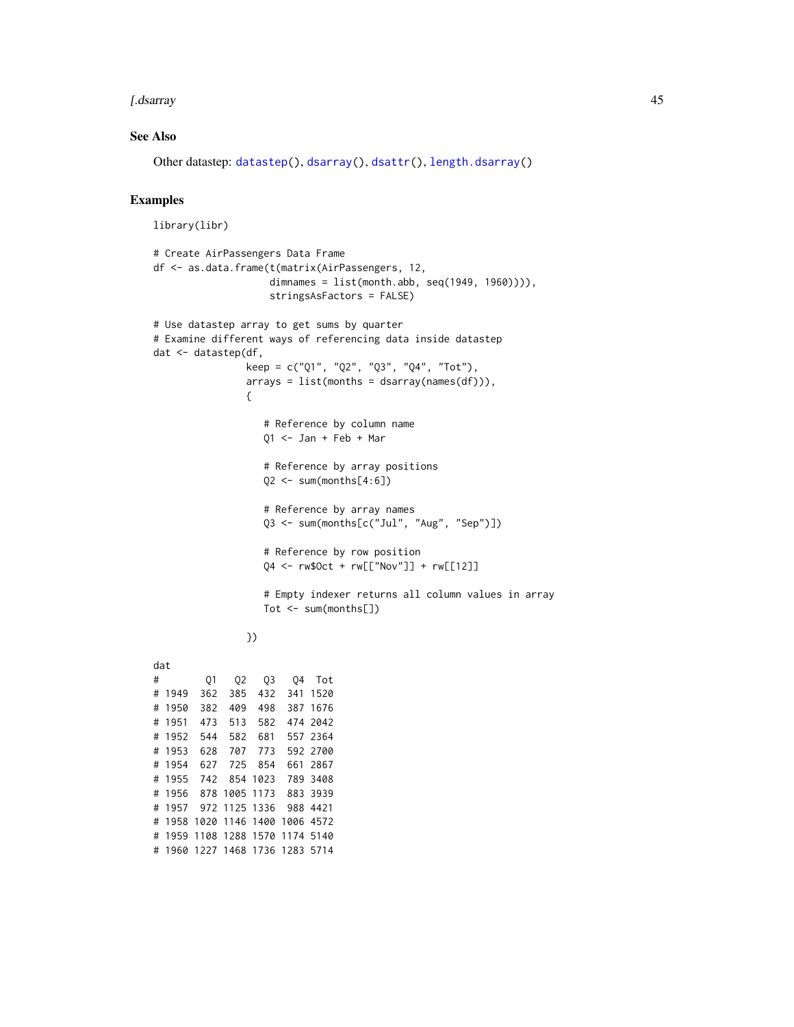## See Also

Other datastep: datastep(), dsarray(), dsattr(), length.dsarray()

## Examples

```
library(libr)

# Create AirPassengers Data Frame
df <- as.data.frame(t(matrix(AirPassengers, 12,
                    dimnames = list(month.abb, seq(1949, 1960)))),
                    stringsAsFactors = FALSE)

# Use datastep array to get sums by quarter
# Examine different ways of referencing data inside datastep
dat <- datastep(df,
                keep = c("Q1", "Q2", "Q3", "Q4", "Tot"),
                arrays = list(months = dsarray(names(df))),
                {

                   # Reference by column name
                   Q1 <- Jan + Feb + Mar

                   # Reference by array positions
                   Q2 <- sum(months[4:6])

                   # Reference by array names
                   Q3 <- sum(months[c("Jul", "Aug", "Sep")])

                   # Reference by row position
                   Q4 <- rw$Oct + rw[["Nov"]] + rw[[12]]

                   # Empty indexer returns all column values in array
                   Tot <- sum(months[])

                })

dat
#        Q1   Q2   Q3   Q4  Tot
# 1949  362  385  432  341 1520
# 1950  382  409  498  387 1676
# 1951  473  513  582  474 2042
# 1952  544  582  681  557 2364
# 1953  628  707  773  592 2700
# 1954  627  725  854  661 2867
# 1955  742  854 1023  789 3408
# 1956  878 1005 1173  883 3939
# 1957  972 1125 1336  988 4421
# 1958 1020 1146 1400 1006 4572
# 1959 1108 1288 1570 1174 5140
# 1960 1227 1468 1736 1283 5714
```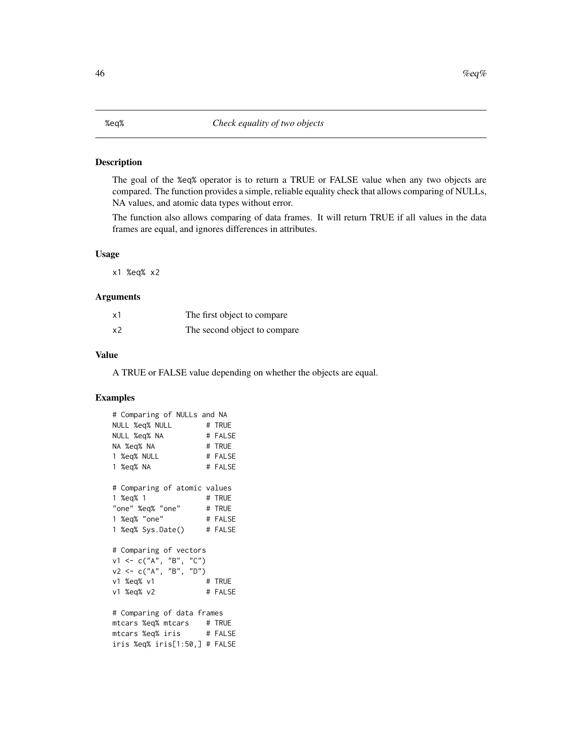## %eq% *Check equality of two objects*

### Description

The goal of the %eq% operator is to return a TRUE or FALSE value when any two objects are compared. The function provides a simple, reliable equality check that allows comparing of NULLs, NA values, and atomic data types without error.

The function also allows comparing of data frames. It will return TRUE if all values in the data frames are equal, and ignores differences in attributes.

### Usage

```
x1 %eq% x2
```

### Arguments

| | |
|---|---|
| x1 | The first object to compare |
| x2 | The second object to compare |

### Value

A TRUE or FALSE value depending on whether the objects are equal.

### Examples

```
# Comparing of NULLs and NA
NULL %eq% NULL        # TRUE
NULL %eq% NA          # FALSE
NA %eq% NA            # TRUE
1 %eq% NULL           # FALSE
1 %eq% NA             # FALSE

# Comparing of atomic values
1 %eq% 1              # TRUE
"one" %eq% "one"      # TRUE
1 %eq% "one"          # FALSE
1 %eq% Sys.Date()     # FALSE

# Comparing of vectors
v1 <- c("A", "B", "C")
v2 <- c("A", "B", "D")
v1 %eq% v1            # TRUE
v1 %eq% v2            # FALSE

# Comparing of data frames
mtcars %eq% mtcars    # TRUE
mtcars %eq% iris      # FALSE
iris %eq% iris[1:50,] # FALSE
```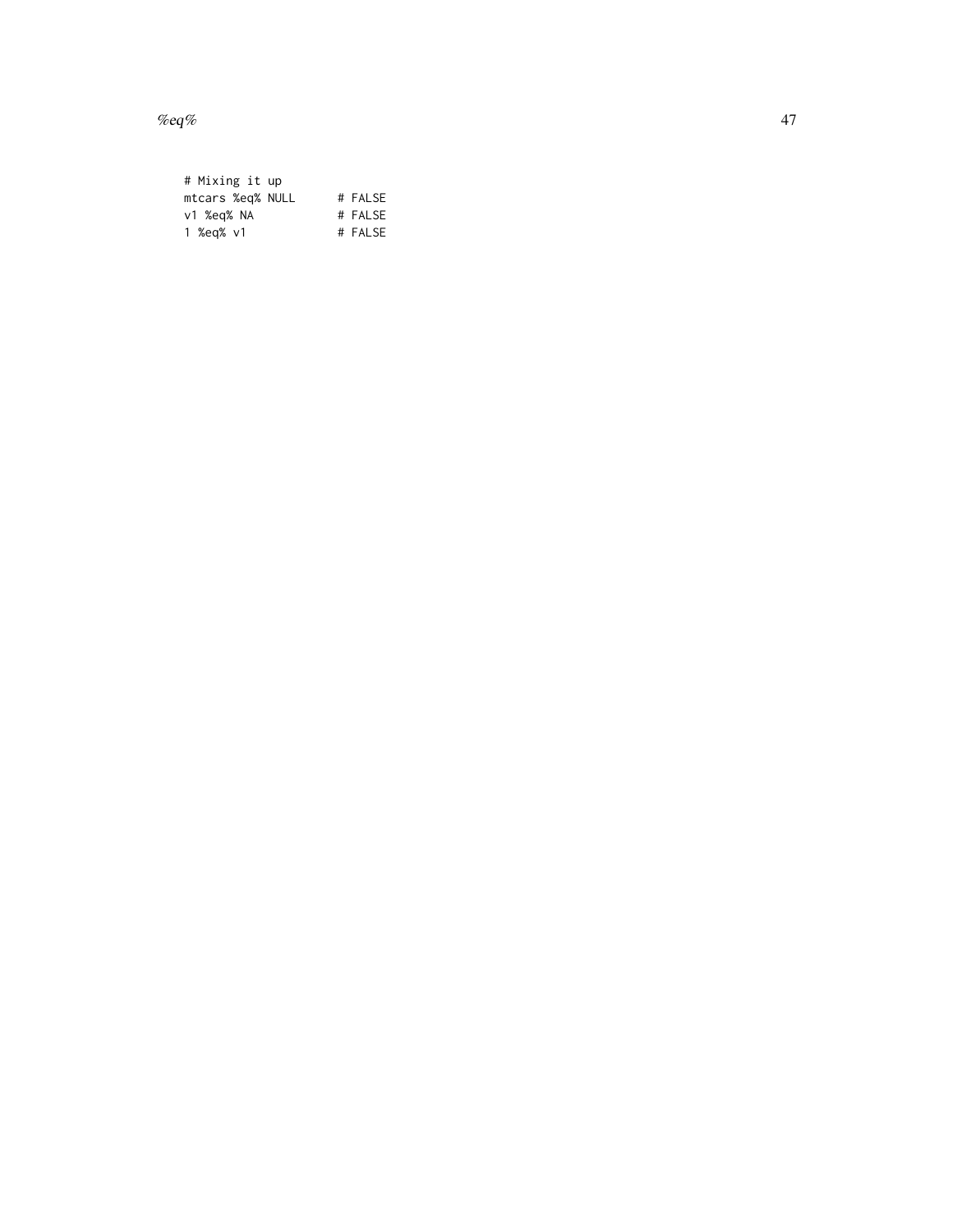```
# Mixing it up
mtcars %eq% NULL      # FALSE
v1 %eq% NA            # FALSE
1 %eq% v1             # FALSE
```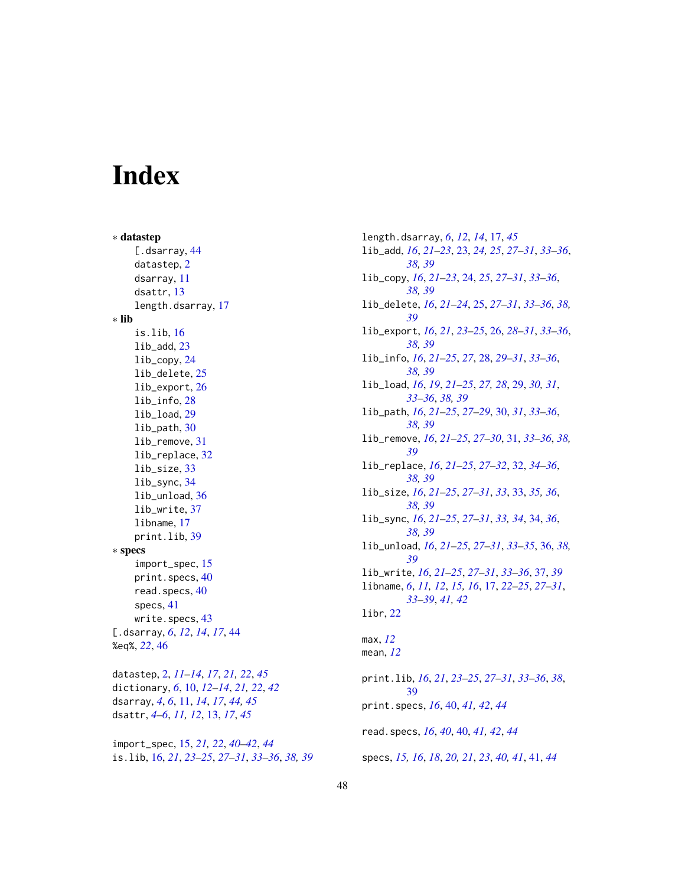# Index

∗ **datastep**
  [.dsarray, 44
  datastep, 2
  dsarray, 11
  dsattr, 13
  length.dsarray, 17

∗ **lib**
  is.lib, 16
  lib_add, 23
  lib_copy, 24
  lib_delete, 25
  lib_export, 26
  lib_info, 28
  lib_load, 29
  lib_path, 30
  lib_remove, 31
  lib_replace, 32
  lib_size, 33
  lib_sync, 34
  lib_unload, 36
  lib_write, 37
  libname, 17
  print.lib, 39

∗ **specs**
  import_spec, 15
  print.specs, 40
  read.specs, 40
  specs, 41
  write.specs, 43

[.dsarray, *6*, *12*, *14*, *17*, 44
%eq%, *22*, 46

datastep, 2, *11–14*, *17*, *21, 22*, *45*
dictionary, *6*, 10, *12–14*, *21, 22*, *42*
dsarray, *4*, *6*, 11, *14*, *17*, *44, 45*
dsattr, *4–6*, *11, 12*, 13, *17*, *45*

import_spec, 15, *21, 22*, *40–42*, *44*
is.lib, 16, *21*, *23–25*, *27–31*, *33–36*, *38, 39*

length.dsarray, *6*, *12*, *14*, 17, *45*
lib_add, *16*, *21–23*, 23, *24, 25*, *27–31*, *33–36*, *38, 39*
lib_copy, *16*, *21–23*, 24, *25*, *27–31*, *33–36*, *38, 39*
lib_delete, *16*, *21–24*, 25, *27–31*, *33–36*, *38, 39*
lib_export, *16*, *21*, *23–25*, 26, *28–31*, *33–36*, *38, 39*
lib_info, *16*, *21–25*, *27*, 28, *29–31*, *33–36*, *38, 39*
lib_load, *16*, *19*, *21–25*, *27, 28*, 29, *30, 31*, *33–36*, *38, 39*
lib_path, *16*, *21–25*, *27–29*, 30, *31*, *33–36*, *38, 39*
lib_remove, *16*, *21–25*, *27–30*, 31, *33–36*, *38, 39*
lib_replace, *16*, *21–25*, *27–32*, 32, *34–36*, *38, 39*
lib_size, *16*, *21–25*, *27–31*, *33*, 33, *35, 36*, *38, 39*
lib_sync, *16*, *21–25*, *27–31*, *33, 34*, 34, *36*, *38, 39*
lib_unload, *16*, *21–25*, *27–31*, *33–35*, 36, *38, 39*
lib_write, *16*, *21–25*, *27–31*, *33–36*, 37, *39*
libname, *6*, *11, 12*, *15, 16*, 17, *22–25*, *27–31*, *33–39*, *41, 42*
libr, 22

max, *12*
mean, *12*

print.lib, *16*, *21*, *23–25*, *27–31*, *33–36*, *38*, 39
print.specs, *16*, 40, *41, 42*, *44*

read.specs, *16*, *40*, 40, *41, 42*, *44*

specs, *15, 16*, *18*, *20, 21*, *23*, *40, 41*, 41, *44*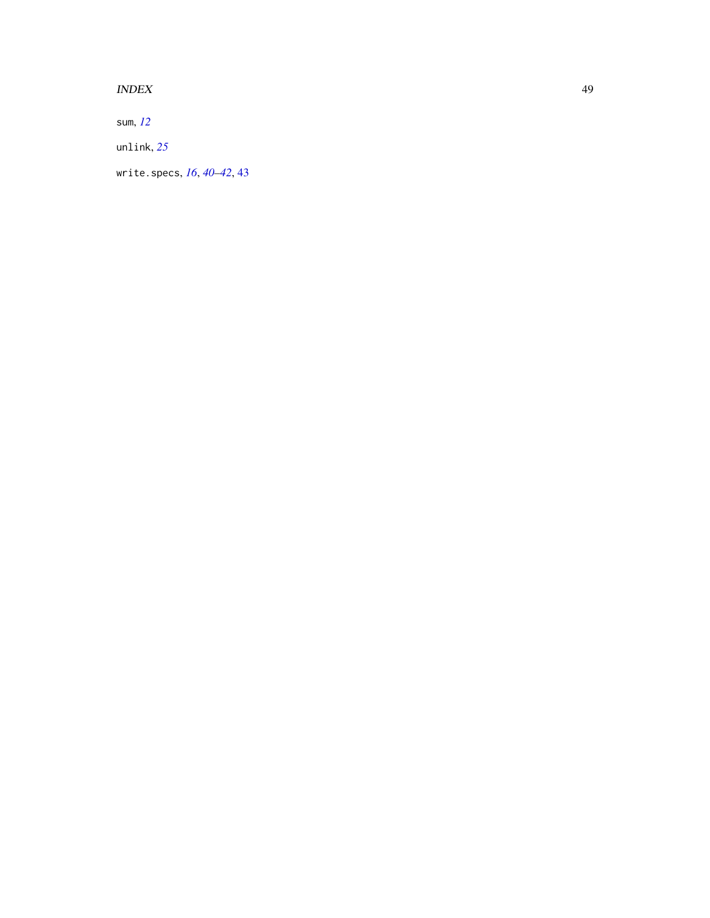`sum`, *12*

`unlink`, *25*

`write.specs`, *16*, *40–42*, 43